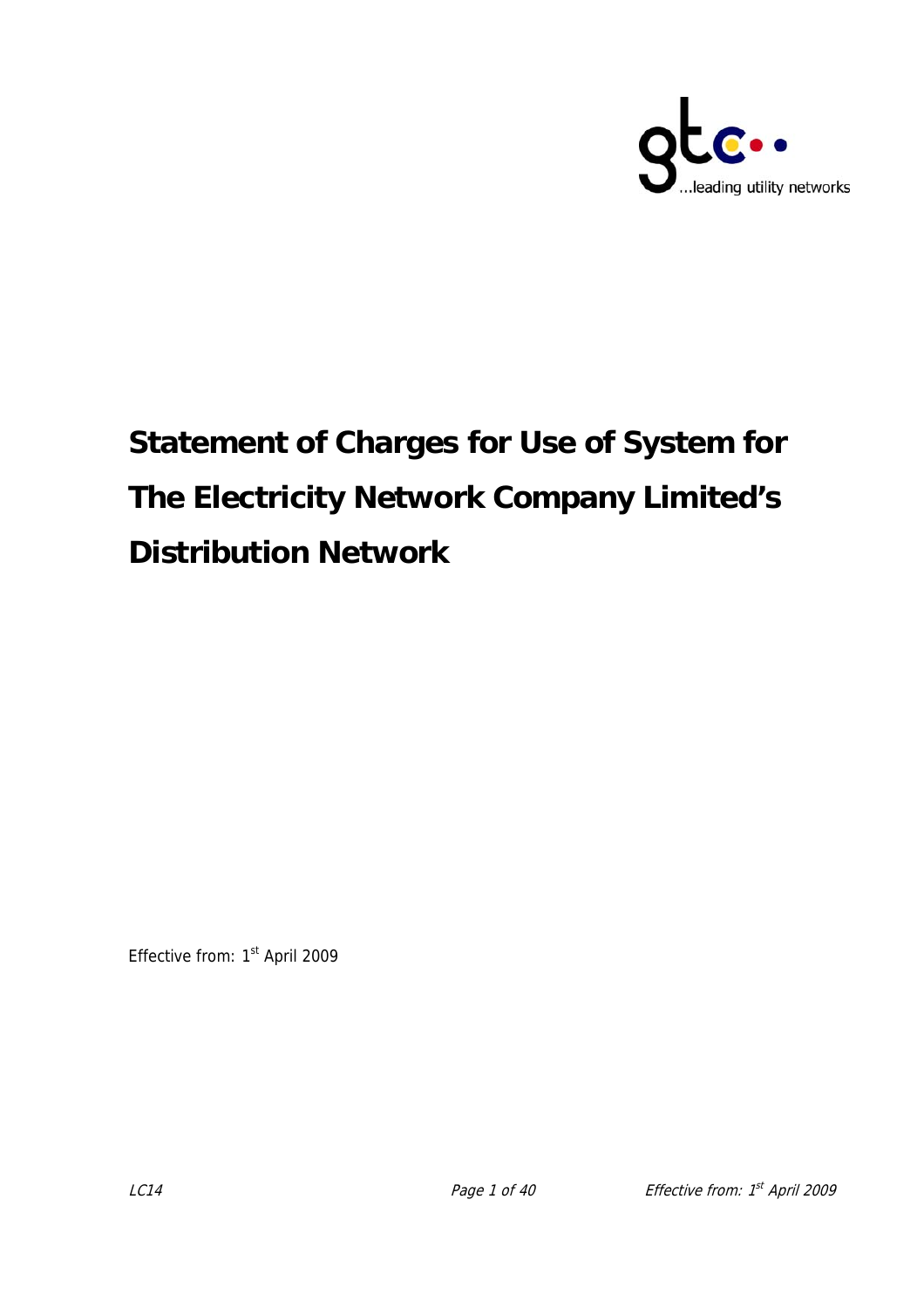# Statement of Charges for Use of System for The Electricity Network Company Limited's Distribution Network

Effective from: 1st April 2009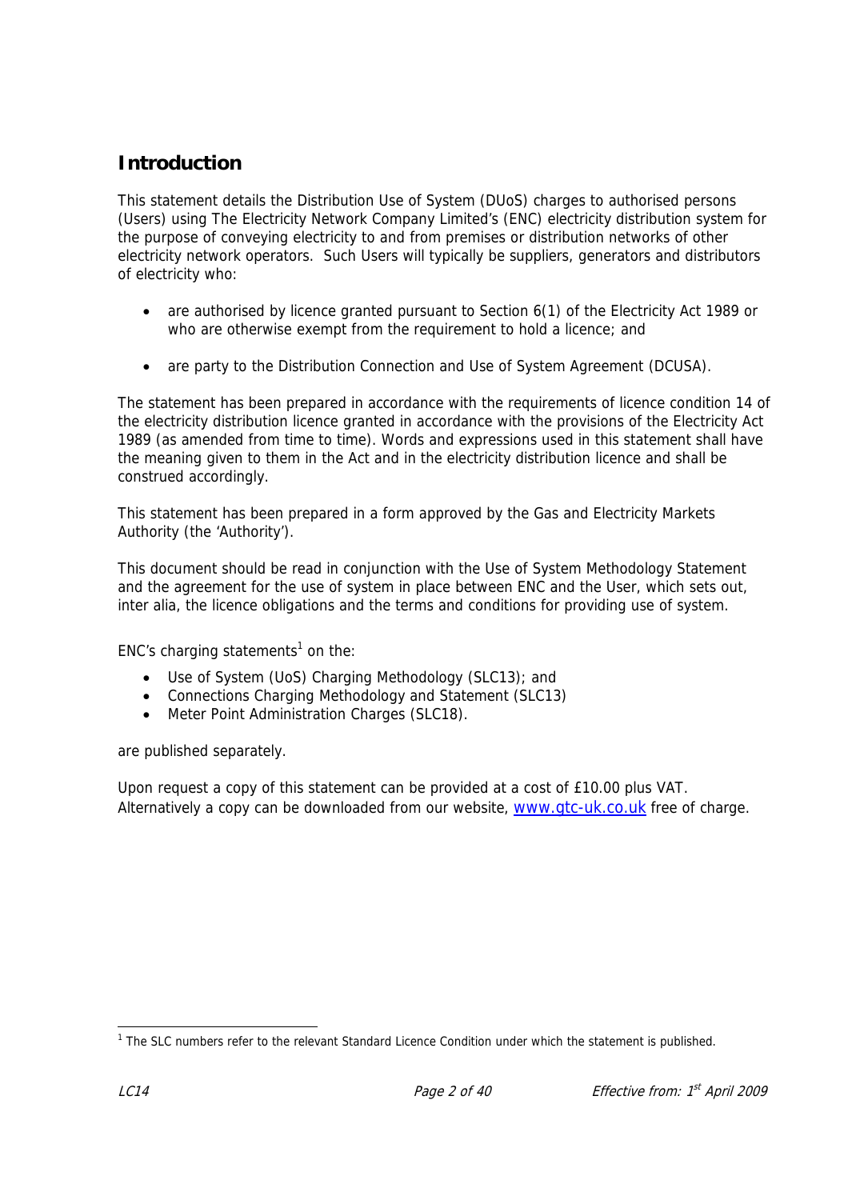## Introduction

This statement details the Distribution Use of System (DUoS) charges to authorised persons (Users) using The Electricity Network Company Limited's (ENC) electricity distribution system for the purpose of conveying electricity to and from premises or distribution networks of other electricity network operators. Such Users will typically be suppliers, generators and distributors of electricity who:

- are authorised by licence granted pursuant to Section 6(1) of the Electricity Act 1989 or who are otherwise exempt from the requirement to hold a licence; and
- are party to the Distribution Connection and Use of System Agreement (DCUSA).

The statement has been prepared in accordance with the requirements of licence condition 14 of the electricity distribution licence granted in accordance with the provisions of the Electricity Act 1989 (as amended from time to time). Words and expressions used in this statement shall have the meaning given to them in the Act and in the electricity distribution licence and shall be construed accordingly.

This statement has been prepared in a form approved by the Gas and Electricity Markets Authority (the 'Authority').

This document should be read in conjunction with the Use of System Methodology Statement and the agreement for the use of system in place between ENC and the User, which sets out, inter alia, the licence obligations and the terms and conditions for providing use of system.

ENC's charging statements[1] on the:

- Use of System (UoS) Charging Methodology (SLC13); and
- Connections Charging Methodology and Statement (SLC13)
- Meter Point Administration Charges (SLC18).

are published separately.

Upon request a copy of this statement can be provided at a cost of £10.00 plus VAT. Alternatively a copy can be downloaded from our website, [www.gtc-uk.co.uk](http://www.gtc-uk.co.uk) free of charge.

[1] The SLC numbers refer to the relevant Standard Licence Condition under which the statement is published.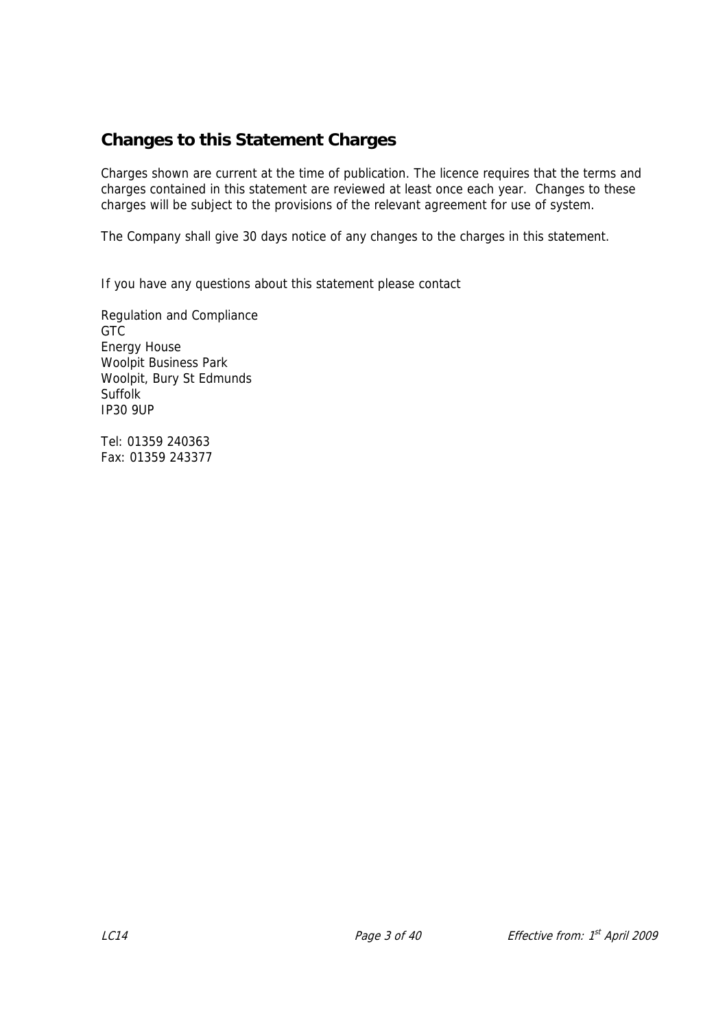## Changes to this Statement Charges

Charges shown are current at the time of publication. The licence requires that the terms and charges contained in this statement are reviewed at least once each year. Changes to these charges will be subject to the provisions of the relevant agreement for use of system.

The Company shall give 30 days notice of any changes to the charges in this statement.

If you have any questions about this statement please contact

Regulation and Compliance
GTC
Energy House
Woolpit Business Park
Woolpit, Bury St Edmunds
Suffolk
IP30 9UP

Tel: 01359 240363
Fax: 01359 243377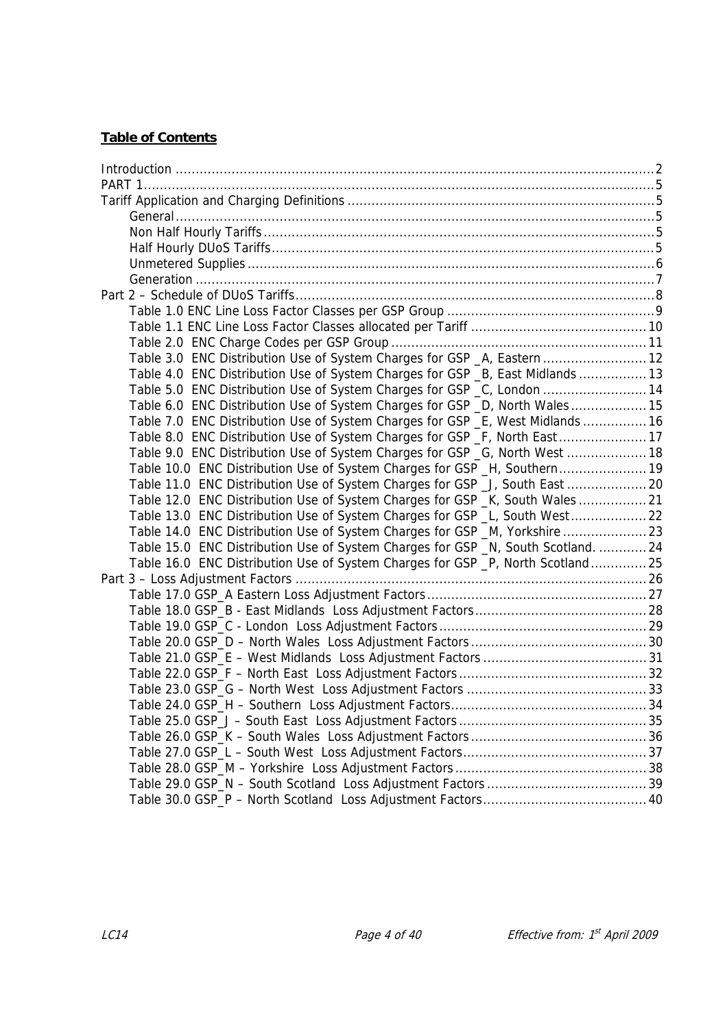**Table of Contents**

Introduction .......... 2
PART 1 .......... 5
Tariff Application and Charging Definitions .......... 5
- General .......... 5
- Non Half Hourly Tariffs .......... 5
- Half Hourly DUoS Tariffs .......... 5
- Unmetered Supplies .......... 6
- Generation .......... 7

Part 2 – Schedule of DUoS Tariffs .......... 8
- Table 1.0 ENC Line Loss Factor Classes per GSP Group .......... 9
- Table 1.1 ENC Line Loss Factor Classes allocated per Tariff .......... 10
- Table 2.0 ENC Charge Codes per GSP Group .......... 11
- Table 3.0 ENC Distribution Use of System Charges for GSP _A, Eastern .......... 12
- Table 4.0 ENC Distribution Use of System Charges for GSP _B, East Midlands .......... 13
- Table 5.0 ENC Distribution Use of System Charges for GSP _C, London .......... 14
- Table 6.0 ENC Distribution Use of System Charges for GSP _D, North Wales .......... 15
- Table 7.0 ENC Distribution Use of System Charges for GSP _E, West Midlands .......... 16
- Table 8.0 ENC Distribution Use of System Charges for GSP _F, North East .......... 17
- Table 9.0 ENC Distribution Use of System Charges for GSP _G, North West .......... 18
- Table 10.0 ENC Distribution Use of System Charges for GSP _H, Southern .......... 19
- Table 11.0 ENC Distribution Use of System Charges for GSP _J, South East .......... 20
- Table 12.0 ENC Distribution Use of System Charges for GSP _K, South Wales .......... 21
- Table 13.0 ENC Distribution Use of System Charges for GSP _L, South West .......... 22
- Table 14.0 ENC Distribution Use of System Charges for GSP _M, Yorkshire .......... 23
- Table 15.0 ENC Distribution Use of System Charges for GSP _N, South Scotland. .......... 24
- Table 16.0 ENC Distribution Use of System Charges for GSP _P, North Scotland .......... 25

Part 3 – Loss Adjustment Factors .......... 26
- Table 17.0 GSP_A Eastern Loss Adjustment Factors .......... 27
- Table 18.0 GSP_B - East Midlands Loss Adjustment Factors .......... 28
- Table 19.0 GSP_C - London Loss Adjustment Factors .......... 29
- Table 20.0 GSP_D – North Wales Loss Adjustment Factors .......... 30
- Table 21.0 GSP_E – West Midlands Loss Adjustment Factors .......... 31
- Table 22.0 GSP_F – North East Loss Adjustment Factors .......... 32
- Table 23.0 GSP_G – North West Loss Adjustment Factors .......... 33
- Table 24.0 GSP_H – Southern Loss Adjustment Factors .......... 34
- Table 25.0 GSP_J – South East Loss Adjustment Factors .......... 35
- Table 26.0 GSP_K – South Wales Loss Adjustment Factors .......... 36
- Table 27.0 GSP_L – South West Loss Adjustment Factors .......... 37
- Table 28.0 GSP_M – Yorkshire Loss Adjustment Factors .......... 38
- Table 29.0 GSP_N – South Scotland Loss Adjustment Factors .......... 39
- Table 30.0 GSP_P – North Scotland Loss Adjustment Factors .......... 40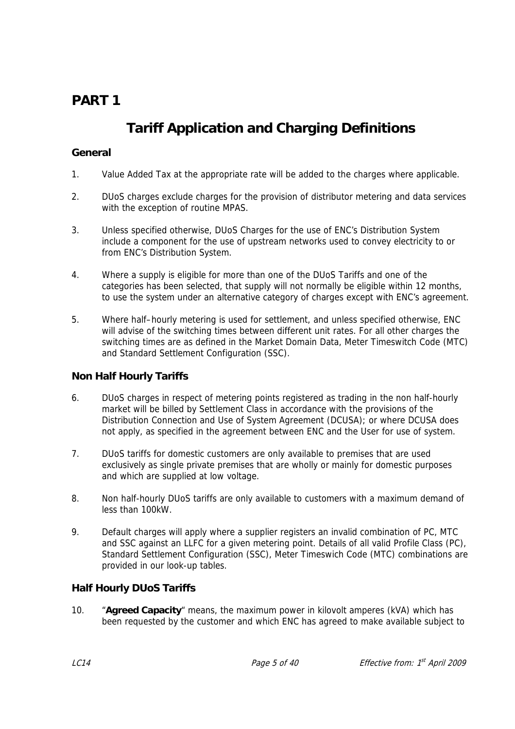# PART 1

## Tariff Application and Charging Definitions

### General

1. Value Added Tax at the appropriate rate will be added to the charges where applicable.

2. DUoS charges exclude charges for the provision of distributor metering and data services with the exception of routine MPAS.

3. Unless specified otherwise, DUoS Charges for the use of ENC's Distribution System include a component for the use of upstream networks used to convey electricity to or from ENC's Distribution System.

4. Where a supply is eligible for more than one of the DUoS Tariffs and one of the categories has been selected, that supply will not normally be eligible within 12 months, to use the system under an alternative category of charges except with ENC's agreement.

5. Where half–hourly metering is used for settlement, and unless specified otherwise, ENC will advise of the switching times between different unit rates. For all other charges the switching times are as defined in the Market Domain Data, Meter Timeswitch Code (MTC) and Standard Settlement Configuration (SSC).

### Non Half Hourly Tariffs

6. DUoS charges in respect of metering points registered as trading in the non half-hourly market will be billed by Settlement Class in accordance with the provisions of the Distribution Connection and Use of System Agreement (DCUSA); or where DCUSA does not apply, as specified in the agreement between ENC and the User for use of system.

7. DUoS tariffs for domestic customers are only available to premises that are used exclusively as single private premises that are wholly or mainly for domestic purposes and which are supplied at low voltage.

8. Non half-hourly DUoS tariffs are only available to customers with a maximum demand of less than 100kW.

9. Default charges will apply where a supplier registers an invalid combination of PC, MTC and SSC against an LLFC for a given metering point. Details of all valid Profile Class (PC), Standard Settlement Configuration (SSC), Meter Timeswich Code (MTC) combinations are provided in our look-up tables.

### Half Hourly DUoS Tariffs

10. "**Agreed Capacity**" means, the maximum power in kilovolt amperes (kVA) which has been requested by the customer and which ENC has agreed to make available subject to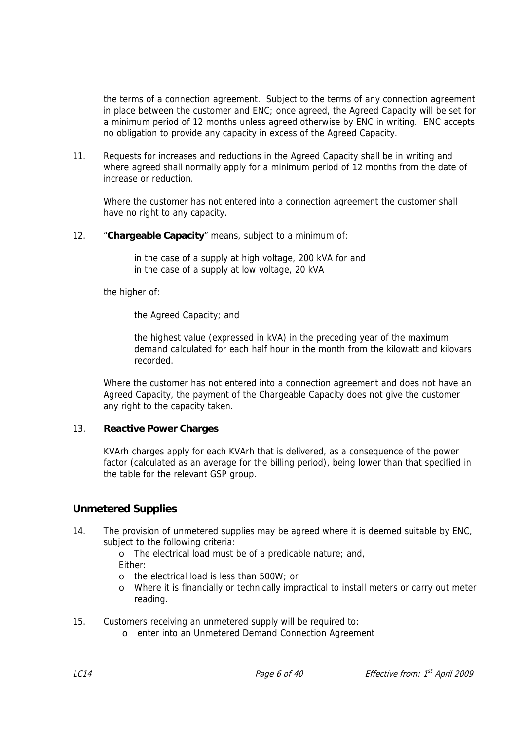the terms of a connection agreement. Subject to the terms of any connection agreement in place between the customer and ENC; once agreed, the Agreed Capacity will be set for a minimum period of 12 months unless agreed otherwise by ENC in writing. ENC accepts no obligation to provide any capacity in excess of the Agreed Capacity.

11. Requests for increases and reductions in the Agreed Capacity shall be in writing and where agreed shall normally apply for a minimum period of 12 months from the date of increase or reduction.

    Where the customer has not entered into a connection agreement the customer shall have no right to any capacity.

12. "**Chargeable Capacity**" means, subject to a minimum of:

    in the case of a supply at high voltage, 200 kVA for and
    in the case of a supply at low voltage, 20 kVA

    the higher of:

    the Agreed Capacity; and

    the highest value (expressed in kVA) in the preceding year of the maximum demand calculated for each half hour in the month from the kilowatt and kilovars recorded.

    Where the customer has not entered into a connection agreement and does not have an Agreed Capacity, the payment of the Chargeable Capacity does not give the customer any right to the capacity taken.

13. **Reactive Power Charges**

    KVArh charges apply for each KVArh that is delivered, as a consequence of the power factor (calculated as an average for the billing period), being lower than that specified in the table for the relevant GSP group.

## Unmetered Supplies

14. The provision of unmetered supplies may be agreed where it is deemed suitable by ENC, subject to the following criteria:
    - The electrical load must be of a predicable nature; and,

    Either:
    - the electrical load is less than 500W; or
    - Where it is financially or technically impractical to install meters or carry out meter reading.

15. Customers receiving an unmetered supply will be required to:
    - enter into an Unmetered Demand Connection Agreement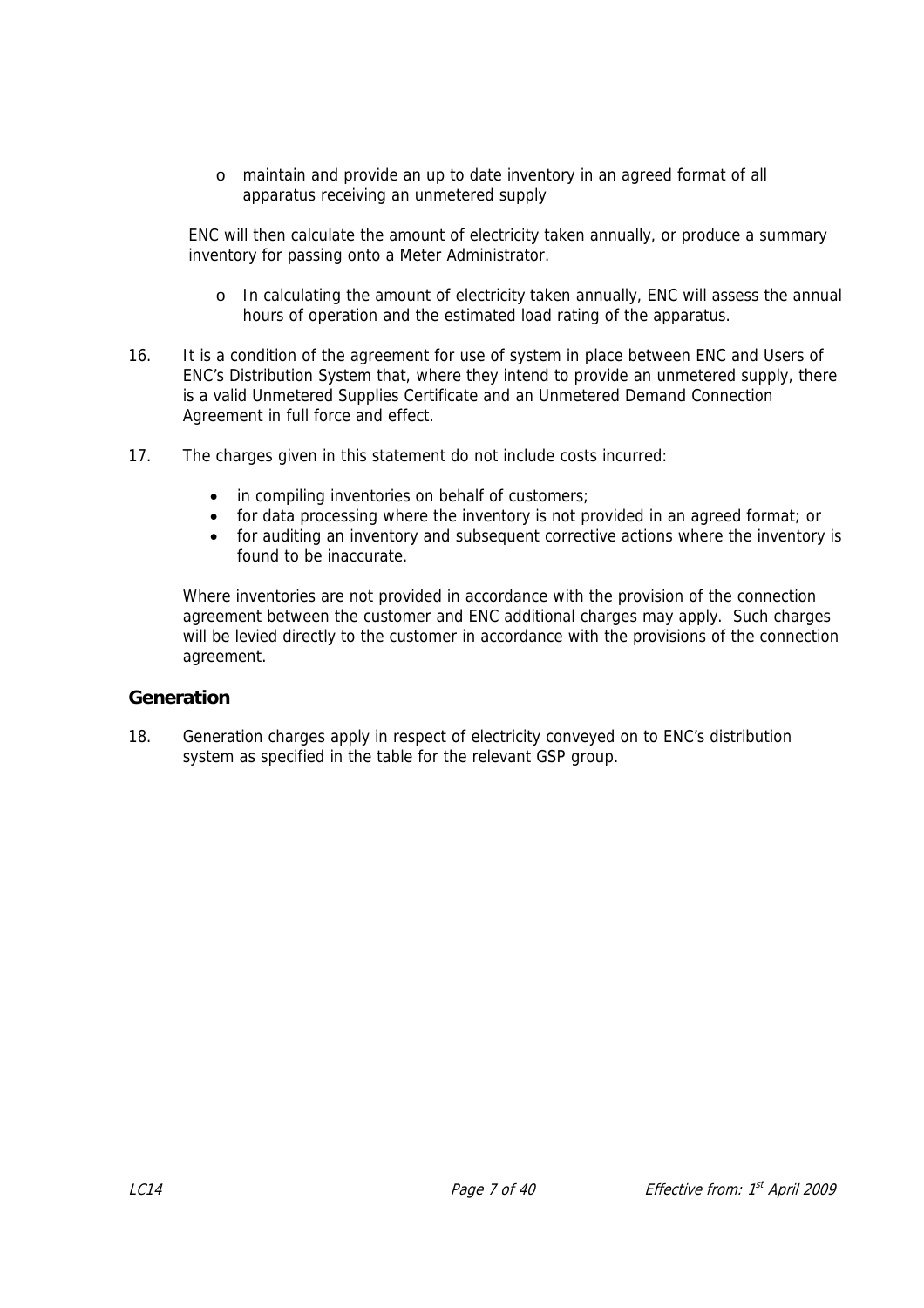- maintain and provide an up to date inventory in an agreed format of all apparatus receiving an unmetered supply

ENC will then calculate the amount of electricity taken annually, or produce a summary inventory for passing onto a Meter Administrator.

- In calculating the amount of electricity taken annually, ENC will assess the annual hours of operation and the estimated load rating of the apparatus.

16. It is a condition of the agreement for use of system in place between ENC and Users of ENC's Distribution System that, where they intend to provide an unmetered supply, there is a valid Unmetered Supplies Certificate and an Unmetered Demand Connection Agreement in full force and effect.

17. The charges given in this statement do not include costs incurred:

    - in compiling inventories on behalf of customers;
    - for data processing where the inventory is not provided in an agreed format; or
    - for auditing an inventory and subsequent corrective actions where the inventory is found to be inaccurate.

    Where inventories are not provided in accordance with the provision of the connection agreement between the customer and ENC additional charges may apply. Such charges will be levied directly to the customer in accordance with the provisions of the connection agreement.

## Generation

18. Generation charges apply in respect of electricity conveyed on to ENC's distribution system as specified in the table for the relevant GSP group.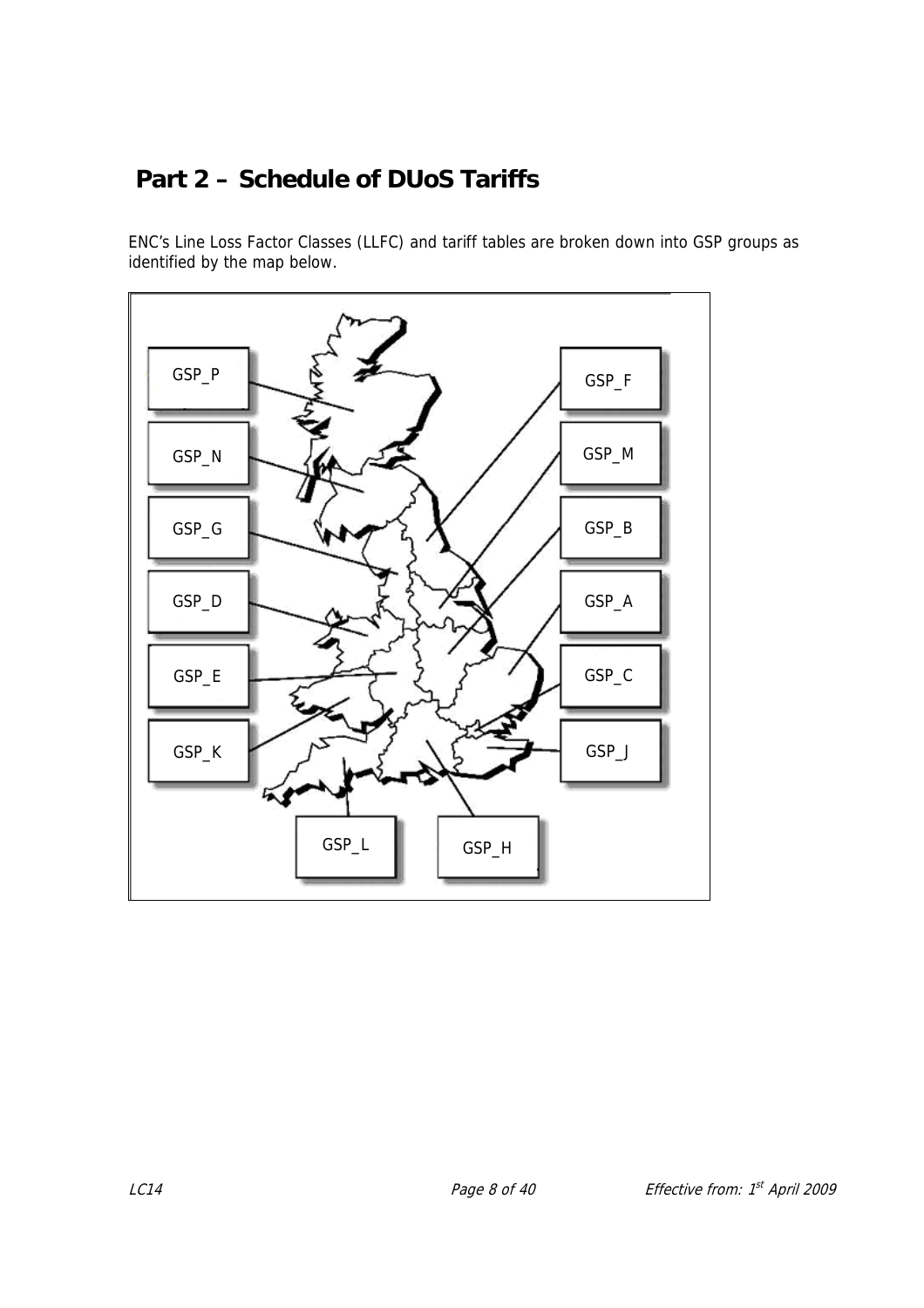# Part 2 – Schedule of DUoS Tariffs

ENC's Line Loss Factor Classes (LLFC) and tariff tables are broken down into GSP groups as identified by the map below.

GSP_P

GSP_N

GSP_G

GSP_D

GSP_E

GSP_K

GSP_L

GSP_H

GSP_F

GSP_M

GSP_B

GSP_A

GSP_C

GSP_J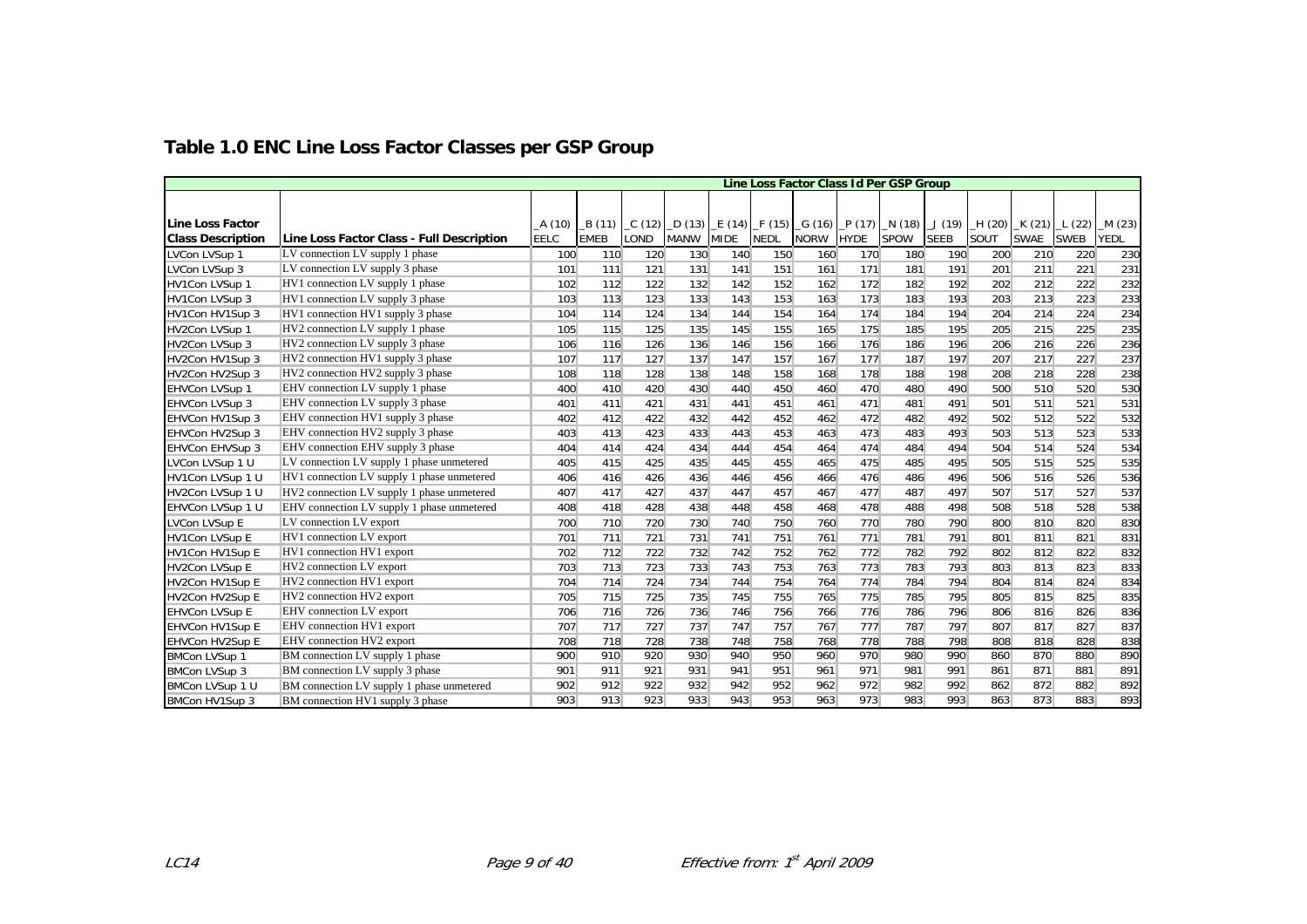## Table 1.0 ENC Line Loss Factor Classes per GSP Group

| | | Line Loss Factor Class Id Per GSP Group | | | | | | | | | | | | | |
|---|---|---|---|---|---|---|---|---|---|---|---|---|---|---|---|
| **Line Loss Factor Class Description** | **Line Loss Factor Class - Full Description** | _A (10) EELC | _B (11) EMEB | _C (12) LOND | _D (13) MANW | _E (14) MIDE | _F (15) NEDL | _G (16) NORW | _P (17) HYDE | _N (18) SPOW | _J (19) SEEB | _H (20) SOUT | _K (21) SWAE | _L (22) SWEB | _M (23) YEDL |
| LVCon LVSup 1 | LV connection LV supply 1 phase | 100 | 110 | 120 | 130 | 140 | 150 | 160 | 170 | 180 | 190 | 200 | 210 | 220 | 230 |
| LVCon LVSup 3 | LV connection LV supply 3 phase | 101 | 111 | 121 | 131 | 141 | 151 | 161 | 171 | 181 | 191 | 201 | 211 | 221 | 231 |
| HV1Con LVSup 1 | HV1 connection LV supply 1 phase | 102 | 112 | 122 | 132 | 142 | 152 | 162 | 172 | 182 | 192 | 202 | 212 | 222 | 232 |
| HV1Con LVSup 3 | HV1 connection LV supply 3 phase | 103 | 113 | 123 | 133 | 143 | 153 | 163 | 173 | 183 | 193 | 203 | 213 | 223 | 233 |
| HV1Con HV1Sup 3 | HV1 connection HV1 supply 3 phase | 104 | 114 | 124 | 134 | 144 | 154 | 164 | 174 | 184 | 194 | 204 | 214 | 224 | 234 |
| HV2Con LVSup 1 | HV2 connection LV supply 1 phase | 105 | 115 | 125 | 135 | 145 | 155 | 165 | 175 | 185 | 195 | 205 | 215 | 225 | 235 |
| HV2Con LVSup 3 | HV2 connection LV supply 3 phase | 106 | 116 | 126 | 136 | 146 | 156 | 166 | 176 | 186 | 196 | 206 | 216 | 226 | 236 |
| HV2Con HV1Sup 3 | HV2 connection HV1 supply 3 phase | 107 | 117 | 127 | 137 | 147 | 157 | 167 | 177 | 187 | 197 | 207 | 217 | 227 | 237 |
| HV2Con HV2Sup 3 | HV2 connection HV2 supply 3 phase | 108 | 118 | 128 | 138 | 148 | 158 | 168 | 178 | 188 | 198 | 208 | 218 | 228 | 238 |
| EHVCon LVSup 1 | EHV connection LV supply 1 phase | 400 | 410 | 420 | 430 | 440 | 450 | 460 | 470 | 480 | 490 | 500 | 510 | 520 | 530 |
| EHVCon LVSup 3 | EHV connection LV supply 3 phase | 401 | 411 | 421 | 431 | 441 | 451 | 461 | 471 | 481 | 491 | 501 | 511 | 521 | 531 |
| EHVCon HV1Sup 3 | EHV connection HV1 supply 3 phase | 402 | 412 | 422 | 432 | 442 | 452 | 462 | 472 | 482 | 492 | 502 | 512 | 522 | 532 |
| EHVCon HV2Sup 3 | EHV connection HV2 supply 3 phase | 403 | 413 | 423 | 433 | 443 | 453 | 463 | 473 | 483 | 493 | 503 | 513 | 523 | 533 |
| EHVCon EHVSup 3 | EHV connection EHV supply 3 phase | 404 | 414 | 424 | 434 | 444 | 454 | 464 | 474 | 484 | 494 | 504 | 514 | 524 | 534 |
| LVCon LVSup 1 U | LV connection LV supply 1 phase unmetered | 405 | 415 | 425 | 435 | 445 | 455 | 465 | 475 | 485 | 495 | 505 | 515 | 525 | 535 |
| HV1Con LVSup 1 U | HV1 connection LV supply 1 phase unmetered | 406 | 416 | 426 | 436 | 446 | 456 | 466 | 476 | 486 | 496 | 506 | 516 | 526 | 536 |
| HV2Con LVSup 1 U | HV2 connection LV supply 1 phase unmetered | 407 | 417 | 427 | 437 | 447 | 457 | 467 | 477 | 487 | 497 | 507 | 517 | 527 | 537 |
| EHVCon LVSup 1 U | EHV connection LV supply 1 phase unmetered | 408 | 418 | 428 | 438 | 448 | 458 | 468 | 478 | 488 | 498 | 508 | 518 | 528 | 538 |
| LVCon LVSup E | LV connection LV export | 700 | 710 | 720 | 730 | 740 | 750 | 760 | 770 | 780 | 790 | 800 | 810 | 820 | 830 |
| HV1Con LVSup E | HV1 connection LV export | 701 | 711 | 721 | 731 | 741 | 751 | 761 | 771 | 781 | 791 | 801 | 811 | 821 | 831 |
| HV1Con HV1Sup E | HV1 connection HV1 export | 702 | 712 | 722 | 732 | 742 | 752 | 762 | 772 | 782 | 792 | 802 | 812 | 822 | 832 |
| HV2Con LVSup E | HV2 connection LV export | 703 | 713 | 723 | 733 | 743 | 753 | 763 | 773 | 783 | 793 | 803 | 813 | 823 | 833 |
| HV2Con HV1Sup E | HV2 connection HV1 export | 704 | 714 | 724 | 734 | 744 | 754 | 764 | 774 | 784 | 794 | 804 | 814 | 824 | 834 |
| HV2Con HV2Sup E | HV2 connection HV2 export | 705 | 715 | 725 | 735 | 745 | 755 | 765 | 775 | 785 | 795 | 805 | 815 | 825 | 835 |
| EHVCon LVSup E | EHV connection LV export | 706 | 716 | 726 | 736 | 746 | 756 | 766 | 776 | 786 | 796 | 806 | 816 | 826 | 836 |
| EHVCon HV1Sup E | EHV connection HV1 export | 707 | 717 | 727 | 737 | 747 | 757 | 767 | 777 | 787 | 797 | 807 | 817 | 827 | 837 |
| EHVCon HV2Sup E | EHV connection HV2 export | 708 | 718 | 728 | 738 | 748 | 758 | 768 | 778 | 788 | 798 | 808 | 818 | 828 | 838 |
| BMCon LVSup 1 | BM connection LV supply 1 phase | 900 | 910 | 920 | 930 | 940 | 950 | 960 | 970 | 980 | 990 | 860 | 870 | 880 | 890 |
| BMCon LVSup 3 | BM connection LV supply 3 phase | 901 | 911 | 921 | 931 | 941 | 951 | 961 | 971 | 981 | 991 | 861 | 871 | 881 | 891 |
| BMCon LVSup 1 U | BM connection LV supply 1 phase unmetered | 902 | 912 | 922 | 932 | 942 | 952 | 962 | 972 | 982 | 992 | 862 | 872 | 882 | 892 |
| BMCon HV1Sup 3 | BM connection HV1 supply 3 phase | 903 | 913 | 923 | 933 | 943 | 953 | 963 | 973 | 983 | 993 | 863 | 873 | 883 | 893 |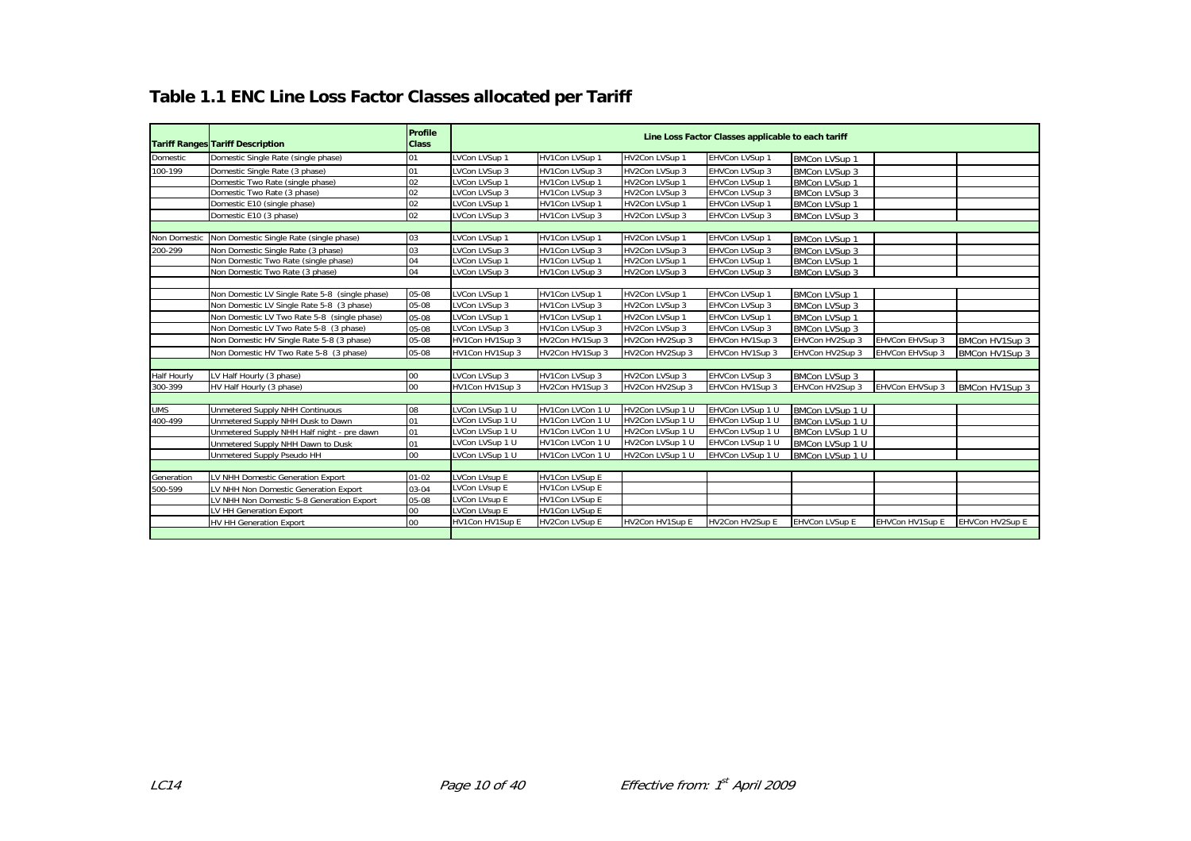## Table 1.1 ENC Line Loss Factor Classes allocated per Tariff

| Tariff Ranges | Tariff Description | Profile Class | Line Loss Factor Classes applicable to each tariff | | | | | | |
|---|---|---|---|---|---|---|---|---|---|
| Domestic | Domestic Single Rate (single phase) | 01 | LVCon LVSup 1 | HV1Con LVSup 1 | HV2Con LVSup 1 | EHVCon LVSup 1 | BMCon LVSup 1 | | |
| 100-199 | Domestic Single Rate (3 phase) | 01 | LVCon LVSup 3 | HV1Con LVSup 3 | HV2Con LVSup 3 | EHVCon LVSup 3 | BMCon LVSup 3 | | |
| | Domestic Two Rate (single phase) | 02 | LVCon LVSup 1 | HV1Con LVSup 1 | HV2Con LVSup 1 | EHVCon LVSup 1 | BMCon LVSup 1 | | |
| | Domestic Two Rate (3 phase) | 02 | LVCon LVSup 3 | HV1Con LVSup 3 | HV2Con LVSup 3 | EHVCon LVSup 3 | BMCon LVSup 3 | | |
| | Domestic E10 (single phase) | 02 | LVCon LVSup 1 | HV1Con LVSup 1 | HV2Con LVSup 1 | EHVCon LVSup 1 | BMCon LVSup 1 | | |
| | Domestic E10 (3 phase) | 02 | LVCon LVSup 3 | HV1Con LVSup 3 | HV2Con LVSup 3 | EHVCon LVSup 3 | BMCon LVSup 3 | | |
| | | | | | | | | | |
| Non Domestic | Non Domestic Single Rate (single phase) | 03 | LVCon LVSup 1 | HV1Con LVSup 1 | HV2Con LVSup 1 | EHVCon LVSup 1 | BMCon LVSup 1 | | |
| 200-299 | Non Domestic Single Rate (3 phase) | 03 | LVCon LVSup 3 | HV1Con LVSup 3 | HV2Con LVSup 3 | EHVCon LVSup 3 | BMCon LVSup 3 | | |
| | Non Domestic Two Rate (single phase) | 04 | LVCon LVSup 1 | HV1Con LVSup 1 | HV2Con LVSup 1 | EHVCon LVSup 1 | BMCon LVSup 1 | | |
| | Non Domestic Two Rate (3 phase) | 04 | LVCon LVSup 3 | HV1Con LVSup 3 | HV2Con LVSup 3 | EHVCon LVSup 3 | BMCon LVSup 3 | | |
| | | | | | | | | | |
| | Non Domestic LV Single Rate 5-8 (single phase) | 05-08 | LVCon LVSup 1 | HV1Con LVSup 1 | HV2Con LVSup 1 | EHVCon LVSup 1 | BMCon LVSup 1 | | |
| | Non Domestic LV Single Rate 5-8 (3 phase) | 05-08 | LVCon LVSup 3 | HV1Con LVSup 3 | HV2Con LVSup 3 | EHVCon LVSup 3 | BMCon LVSup 3 | | |
| | Non Domestic LV Two Rate 5-8 (single phase) | 05-08 | LVCon LVSup 1 | HV1Con LVSup 1 | HV2Con LVSup 1 | EHVCon LVSup 1 | BMCon LVSup 1 | | |
| | Non Domestic LV Two Rate 5-8 (3 phase) | 05-08 | LVCon LVSup 3 | HV1Con LVSup 3 | HV2Con LVSup 3 | EHVCon LVSup 3 | BMCon LVSup 3 | | |
| | Non Domestic HV Single Rate 5-8 (3 phase) | 05-08 | HV1Con HV1Sup 3 | HV2Con HV1Sup 3 | HV2Con HV2Sup 3 | EHVCon HV1Sup 3 | EHVCon HV2Sup 3 | EHVCon EHVSup 3 | BMCon HV1Sup 3 |
| | Non Domestic HV Two Rate 5-8 (3 phase) | 05-08 | HV1Con HV1Sup 3 | HV2Con HV1Sup 3 | HV2Con HV2Sup 3 | EHVCon HV1Sup 3 | EHVCon HV2Sup 3 | EHVCon EHVSup 3 | BMCon HV1Sup 3 |
| | | | | | | | | | |
| Half Hourly | LV Half Hourly (3 phase) | 00 | LVCon LVSup 3 | HV1Con LVSup 3 | HV2Con LVSup 3 | EHVCon LVSup 3 | BMCon LVSup 3 | | |
| 300-399 | HV Half Hourly (3 phase) | 00 | HV1Con HV1Sup 3 | HV2Con HV1Sup 3 | HV2Con HV2Sup 3 | EHVCon HV1Sup 3 | EHVCon HV2Sup 3 | EHVCon EHVSup 3 | BMCon HV1Sup 3 |
| | | | | | | | | | |
| UMS | Unmetered Supply NHH Continuous | 08 | LVCon LVSup 1 U | HV1Con LVCon 1 U | HV2Con LVSup 1 U | EHVCon LVSup 1 U | BMCon LVSup 1 U | | |
| 400-499 | Unmetered Supply NHH Dusk to Dawn | 01 | LVCon LVSup 1 U | HV1Con LVCon 1 U | HV2Con LVSup 1 U | EHVCon LVSup 1 U | BMCon LVSup 1 U | | |
| | Unmetered Supply NHH Half night - pre dawn | 01 | LVCon LVSup 1 U | HV1Con LVCon 1 U | HV2Con LVSup 1 U | EHVCon LVSup 1 U | BMCon LVSup 1 U | | |
| | Unmetered Supply NHH Dawn to Dusk | 01 | LVCon LVSup 1 U | HV1Con LVCon 1 U | HV2Con LVSup 1 U | EHVCon LVSup 1 U | BMCon LVSup 1 U | | |
| | Unmetered Supply Pseudo HH | 00 | LVCon LVSup 1 U | HV1Con LVCon 1 U | HV2Con LVSup 1 U | EHVCon LVSup 1 U | BMCon LVSup 1 U | | |
| | | | | | | | | | |
| Generation | LV NHH Domestic Generation Export | 01-02 | LVCon LVsup E | HV1Con LVSup E | | | | | |
| 500-599 | LV NHH Non Domestic Generation Export | 03-04 | LVCon LVsup E | HV1Con LVSup E | | | | | |
| | LV NHH Non Domestic 5-8 Generation Export | 05-08 | LVCon LVsup E | HV1Con LVSup E | | | | | |
| | LV HH Generation Export | 00 | LVCon LVsup E | HV1Con LVSup E | | | | | |
| | HV HH Generation Export | 00 | HV1Con HV1Sup E | HV2Con LVSup E | HV2Con HV1Sup E | HV2Con HV2Sup E | EHVCon LVSup E | EHVCon HV1Sup E | EHVCon HV2Sup E |

LC14 Effective from: 1st April 2009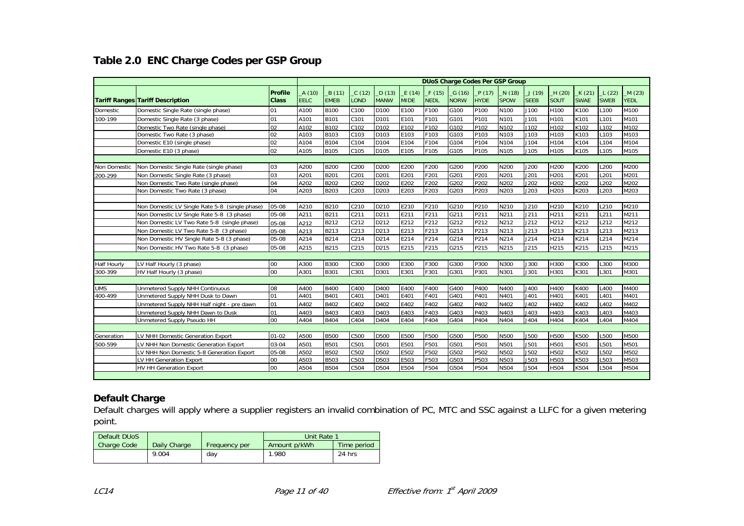## Table 2.0 ENC Charge Codes per GSP Group

| | | | DUoS Charge Codes Per GSP Group | | | | | | | | | | | | | |
|---|---|---|---|---|---|---|---|---|---|---|---|---|---|---|---|---|
| **Tariff Ranges** | **Tariff Description** | **Profile Class** | _A (10) EELC | _B (11) EMEB | _C (12) LOND | _D (13) MANW | _E (14) MIDE | _F (15) NEDL | _G (16) NORW | _P (17) HYDE | _N (18) SPOW | _J (19) SEEB | _H (20) SOUT | _K (21) SWAE | _L (22) SWEB | _M (23) YEDL |
| Domestic | Domestic Single Rate (single phase) | 01 | A100 | B100 | C100 | D100 | E100 | F100 | G100 | P100 | N100 | J100 | H100 | K100 | L100 | M100 |
| 100-199 | Domestic Single Rate (3 phase) | 01 | A101 | B101 | C101 | D101 | E101 | F101 | G101 | P101 | N101 | J101 | H101 | K101 | L101 | M101 |
| | Domestic Two Rate (single phase) | 02 | A102 | B102 | C102 | D102 | E102 | F102 | G102 | P102 | N102 | J102 | H102 | K102 | L102 | M102 |
| | Domestic Two Rate (3 phase) | 02 | A103 | B103 | C103 | D103 | E103 | F103 | G103 | P103 | N103 | J103 | H103 | K103 | L103 | M103 |
| | Domestic E10 (single phase) | 02 | A104 | B104 | C104 | D104 | E104 | F104 | G104 | P104 | N104 | J104 | H104 | K104 | L104 | M104 |
| | Domestic E10 (3 phase) | 02 | A105 | B105 | C105 | D105 | E105 | F105 | G105 | P105 | N105 | J105 | H105 | K105 | L105 | M105 |
| | | | | | | | | | | | | | | | | |
| Non Domestic | Non Domestic Single Rate (single phase) | 03 | A200 | B200 | C200 | D200 | E200 | F200 | G200 | P200 | N200 | J200 | H200 | K200 | L200 | M200 |
| 200-299 | Non Domestic Single Rate (3 phase) | 03 | A201 | B201 | C201 | D201 | E201 | F201 | G201 | P201 | N201 | J201 | H201 | K201 | L201 | M201 |
| | Non Domestic Two Rate (single phase) | 04 | A202 | B202 | C202 | D202 | E202 | F202 | G202 | P202 | N202 | J202 | H202 | K202 | L202 | M202 |
| | Non Domestic Two Rate (3 phase) | 04 | A203 | B203 | C203 | D203 | E203 | F203 | G203 | P203 | N203 | J203 | H203 | K203 | L203 | M203 |
| | | | | | | | | | | | | | | | | |
| | Non Domestic LV Single Rate 5-8 (single phase) | 05-08 | A210 | B210 | C210 | D210 | E210 | F210 | G210 | P210 | N210 | J210 | H210 | K210 | L210 | M210 |
| | Non Domestic LV Single Rate 5-8 (3 phase) | 05-08 | A211 | B211 | C211 | D211 | E211 | F211 | G211 | P211 | N211 | J211 | H211 | K211 | L211 | M211 |
| | Non Domestic LV Two Rate 5-8 (single phase) | 05-08 | A212 | B212 | C212 | D212 | E212 | F212 | G212 | P212 | N212 | J212 | H212 | K212 | L212 | M212 |
| | Non Domestic LV Two Rate 5-8 (3 phase) | 05-08 | A213 | B213 | C213 | D213 | E213 | F213 | G213 | P213 | N213 | J213 | H213 | K213 | L213 | M213 |
| | Non Domestic HV Single Rate 5-8 (3 phase) | 05-08 | A214 | B214 | C214 | D214 | E214 | F214 | G214 | P214 | N214 | J214 | H214 | K214 | L214 | M214 |
| | Non Domestic HV Two Rate 5-8 (3 phase) | 05-08 | A215 | B215 | C215 | D215 | E215 | F215 | G215 | P215 | N215 | J215 | H215 | K215 | L215 | M215 |
| | | | | | | | | | | | | | | | | |
| Half Hourly | LV Half Hourly (3 phase) | 00 | A300 | B300 | C300 | D300 | E300 | F300 | G300 | P300 | N300 | J300 | H300 | K300 | L300 | M300 |
| 300-399 | HV Half Hourly (3 phase) | 00 | A301 | B301 | C301 | D301 | E301 | F301 | G301 | P301 | N301 | J301 | H301 | K301 | L301 | M301 |
| | | | | | | | | | | | | | | | | |
| UMS | Unmetered Supply NHH Continuous | 08 | A400 | B400 | C400 | D400 | E400 | F400 | G400 | P400 | N400 | J400 | H400 | K400 | L400 | M400 |
| 400-499 | Unmetered Supply NHH Dusk to Dawn | 01 | A401 | B401 | C401 | D401 | E401 | F401 | G401 | P401 | N401 | J401 | H401 | K401 | L401 | M401 |
| | Unmetered Supply NHH Half night - pre dawn | 01 | A402 | B402 | C402 | D402 | E402 | F402 | G402 | P402 | N402 | J402 | H402 | K402 | L402 | M402 |
| | Unmetered Supply NHH Dawn to Dusk | 01 | A403 | B403 | C403 | D403 | E403 | F403 | G403 | P403 | N403 | J403 | H403 | K403 | L403 | M403 |
| | Unmetered Supply Pseudo HH | 00 | A404 | B404 | C404 | D404 | E404 | F404 | G404 | P404 | N404 | J404 | H404 | K404 | L404 | M404 |
| | | | | | | | | | | | | | | | | |
| Generation | LV NHH Domestic Generation Export | 01-02 | A500 | B500 | C500 | D500 | E500 | F500 | G500 | P500 | N500 | J500 | H500 | K500 | L500 | M500 |
| 500-599 | LV NHH Non Domestic Generation Export | 03-04 | A501 | B501 | C501 | D501 | E501 | F501 | G501 | P501 | N501 | J501 | H501 | K501 | L501 | M501 |
| | LV NHH Non Domestic 5-8 Generation Export | 05-08 | A502 | B502 | C502 | D502 | E502 | F502 | G502 | P502 | N502 | J502 | H502 | K502 | L502 | M502 |
| | LV HH Generation Export | 00 | A503 | B503 | C503 | D503 | E503 | F503 | G503 | P503 | N503 | J503 | H503 | K503 | L503 | M503 |
| | HV HH Generation Export | 00 | A504 | B504 | C504 | D504 | E504 | F504 | G504 | P504 | N504 | J504 | H504 | K504 | L504 | M504 |

## Default Charge

Default charges will apply where a supplier registers an invalid combination of PC, MTC and SSC against a LLFC for a given metering point.

| Default DUoS Charge Code | Daily Charge | Frequency per | Unit Rate 1 Amount p/kWh | Unit Rate 1 Time period |
|---|---|---|---|---|
| | 9.004 | day | 1.980 | 24 hrs |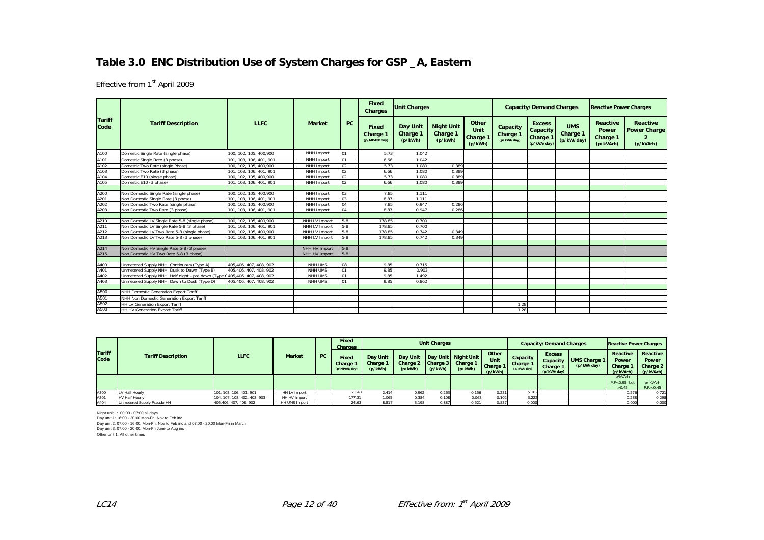# Table 3.0 ENC Distribution Use of System Charges for GSP _A, Eastern

Effective from 1st April 2009

| Tariff Code | Tariff Description | LLFC | Market | PC | Fixed Charges | Unit Charges | | | Capacity/Demand Charges | | | Reactive Power Charges | |
|---|---|---|---|---|---|---|---|---|---|---|---|---|---|
| | | | | | Fixed Charge 1 (p/MPAN/day) | Day Unit Charge 1 (p/kWh) | Night Unit Charge 1 (p/kWh) | Other Unit Charge 1 (p/kWh) | Capacity Charge 1 (p/kVA/day) | Excess Capacity Charge 1 (p/kVA/day) | UMS Charge 1 (p/kW/day) | Reactive Power Charge 1 (p/kVArh) | Reactive Power Charge 2 (p/kVArh) |
| A100 | Domestic Single Rate (single phase) | 100, 102, 105, 400,900 | NHH Import | 01 | 5.73 | 1.042 | | | | | | | |
| A101 | Domestic Single Rate (3 phase) | 101, 103, 106, 401, 901 | NHH Import | 01 | 6.66 | 1.042 | | | | | | | |
| A102 | Domestic Two Rate (single Phase) | 100, 102, 105, 400,900 | NHH Import | 02 | 5.73 | 1.080 | 0.389 | | | | | | |
| A103 | Domestic Two Rate (3 phase) | 101, 103, 106, 401, 901 | NHH Import | 02 | 6.66 | 1.080 | 0.389 | | | | | | |
| A104 | Domestic E10 (single phase) | 100, 102, 105, 400,900 | NHH Import | 02 | 5.73 | 1.080 | 0.389 | | | | | | |
| A105 | Domestic E10 (3 phase) | 101, 103, 106, 401, 901 | NHH Import | 02 | 6.66 | 1.080 | 0.389 | | | | | | |
| A200 | Non Domestic Single Rate (single phase) | 100, 102, 105, 400,900 | NHH Import | 03 | 7.85 | 1.111 | | | | | | | |
| A201 | Non Domestic Single Rate (3 phase) | 101, 103, 106, 401, 901 | NHH Import | 03 | 8.87 | 1.111 | | | | | | | |
| A202 | Non Domestic Two Rate (single phase) | 100, 102, 105, 400,900 | NHH Import | 04 | 7.85 | 0.947 | 0.286 | | | | | | |
| A203 | Non Domestic Two Rate (3 phase) | 101, 103, 106, 401, 901 | NHH Import | 04 | 8.87 | 0.947 | 0.286 | | | | | | |
| A210 | Non Domestic LV Single Rate 5-8 (single phase) | 100, 102, 105, 400,900 | NHH LV Import | 5-8 | 178.85 | 0.700 | | | | | | | |
| A211 | Non Domestic LV Single Rate 5-8 (3 phase) | 101, 103, 106, 401, 901 | NHH LV Import | 5-8 | 178.85 | 0.700 | | | | | | | |
| A212 | Non Domestic LV Two Rate 5-8 (single phase) | 100, 102, 105, 400,900 | NHH LV Import | 5-8 | 178.85 | 0.742 | 0.349 | | | | | | |
| A213 | Non Domestic LV Two Rate 5-8 (3 phase) | 101, 103, 106, 401, 901 | NHH LV Import | 5-8 | 178.85 | 0.742 | 0.349 | | | | | | |
| A214 | Non Domestic HV Single Rate 5-8 (3 phase) | | NHH HV Import | 5-8 | | | | | | | | | |
| A215 | Non Domestic HV Two Rate 5-8 (3 phase) | | NHH HV Import | 5-8 | | | | | | | | | |
| A400 | Unmetered Supply NHH Continuous (Type A) | 405,406, 407, 408, 902 | NHH UMS | 08 | 9.85 | 0.715 | | | | | | | |
| A401 | Unmetered Supply NHH Dusk to Dawn (Type B) | 405,406, 407, 408, 902 | NHH UMS | 01 | 9.85 | 0.903 | | | | | | | |
| A402 | Unmetered Supply NHH Half night - pre dawn (Type C) | 405,406, 407, 408, 902 | NHH UMS | 01 | 9.85 | 1.492 | | | | | | | |
| A403 | Unmetered Supply NHH Dawn to Dusk (Type D) | 405,406, 407, 408, 902 | NHH UMS | 01 | 9.85 | 0.862 | | | | | | | |
| A500 | NHH Domestic Generation Export Tariff | | | | | | | | | | | | |
| A501 | NHH Non Domestic Generation Export Tariff | | | | | | | | | | | | |
| A502 | HH LV Generation Export Tariff | | | | | | | | 1.28 | | | | |
| A503 | HH HV Generation Export Tariff | | | | | | | | 1.28 | | | | |

| Tariff Code | Tariff Description | LLFC | Market | PC | Fixed Charges | Unit Charges | | | | | Capacity/Demand Charges | | | Reactive Power Charges | |
|---|---|---|---|---|---|---|---|---|---|---|---|---|---|---|---|
| | | | | | Fixed Charge 1 (p/MPAN/day) | Day Unit Charge 1 (p/kWh) | Day Unit Charge 2 (p/kWh) | Day Unit Charge 3 (p/kWh) | Night Unit Charge 1 (p/kWh) | Other Unit Charge 1 (p/kWh) | Capacity Charge 1 (p/kVA/day) | Excess Capacity Charge 1 (p/kVA/day) | UMS Charge 1 (p/kW/day) | Reactive Power Charge 1 (p/kVArh) | Reactive Power Charge 2 (p/kVArh) |
| | | | | | | | | | | | | | | p/kVArh P.F<0.95 but >0.45 | p/ kVArh P.F.<0.45 |
| A300 | LV Half Hourly | 101, 103, 106, 401, 901 | HH LV Import | | 70.48 | 2.414 | 0.962 | 0.263 | 0.156 | 0.231 | 5.162 | | | 0.576 | 0.721 |
| A301 | HV Half Hourly | 104, 107, 108, 402, 403, 903 | HH HV Import | | 177.31 | 1.065 | 0.384 | 0.108 | 0.063 | 0.102 | 3.222 | | | 0.238 | 0.298 |
| A404 | Unmetered Supply Pseudo HH | 405,406, 407, 408, 902 | HH UMS Import | | 24.63 | 8.817 | 3.198 | 0.887 | 0.521 | 0.837 | 0.000 | | | 0.000 | 0.000 |

Night unit 1: 00:00 - 07:00 all days
Day unit 1: 16:00 - 20:00 Mon-Fri, Nov to Feb inc
Day unit 2: 07:00 - 16:00, Mon-Fri, Nov to Feb inc and 07:00 - 20:00 Mon-Fri in March
Day unit 3: 07:00 - 20:00, Mon-Fri June to Aug inc
Other unit 1: All other times

LC14 | Effective from: 1st April 2009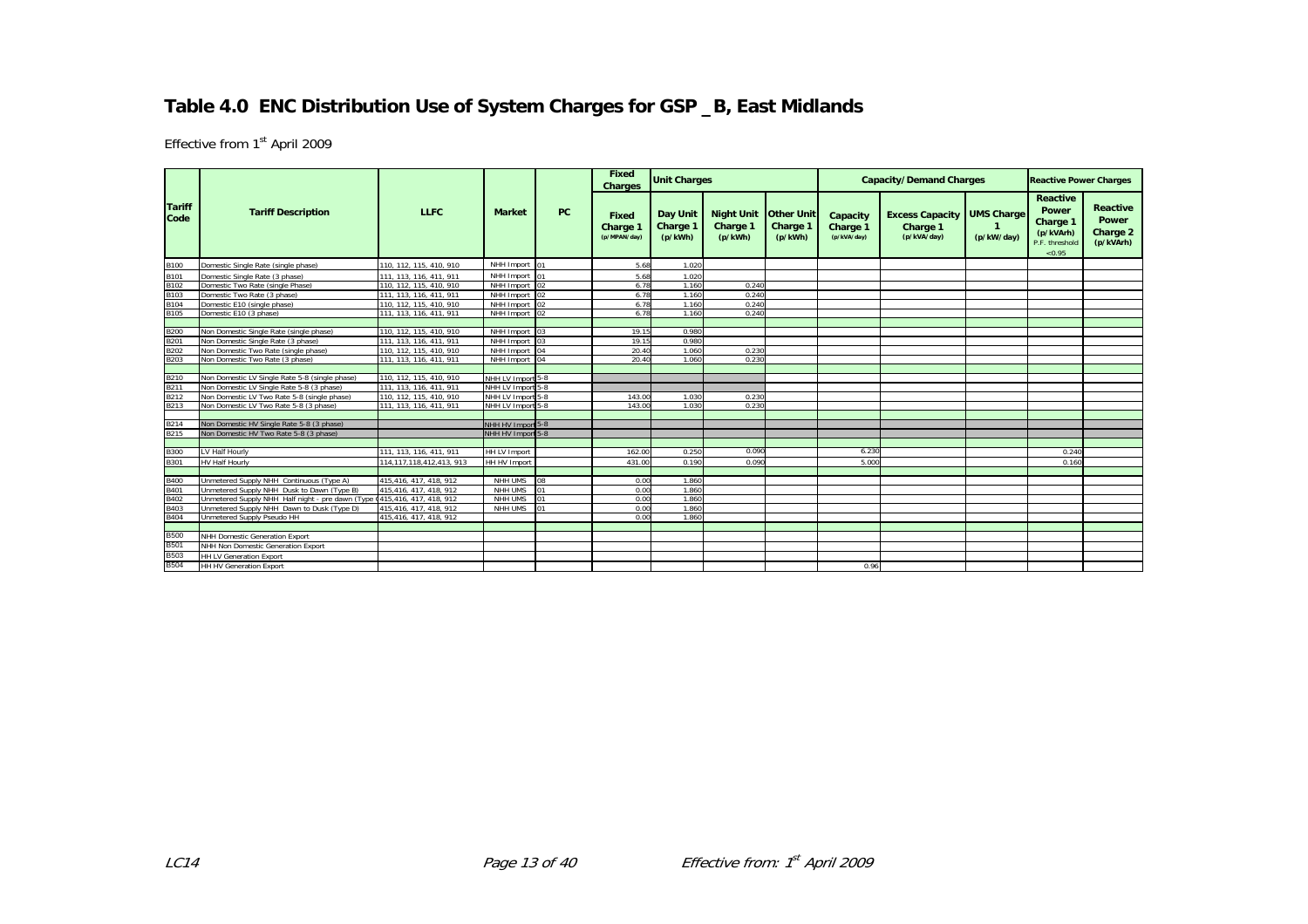# Table 4.0 ENC Distribution Use of System Charges for GSP _B, East Midlands

Effective from 1st April 2009

| Tariff Code | Tariff Description | LLFC | Market | PC | Fixed Charges | Unit Charges | | | Capacity/Demand Charges | | | Reactive Power Charges | |
|---|---|---|---|---|---|---|---|---|---|---|---|---|---|
| | | | | | Fixed Charge 1 (p/MPAN/day) | Day Unit Charge 1 (p/kWh) | Night Unit Charge 1 (p/kWh) | Other Unit Charge 1 (p/kWh) | Capacity Charge 1 (p/kVA/day) | Excess Capacity Charge 1 (p/kVA/day) | UMS Charge 1 (p/kW/day) | Reactive Power Charge 1 (p/kVArh) P.F. threshold <0.95 | Reactive Power Charge 2 (p/kVArh) |
| B100 | Domestic Single Rate (single phase) | 110, 112, 115, 410, 910 | NHH Import | 01 | 5.68 | 1.020 | | | | | | | |
| B101 | Domestic Single Rate (3 phase) | 111, 113, 116, 411, 911 | NHH Import | 01 | 5.68 | 1.020 | | | | | | | |
| B102 | Domestic Two Rate (single Phase) | 110, 112, 115, 410, 910 | NHH Import | 02 | 6.78 | 1.160 | 0.240 | | | | | | |
| B103 | Domestic Two Rate (3 phase) | 111, 113, 116, 411, 911 | NHH Import | 02 | 6.78 | 1.160 | 0.240 | | | | | | |
| B104 | Domestic E10 (single phase) | 110, 112, 115, 410, 910 | NHH Import | 02 | 6.78 | 1.160 | 0.240 | | | | | | |
| B105 | Domestic E10 (3 phase) | 111, 113, 116, 411, 911 | NHH Import | 02 | 6.78 | 1.160 | 0.240 | | | | | | |
| | | | | | | | | | | | | | |
| B200 | Non Domestic Single Rate (single phase) | 110, 112, 115, 410, 910 | NHH Import | 03 | 19.15 | 0.980 | | | | | | | |
| B201 | Non Domestic Single Rate (3 phase) | 111, 113, 116, 411, 911 | NHH Import | 03 | 19.15 | 0.980 | | | | | | | |
| B202 | Non Domestic Two Rate (single phase) | 110, 112, 115, 410, 910 | NHH Import | 04 | 20.40 | 1.060 | 0.230 | | | | | | |
| B203 | Non Domestic Two Rate (3 phase) | 111, 113, 116, 411, 911 | NHH Import | 04 | 20.40 | 1.060 | 0.230 | | | | | | |
| | | | | | | | | | | | | | |
| B210 | Non Domestic LV Single Rate 5-8 (single phase) | 110, 112, 115, 410, 910 | NHH LV Import | 5-8 | | | | | | | | | |
| B211 | Non Domestic LV Single Rate 5-8 (3 phase) | 111, 113, 116, 411, 911 | NHH LV Import | 5-8 | | | | | | | | | |
| B212 | Non Domestic LV Two Rate 5-8 (single phase) | 110, 112, 115, 410, 910 | NHH LV Import | 5-8 | 143.00 | 1.030 | 0.230 | | | | | | |
| B213 | Non Domestic LV Two Rate 5-8 (3 phase) | 111, 113, 116, 411, 911 | NHH LV Import | 5-8 | 143.00 | 1.030 | 0.230 | | | | | | |
| | | | | | | | | | | | | | |
| B214 | Non Domestic HV Single Rate 5-8 (3 phase) | | NHH HV Import | 5-8 | | | | | | | | | |
| B215 | Non Domestic HV Two Rate 5-8 (3 phase) | | NHH HV Import | 5-8 | | | | | | | | | |
| | | | | | | | | | | | | | |
| B300 | LV Half Hourly | 111, 113, 116, 411, 911 | HH LV Import | | 162.00 | 0.250 | 0.090 | | 6.230 | | | 0.240 | |
| B301 | HV Half Hourly | 114,117,118,412,413, 913 | HH HV Import | | 431.00 | 0.190 | 0.090 | | 5.000 | | | 0.160 | |
| | | | | | | | | | | | | | |
| B400 | Unmetered Supply NHH Continuous (Type A) | 415,416, 417, 418, 912 | NHH UMS | 08 | 0.00 | 1.860 | | | | | | | |
| B401 | Unmetered Supply NHH Dusk to Dawn (Type B) | 415,416, 417, 418, 912 | NHH UMS | 01 | 0.00 | 1.860 | | | | | | | |
| B402 | Unmetered Supply NHH Half night - pre dawn (Type C) | 415,416, 417, 418, 912 | NHH UMS | 01 | 0.00 | 1.860 | | | | | | | |
| B403 | Unmetered Supply NHH Dawn to Dusk (Type D) | 415,416, 417, 418, 912 | NHH UMS | 01 | 0.00 | 1.860 | | | | | | | |
| B404 | Unmetered Supply Pseudo HH | 415,416, 417, 418, 912 | | | 0.00 | 1.860 | | | | | | | |
| | | | | | | | | | | | | | |
| B500 | NHH Domestic Generation Export | | | | | | | | | | | | |
| B501 | NHH Non Domestic Generation Export | | | | | | | | | | | | |
| B503 | HH LV Generation Export | | | | | | | | | | | | |
| B504 | HH HV Generation Export | | | | | | | | 0.96 | | | | |

LC14

Effective from: 1st April 2009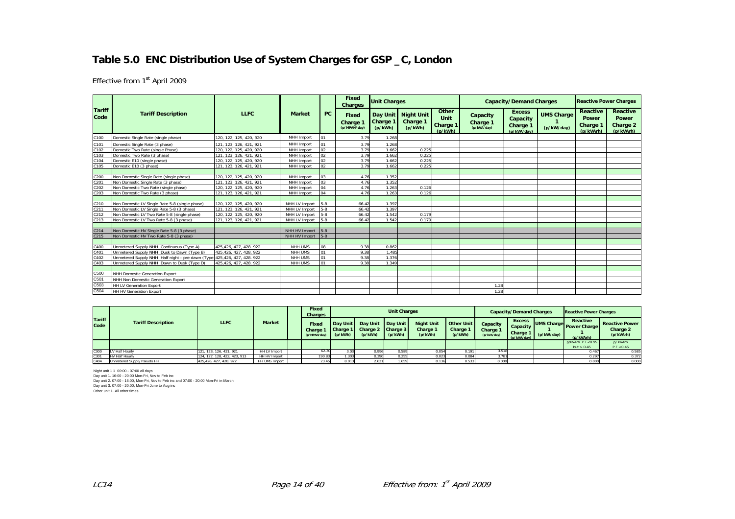# Table 5.0 ENC Distribution Use of System Charges for GSP _C, London

Effective from 1st April 2009

| Tariff Code | Tariff Description | LLFC | Market | PC | Fixed Charges | Unit Charges | | | | Capacity/Demand Charges | | | Reactive Power Charges | |
|---|---|---|---|---|---|---|---|---|---|---|---|---|---|---|
| | | | | | Fixed Charge 1 (p/MPAN/day) | Day Unit Charge 1 (p/kWh) | Night Unit Charge 1 (p/kWh) | Other Unit Charge 1 (p/kWh) | Capacity Charge 1 (p/kVA/day) | Excess Capacity Charge 1 (p/kVA/day) | UMS Charge 1 (p/kW/day) | Reactive Power Charge 1 (p/kVArh) | Reactive Power Charge 2 (p/kVArh) |
| C100 | Domestic Single Rate (single phase) | 120, 122, 125, 420, 920 | NHH Import | 01 | 3.79 | 1.268 | | | | | | | |
| C101 | Domestic Single Rate (3 phase) | 121, 123, 126, 421, 921 | NHH Import | 01 | 3.79 | 1.268 | | | | | | | |
| C102 | Domestic Two Rate (single Phase) | 120, 122, 125, 420, 920 | NHH Import | 02 | 3.79 | 1.662 | 0.225 | | | | | | |
| C103 | Domestic Two Rate (3 phase) | 121, 123, 126, 421, 921 | NHH Import | 02 | 3.79 | 1.662 | 0.225 | | | | | | |
| C104 | Domestic E10 (single phase) | 120, 122, 125, 420, 920 | NHH Import | 02 | 3.79 | 1.662 | 0.225 | | | | | | |
| C105 | Domestic E10 (3 phase) | 121, 123, 126, 421, 921 | NHH Import | 02 | 3.79 | 1.662 | 0.225 | | | | | | |
| C200 | Non Domestic Single Rate (single phase) | 120, 122, 125, 420, 920 | NHH Import | 03 | 4.76 | 1.352 | | | | | | | |
| C201 | Non Domestic Single Rate (3 phase) | 121, 123, 126, 421, 921 | NHH Import | 03 | 4.76 | 1.352 | | | | | | | |
| C202 | Non Domestic Two Rate (single phase) | 120, 122, 125, 420, 920 | NHH Import | 04 | 4.76 | 1.263 | 0.126 | | | | | | |
| C203 | Non Domestic Two Rate (3 phase) | 121, 123, 126, 421, 921 | NHH Import | 04 | 4.76 | 1.263 | 0.126 | | | | | | |
| C210 | Non Domestic LV Single Rate 5-8 (single phase) | 120, 122, 125, 420, 920 | NHH LV Import | 5-8 | 66.42 | 1.397 | | | | | | | |
| C211 | Non Domestic LV Single Rate 5-8 (3 phase) | 121, 123, 126, 421, 921 | NHH LV Import | 5-8 | 66.42 | 1.397 | | | | | | | |
| C212 | Non Domestic LV Two Rate 5-8 (single phase) | 120, 122, 125, 420, 920 | NHH LV Import | 5-8 | 66.42 | 1.542 | 0.179 | | | | | | |
| C213 | Non Domestic LV Two Rate 5-8 (3 phase) | 121, 123, 126, 421, 921 | NHH LV Import | 5-8 | 66.42 | 1.542 | 0.179 | | | | | | |
| C214 | Non Domestic HV Single Rate 5-8 (3 phase) | | NHH HV Import | 5-8 | | | | | | | | | |
| C215 | Non Domestic HV Two Rate 5-8 (3 phase) | | NHH HV Import | 5-8 | | | | | | | | | |
| C400 | Unmetered Supply NHH Continuous (Type A) | 425,426, 427, 428. 922 | NHH UMS | 08 | 9.38 | 0.862 | | | | | | | |
| C401 | Unmetered Supply NHH Dusk to Dawn (Type B) | 425,426, 427, 428. 922 | NHH UMS | 01 | 9.38 | 1.485 | | | | | | | |
| C402 | Unmetered Supply NHH Half night - pre dawn (Type | 425,426, 427, 428. 922 | NHH UMS | 01 | 9.38 | 1.376 | | | | | | | |
| C403 | Unmetered Supply NHH Dawn to Dusk (Type D) | 425,426, 427, 428. 922 | NHH UMS | 01 | 9.38 | 1.349 | | | | | | | |
| C500 | NHH Domestic Generation Export | | | | | | | | | | | | |
| C501 | NHH Non Domestic Generation Export | | | | | | | | | | | | |
| C503 | HH LV Generation Export | | | | | | | | 1.28 | | | | |
| C504 | HH HV Generation Export | | | | | | | | 1.28 | | | | |

| Tariff Code | Tariff Description | LLFC | Market | Fixed Charges | Unit Charges | | | | | Capacity/Demand Charges | | | Reactive Power Charges | |
|---|---|---|---|---|---|---|---|---|---|---|---|---|---|---|
| | | | | Fixed Charge 1 (p/MPAN/day) | Day Unit Charge 1 (p/kWh) | Day Unit Charge 2 (p/kWh) | Day Unit Charge 3 (p/kWh) | Night Unit Charge 1 (p/kWh) | Other Unit Charge 1 (p/kWh) | Capacity Charge 1 (p/kVA/day) | Excess Capacity Charge 1 (p/kVA/day) | UMS Charge 1 (p/kW/day) | Reactive Power Charge 1 (p/kVArh) | Reactive Power Charge 2 (p/kVArh) |
| | | | | | | | | | | | | | p/kVArh P.F<0.95 but > 0.45 | p/ kVArh P.F.<0.45 |
| C300 | LV Half Hourly | 121, 123, 126, 421, 921 | HH LV Import | 62.30 | 3.03 | 0.996 | 0.589 | 0.054 | 0.191 | 3.518 | | | 0.467 | 0.585 |
| C301 | HV Half Hourly | 124, 127, 128, 422, 423, 913 | HH HV Import | 190.83 | 1.303 | 0.390 | 0.255 | 0.023 | 0.084 | 3.781 | | | 0.297 | 0.372 |
| C404 | Unmetered Supply Pseudo HH | 425,426, 427, 428. 922 | HH UMS Import | 23.45 | 8.013 | 2.621 | 1.659 | 0.136 | 0.533 | 0.000 | | | 0.000 | 0.000 |

Night unit 1 1 00:00 - 07:00 all days
Day unit 1. 16:00 - 20:00 Mon-Fri, Nov to Feb inc
Day unit 2. 07:00 - 16:00, Mon-Fri, Nov to Feb inc and 07:00 - 20:00 Mon-Fri in March
Day unit 3. 07:00 - 20:00, Mon-Fri June to Aug inc
Other unit 1. All other times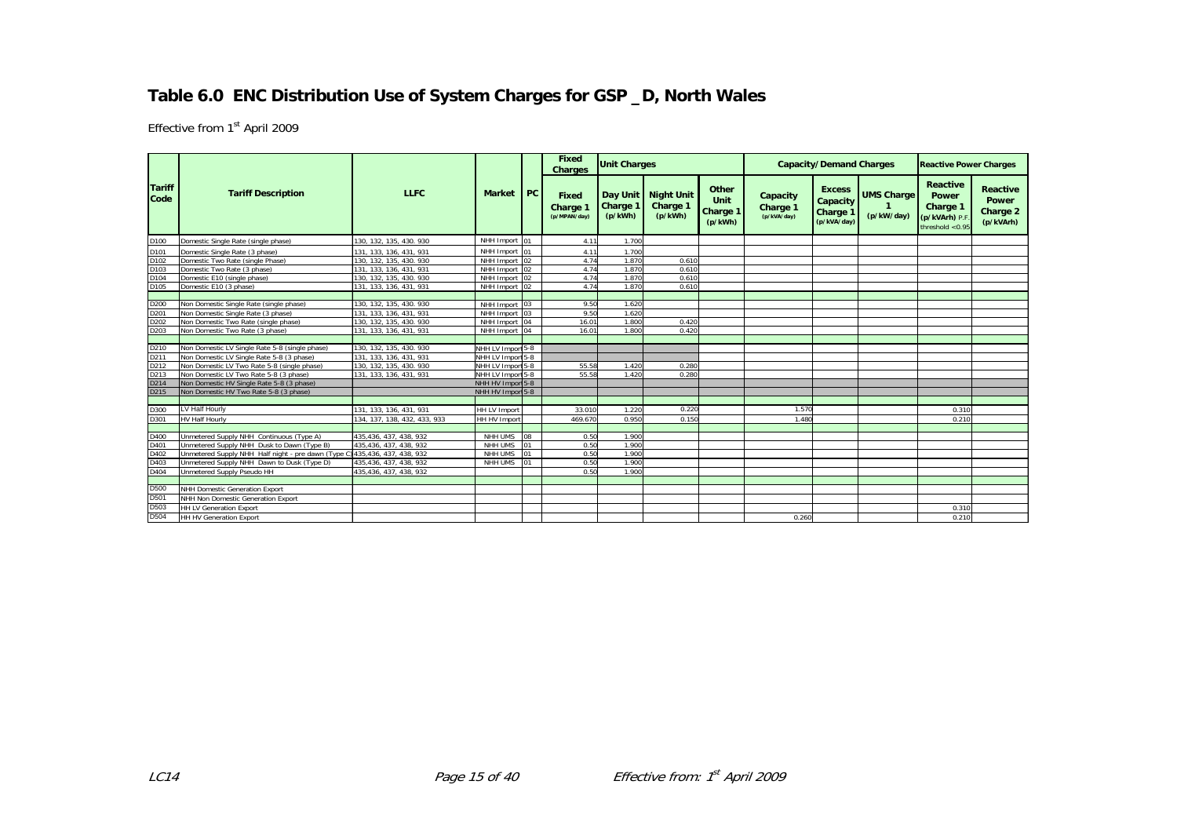# Table 6.0 ENC Distribution Use of System Charges for GSP _D, North Wales

Effective from 1st April 2009

| Tariff Code | Tariff Description | LLFC | Market | PC | Fixed Charges | Unit Charges | | | Capacity/Demand Charges | | | Reactive Power Charges | |
|---|---|---|---|---|---|---|---|---|---|---|---|---|---|
| | | | | | Fixed Charge 1 (p/MPAN/day) | Day Unit Charge 1 (p/kWh) | Night Unit Charge 1 (p/kWh) | Other Unit Charge 1 (p/kWh) | Capacity Charge 1 (p/kVA/day) | Excess Capacity Charge 1 (p/kVA/day) | UMS Charge 1 (p/kW/day) | Reactive Power Charge 1 (p/kVArh) P.F. threshold <0.95 | Reactive Power Charge 2 (p/kVArh) |
| D100 | Domestic Single Rate (single phase) | 130, 132, 135, 430. 930 | NHH Import | 01 | 4.11 | 1.700 | | | | | | | |
| D101 | Domestic Single Rate (3 phase) | 131, 133, 136, 431, 931 | NHH Import | 01 | 4.11 | 1.700 | | | | | | | |
| D102 | Domestic Two Rate (single Phase) | 130, 132, 135, 430. 930 | NHH Import | 02 | 4.74 | 1.870 | 0.610 | | | | | | |
| D103 | Domestic Two Rate (3 phase) | 131, 133, 136, 431, 931 | NHH Import | 02 | 4.74 | 1.870 | 0.610 | | | | | | |
| D104 | Domestic E10 (single phase) | 130, 132, 135, 430. 930 | NHH Import | 02 | 4.74 | 1.870 | 0.610 | | | | | | |
| D105 | Domestic E10 (3 phase) | 131, 133, 136, 431, 931 | NHH Import | 02 | 4.74 | 1.870 | 0.610 | | | | | | |
| D200 | Non Domestic Single Rate (single phase) | 130, 132, 135, 430. 930 | NHH Import | 03 | 9.50 | 1.620 | | | | | | | |
| D201 | Non Domestic Single Rate (3 phase) | 131, 133, 136, 431, 931 | NHH Import | 03 | 9.50 | 1.620 | | | | | | | |
| D202 | Non Domestic Two Rate (single phase) | 130, 132, 135, 430. 930 | NHH Import | 04 | 16.01 | 1.800 | 0.420 | | | | | | |
| D203 | Non Domestic Two Rate (3 phase) | 131, 133, 136, 431, 931 | NHH Import | 04 | 16.01 | 1.800 | 0.420 | | | | | | |
| D210 | Non Domestic LV Single Rate 5-8 (single phase) | 130, 132, 135, 430. 930 | NHH LV Import | 5-8 | | | | | | | | | |
| D211 | Non Domestic LV Single Rate 5-8 (3 phase) | 131, 133, 136, 431, 931 | NHH LV Import | 5-8 | | | | | | | | | |
| D212 | Non Domestic LV Two Rate 5-8 (single phase) | 130, 132, 135, 430. 930 | NHH LV Import | 5-8 | 55.58 | 1.420 | 0.280 | | | | | | |
| D213 | Non Domestic LV Two Rate 5-8 (3 phase) | 131, 133, 136, 431, 931 | NHH LV Import | 5-8 | 55.58 | 1.420 | 0.280 | | | | | | |
| D214 | Non Domestic HV Single Rate 5-8 (3 phase) | | NHH HV Import | 5-8 | | | | | | | | | |
| D215 | Non Domestic HV Two Rate 5-8 (3 phase) | | NHH HV Import | 5-8 | | | | | | | | | |
| D300 | LV Half Hourly | 131, 133, 136, 431, 931 | HH LV Import | | 33.010 | 1.220 | 0.220 | | 1.570 | | | 0.310 | |
| D301 | HV Half Hourly | 134, 137, 138, 432, 433, 933 | HH HV Import | | 469.670 | 0.950 | 0.150 | | 1.480 | | | 0.210 | |
| D400 | Unmetered Supply NHH Continuous (Type A) | 435,436, 437, 438, 932 | NHH UMS | 08 | 0.50 | 1.900 | | | | | | | |
| D401 | Unmetered Supply NHH Dusk to Dawn (Type B) | 435,436, 437, 438, 932 | NHH UMS | 01 | 0.50 | 1.900 | | | | | | | |
| D402 | Unmetered Supply NHH Half night - pre dawn (Type C) | 435,436, 437, 438, 932 | NHH UMS | 01 | 0.50 | 1.900 | | | | | | | |
| D403 | Unmetered Supply NHH Dawn to Dusk (Type D) | 435,436, 437, 438, 932 | NHH UMS | 01 | 0.50 | 1.900 | | | | | | | |
| D404 | Unmetered Supply Pseudo HH | 435,436, 437, 438, 932 | | | 0.50 | 1.900 | | | | | | | |
| D500 | NHH Domestic Generation Export | | | | | | | | | | | | |
| D501 | NHH Non Domestic Generation Export | | | | | | | | | | | | |
| D503 | HH LV Generation Export | | | | | | | | | | | 0.310 | |
| D504 | HH HV Generation Export | | | | | | | | 0.260 | | | 0.210 | |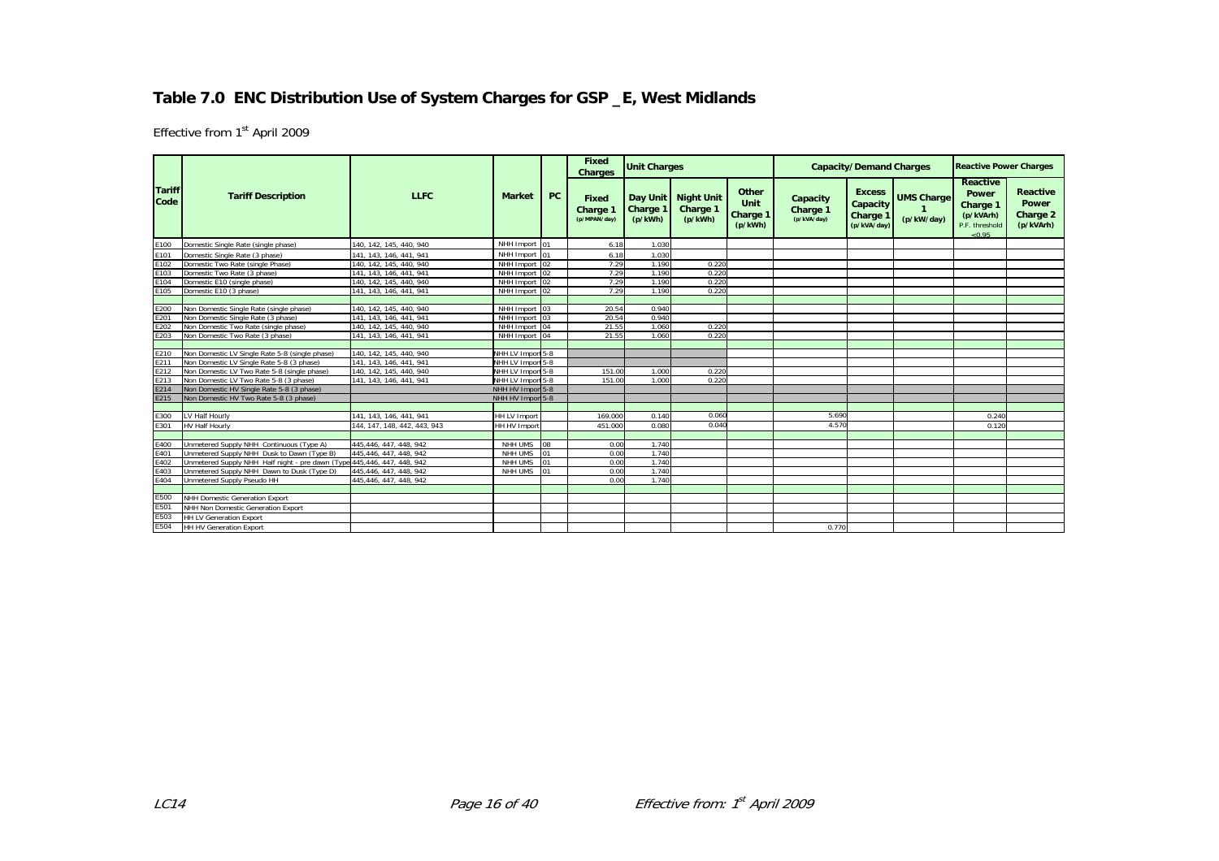## Table 7.0 ENC Distribution Use of System Charges for GSP _E, West Midlands

Effective from 1st April 2009

| Tariff Code | Tariff Description | LLFC | Market | PC | Fixed Charges | Unit Charges | | | Capacity/Demand Charges | | | Reactive Power Charges | |
|---|---|---|---|---|---|---|---|---|---|---|---|---|---|
| | | | | | Fixed Charge 1 (p/MPAN/day) | Day Unit Charge 1 (p/kWh) | Night Unit Charge 1 (p/kWh) | Other Unit Charge 1 (p/kWh) | Capacity Charge 1 (p/kVA/day) | Excess Capacity Charge 1 (p/kVA/day) | UMS Charge 1 (p/kW/day) | Reactive Power Charge 1 (p/kVArh) P.F. threshold <0.95 | Reactive Power Charge 2 (p/kVArh) |
| E100 | Domestic Single Rate (single phase) | 140, 142, 145, 440, 940 | NHH Import | 01 | 6.18 | 1.030 | | | | | | | |
| E101 | Domestic Single Rate (3 phase) | 141, 143, 146, 441, 941 | NHH Import | 01 | 6.18 | 1.030 | | | | | | | |
| E102 | Domestic Two Rate (single Phase) | 140, 142, 145, 440, 940 | NHH Import | 02 | 7.29 | 1.190 | 0.220 | | | | | | |
| E103 | Domestic Two Rate (3 phase) | 141, 143, 146, 441, 941 | NHH Import | 02 | 7.29 | 1.190 | 0.220 | | | | | | |
| E104 | Domestic E10 (single phase) | 140, 142, 145, 440, 940 | NHH Import | 02 | 7.29 | 1.190 | 0.220 | | | | | | |
| E105 | Domestic E10 (3 phase) | 141, 143, 146, 441, 941 | NHH Import | 02 | 7.29 | 1.190 | 0.220 | | | | | | |
| | | | | | | | | | | | | | |
| E200 | Non Domestic Single Rate (single phase) | 140, 142, 145, 440, 940 | NHH Import | 03 | 20.54 | 0.940 | | | | | | | |
| E201 | Non Domestic Single Rate (3 phase) | 141, 143, 146, 441, 941 | NHH Import | 03 | 20.54 | 0.940 | | | | | | | |
| E202 | Non Domestic Two Rate (single phase) | 140, 142, 145, 440, 940 | NHH Import | 04 | 21.55 | 1.060 | 0.220 | | | | | | |
| E203 | Non Domestic Two Rate (3 phase) | 141, 143, 146, 441, 941 | NHH Import | 04 | 21.55 | 1.060 | 0.220 | | | | | | |
| | | | | | | | | | | | | | |
| E210 | Non Domestic LV Single Rate 5-8 (single phase) | 140, 142, 145, 440, 940 | NHH LV Import | 5-8 | | | | | | | | | |
| E211 | Non Domestic LV Single Rate 5-8 (3 phase) | 141, 143, 146, 441, 941 | NHH LV Import | 5-8 | | | | | | | | | |
| E212 | Non Domestic LV Two Rate 5-8 (single phase) | 140, 142, 145, 440, 940 | NHH LV Import | 5-8 | 151.00 | 1.000 | 0.220 | | | | | | |
| E213 | Non Domestic LV Two Rate 5-8 (3 phase) | 141, 143, 146, 441, 941 | NHH LV Import | 5-8 | 151.00 | 1.000 | 0.220 | | | | | | |
| E214 | Non Domestic HV Single Rate 5-8 (3 phase) | | NHH HV Import | 5-8 | | | | | | | | | |
| E215 | Non Domestic HV Two Rate 5-8 (3 phase) | | NHH HV Import | 5-8 | | | | | | | | | |
| | | | | | | | | | | | | | |
| E300 | LV Half Hourly | 141, 143, 146, 441, 941 | HH LV Import | | 169.000 | 0.140 | 0.060 | | 5.690 | | | 0.240 | |
| E301 | HV Half Hourly | 144, 147, 148, 442, 443, 943 | HH HV Import | | 451.000 | 0.080 | 0.040 | | 4.570 | | | 0.120 | |
| | | | | | | | | | | | | | |
| E400 | Unmetered Supply NHH Continuous (Type A) | 445,446, 447, 448, 942 | NHH UMS | 08 | 0.00 | 1.740 | | | | | | | |
| E401 | Unmetered Supply NHH Dusk to Dawn (Type B) | 445,446, 447, 448, 942 | NHH UMS | 01 | 0.00 | 1.740 | | | | | | | |
| E402 | Unmetered Supply NHH Half night - pre dawn (Type | 445,446, 447, 448, 942 | NHH UMS | 01 | 0.00 | 1.740 | | | | | | | |
| E403 | Unmetered Supply NHH Dawn to Dusk (Type D) | 445,446, 447, 448, 942 | NHH UMS | 01 | 0.00 | 1.740 | | | | | | | |
| E404 | Unmetered Supply Pseudo HH | 445,446, 447, 448, 942 | | | 0.00 | 1.740 | | | | | | | |
| | | | | | | | | | | | | | |
| E500 | NHH Domestic Generation Export | | | | | | | | | | | | |
| E501 | NHH Non Domestic Generation Export | | | | | | | | | | | | |
| E503 | HH LV Generation Export | | | | | | | | | | | | |
| E504 | HH HV Generation Export | | | | | | | | 0.770 | | | | |

LC14 Effective from: 1st April 2009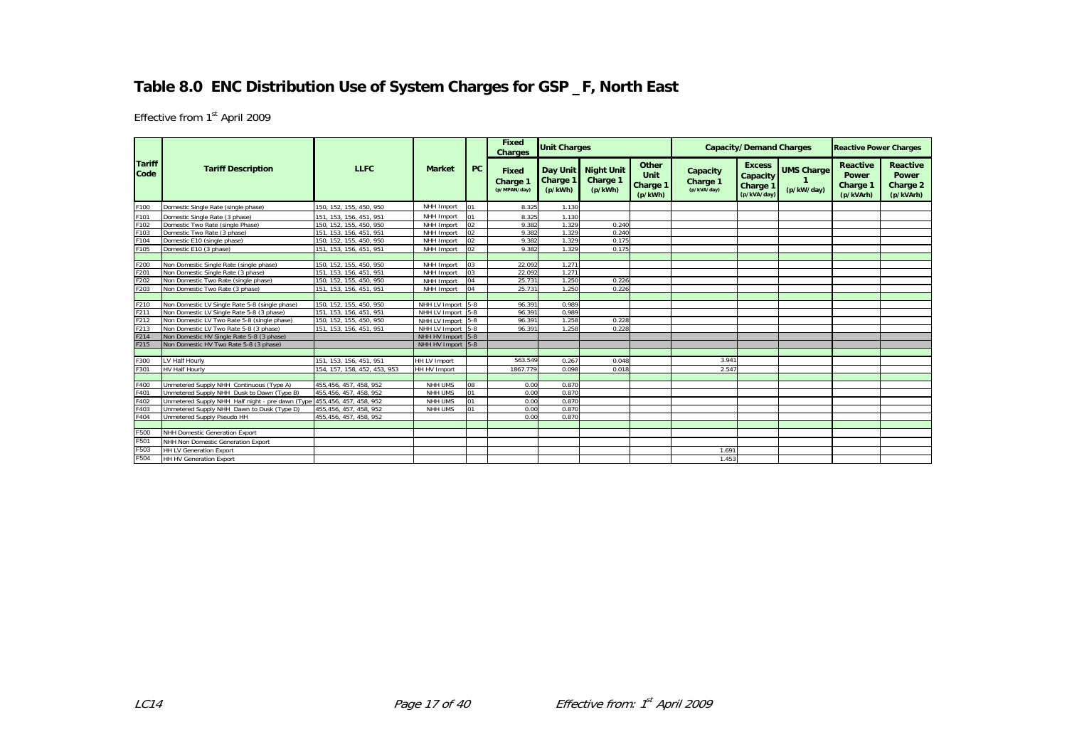# Table 8.0 ENC Distribution Use of System Charges for GSP _F, North East

Effective from 1st April 2009

| Tariff Code | Tariff Description | LLFC | Market | PC | Fixed Charges | Unit Charges | | | Capacity/Demand Charges | | | Reactive Power Charges | |
|---|---|---|---|---|---|---|---|---|---|---|---|---|---|
| | | | | | Fixed Charge 1 (p/MPAN/day) | Day Unit Charge 1 (p/kWh) | Night Unit Charge 1 (p/kWh) | Other Unit Charge 1 (p/kWh) | Capacity Charge 1 (p/kVA/day) | Excess Capacity Charge 1 (p/kVA/day) | UMS Charge 1 (p/kW/day) | Reactive Power Charge 1 (p/kVArh) | Reactive Power Charge 2 (p/kVArh) |
| F100 | Domestic Single Rate (single phase) | 150, 152, 155, 450, 950 | NHH Import | 01 | 8.325 | 1.130 | | | | | | | |
| F101 | Domestic Single Rate (3 phase) | 151, 153, 156, 451, 951 | NHH Import | 01 | 8.325 | 1.130 | | | | | | | |
| F102 | Domestic Two Rate (single Phase) | 150, 152, 155, 450, 950 | NHH Import | 02 | 9.382 | 1.329 | 0.240 | | | | | | |
| F103 | Domestic Two Rate (3 phase) | 151, 153, 156, 451, 951 | NHH Import | 02 | 9.382 | 1.329 | 0.240 | | | | | | |
| F104 | Domestic E10 (single phase) | 150, 152, 155, 450, 950 | NHH Import | 02 | 9.382 | 1.329 | 0.175 | | | | | | |
| F105 | Domestic E10 (3 phase) | 151, 153, 156, 451, 951 | NHH Import | 02 | 9.382 | 1.329 | 0.175 | | | | | | |
| | | | | | | | | | | | | | |
| F200 | Non Domestic Single Rate (single phase) | 150, 152, 155, 450, 950 | NHH Import | 03 | 22.092 | 1.271 | | | | | | | |
| F201 | Non Domestic Single Rate (3 phase) | 151, 153, 156, 451, 951 | NHH Import | 03 | 22.092 | 1.271 | | | | | | | |
| F202 | Non Domestic Two Rate (single phase) | 150, 152, 155, 450, 950 | NHH Import | 04 | 25.731 | 1.250 | 0.226 | | | | | | |
| F203 | Non Domestic Two Rate (3 phase) | 151, 153, 156, 451, 951 | NHH Import | 04 | 25.731 | 1.250 | 0.226 | | | | | | |
| | | | | | | | | | | | | | |
| F210 | Non Domestic LV Single Rate 5-8 (single phase) | 150, 152, 155, 450, 950 | NHH LV Import | 5-8 | 96.391 | 0.989 | | | | | | | |
| F211 | Non Domestic LV Single Rate 5-8 (3 phase) | 151, 153, 156, 451, 951 | NHH LV Import | 5-8 | 96.391 | 0.989 | | | | | | | |
| F212 | Non Domestic LV Two Rate 5-8 (single phase) | 150, 152, 155, 450, 950 | NHH LV Import | 5-8 | 96.391 | 1.258 | 0.228 | | | | | | |
| F213 | Non Domestic LV Two Rate 5-8 (3 phase) | 151, 153, 156, 451, 951 | NHH LV Import | 5-8 | 96.391 | 1.258 | 0.228 | | | | | | |
| F214 | Non Domestic HV Single Rate 5-8 (3 phase) | | NHH HV Import | 5-8 | | | | | | | | | |
| F215 | Non Domestic HV Two Rate 5-8 (3 phase) | | NHH HV Import | 5-8 | | | | | | | | | |
| | | | | | | | | | | | | | |
| F300 | LV Half Hourly | 151, 153, 156, 451, 951 | HH LV Import | | 563.549 | 0.267 | 0.048 | | 3.941 | | | | |
| F301 | HV Half Hourly | 154, 157, 158, 452, 453, 953 | HH HV Import | | 1867.779 | 0.098 | 0.018 | | 2.547 | | | | |
| | | | | | | | | | | | | | |
| F400 | Unmetered Supply NHH Continuous (Type A) | 455,456, 457, 458, 952 | NHH UMS | 08 | 0.00 | 0.870 | | | | | | | |
| F401 | Unmetered Supply NHH Dusk to Dawn (Type B) | 455,456, 457, 458, 952 | NHH UMS | 01 | 0.00 | 0.870 | | | | | | | |
| F402 | Unmetered Supply NHH Half night - pre dawn (Type | 455,456, 457, 458, 952 | NHH UMS | 01 | 0.00 | 0.870 | | | | | | | |
| F403 | Unmetered Supply NHH Dawn to Dusk (Type D) | 455,456, 457, 458, 952 | NHH UMS | 01 | 0.00 | 0.870 | | | | | | | |
| F404 | Unmetered Supply Pseudo HH | 455,456, 457, 458, 952 | | | 0.00 | 0.870 | | | | | | | |
| | | | | | | | | | | | | | |
| F500 | NHH Domestic Generation Export | | | | | | | | | | | | |
| F501 | NHH Non Domestic Generation Export | | | | | | | | | | | | |
| F503 | HH LV Generation Export | | | | | | | | 1.691 | | | | |
| F504 | HH HV Generation Export | | | | | | | | 1.453 | | | | |

LC14 | Effective from: 1st April 2009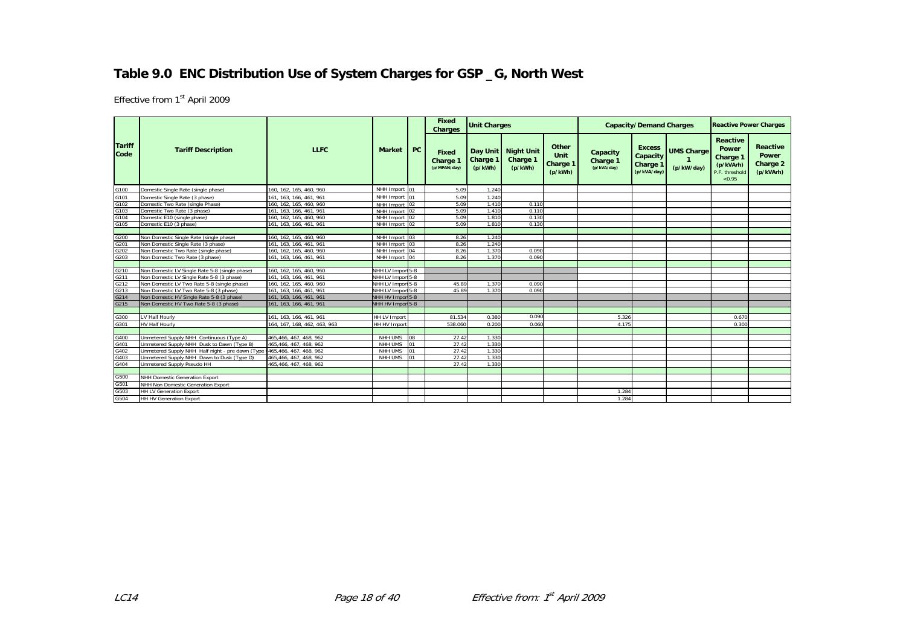# Table 9.0 ENC Distribution Use of System Charges for GSP _G, North West

Effective from 1st April 2009

| Tariff Code | Tariff Description | LLFC | Market | PC | Fixed Charges | Unit Charges | | | Capacity/Demand Charges | | | Reactive Power Charges | |
|---|---|---|---|---|---|---|---|---|---|---|---|---|---|
| | | | | | Fixed Charge 1 (p/MPAN/day) | Day Unit Charge 1 (p/kWh) | Night Unit Charge 1 (p/kWh) | Other Unit Charge 1 (p/kWh) | Capacity Charge 1 (p/kVA/day) | Excess Capacity Charge 1 (p/kVA/day) | UMS Charge 1 (p/kW/day) | Reactive Power Charge 1 (p/kVArh) P.F. threshold <0.95 | Reactive Power Charge 2 (p/kVArh) |
| G100 | Domestic Single Rate (single phase) | 160, 162, 165, 460, 960 | NHH Import | 01 | 5.09 | 1.240 | | | | | | | |
| G101 | Domestic Single Rate (3 phase) | 161, 163, 166, 461, 961 | NHH Import | 01 | 5.09 | 1.240 | | | | | | | |
| G102 | Domestic Two Rate (single Phase) | 160, 162, 165, 460, 960 | NHH Import | 02 | 5.09 | 1.410 | 0.110 | | | | | | |
| G103 | Domestic Two Rate (3 phase) | 161, 163, 166, 461, 961 | NHH Import | 02 | 5.09 | 1.410 | 0.110 | | | | | | |
| G104 | Domestic E10 (single phase) | 160, 162, 165, 460, 960 | NHH Import | 02 | 5.09 | 1.810 | 0.130 | | | | | | |
| G105 | Domestic E10 (3 phase) | 161, 163, 166, 461, 961 | NHH Import | 02 | 5.09 | 1.810 | 0.130 | | | | | | |
| | | | | | | | | | | | | | |
| G200 | Non Domestic Single Rate (single phase) | 160, 162, 165, 460, 960 | NHH Import | 03 | 8.26 | 1.240 | | | | | | | |
| G201 | Non Domestic Single Rate (3 phase) | 161, 163, 166, 461, 961 | NHH Import | 03 | 8.26 | 1.240 | | | | | | | |
| G202 | Non Domestic Two Rate (single phase) | 160, 162, 165, 460, 960 | NHH Import | 04 | 8.26 | 1.370 | 0.090 | | | | | | |
| G203 | Non Domestic Two Rate (3 phase) | 161, 163, 166, 461, 961 | NHH Import | 04 | 8.26 | 1.370 | 0.090 | | | | | | |
| | | | | | | | | | | | | | |
| G210 | Non Domestic LV Single Rate 5-8 (single phase) | 160, 162, 165, 460, 960 | NHH LV Import | 5-8 | | | | | | | | | |
| G211 | Non Domestic LV Single Rate 5-8 (3 phase) | 161, 163, 166, 461, 961 | NHH LV Import | 5-8 | | | | | | | | | |
| G212 | Non Domestic LV Two Rate 5-8 (single phase) | 160, 162, 165, 460, 960 | NHH LV Import | 5-8 | 45.89 | 1.370 | 0.090 | | | | | | |
| G213 | Non Domestic LV Two Rate 5-8 (3 phase) | 161, 163, 166, 461, 961 | NHH LV Import | 5-8 | 45.89 | 1.370 | 0.090 | | | | | | |
| G214 | Non Domestic HV Single Rate 5-8 (3 phase) | 161, 163, 166, 461, 961 | NHH HV Import | 5-8 | | | | | | | | | |
| G215 | Non Domestic HV Two Rate 5-8 (3 phase) | 161, 163, 166, 461, 961 | NHH HV Import | 5-8 | | | | | | | | | |
| | | | | | | | | | | | | | |
| G300 | LV Half Hourly | 161, 163, 166, 461, 961 | HH LV Import | | 81.534 | 0.380 | 0.090 | | 5.326 | | | 0.670 | |
| G301 | HV Half Hourly | 164, 167, 168, 462, 463, 963 | HH HV Import | | 538.060 | 0.200 | 0.060 | | 4.175 | | | 0.300 | |
| | | | | | | | | | | | | | |
| G400 | Unmetered Supply NHH Continuous (Type A) | 465,466, 467, 468, 962 | NHH UMS | 08 | 27.42 | 1.330 | | | | | | | |
| G401 | Unmetered Supply NHH Dusk to Dawn (Type B) | 465,466, 467, 468, 962 | NHH UMS | 01 | 27.42 | 1.330 | | | | | | | |
| G402 | Unmetered Supply NHH Half night - pre dawn (Type | 465,466, 467, 468, 962 | NHH UMS | 01 | 27.42 | 1.330 | | | | | | | |
| G403 | Unmetered Supply NHH Dawn to Dusk (Type D) | 465,466, 467, 468, 962 | NHH UMS | 01 | 27.42 | 1.330 | | | | | | | |
| G404 | Unmetered Supply Pseudo HH | 465,466, 467, 468, 962 | | | 27.42 | 1.330 | | | | | | | |
| | | | | | | | | | | | | | |
| G500 | NHH Domestic Generation Export | | | | | | | | | | | | |
| G501 | NHH Non Domestic Generation Export | | | | | | | | | | | | |
| G503 | HH LV Generation Export | | | | | | | | 1.284 | | | | |
| G504 | HH HV Generation Export | | | | | | | | 1.284 | | | | |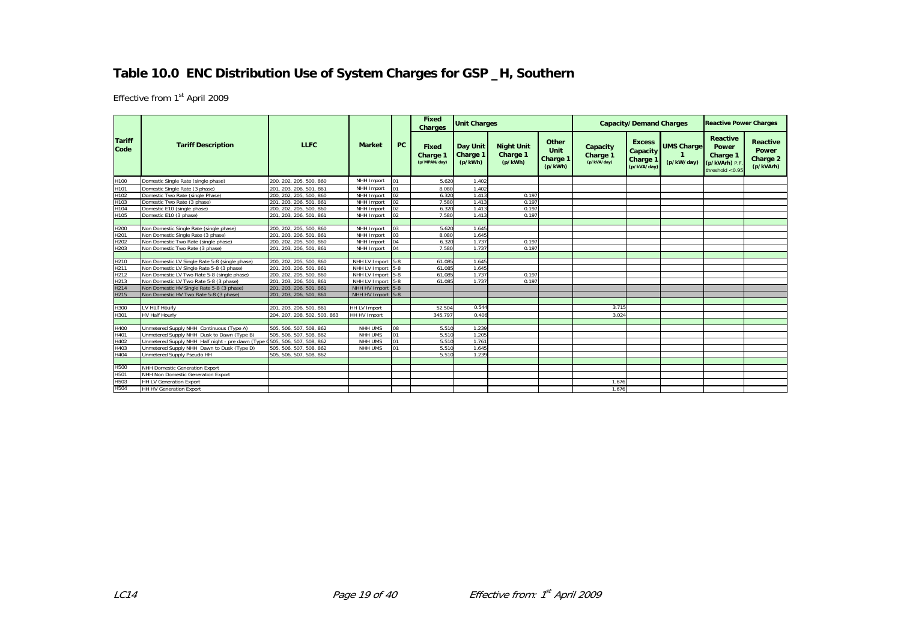# Table 10.0 ENC Distribution Use of System Charges for GSP _H, Southern

Effective from 1st April 2009

| Tariff Code | Tariff Description | LLFC | Market | PC | Fixed Charges | Unit Charges | | | Capacity/Demand Charges | | | Reactive Power Charges | |
|---|---|---|---|---|---|---|---|---|---|---|---|---|---|
| | | | | | Fixed Charge 1 (p/MPAN/day) | Day Unit Charge 1 (p/kWh) | Night Unit Charge 1 (p/kWh) | Other Unit Charge 1 (p/kWh) | Capacity Charge 1 (p/kVA/day) | Excess Capacity Charge 1 (p/kVA/day) | UMS Charge 1 (p/kW/day) | Reactive Power Charge 1 (p/kVArh) P.F. threshold <0.95 | Reactive Power Charge 2 (p/kVArh) |
| H100 | Domestic Single Rate (single phase) | 200, 202, 205, 500, 860 | NHH Import | 01 | 5.620 | 1.402 | | | | | | | |
| H101 | Domestic Single Rate (3 phase) | 201, 203, 206, 501, 861 | NHH Import | 01 | 8.080 | 1.402 | | | | | | | |
| H102 | Domestic Two Rate (single Phase) | 200, 202, 205, 500, 860 | NHH Import | 02 | 6.320 | 1.413 | 0.197 | | | | | | |
| H103 | Domestic Two Rate (3 phase) | 201, 203, 206, 501, 861 | NHH Import | 02 | 7.580 | 1.413 | 0.197 | | | | | | |
| H104 | Domestic E10 (single phase) | 200, 202, 205, 500, 860 | NHH Import | 02 | 6.320 | 1.413 | 0.197 | | | | | | |
| H105 | Domestic E10 (3 phase) | 201, 203, 206, 501, 861 | NHH Import | 02 | 7.580 | 1.413 | 0.197 | | | | | | |
| | | | | | | | | | | | | | |
| H200 | Non Domestic Single Rate (single phase) | 200, 202, 205, 500, 860 | NHH Import | 03 | 5.620 | 1.645 | | | | | | | |
| H201 | Non Domestic Single Rate (3 phase) | 201, 203, 206, 501, 861 | NHH Import | 03 | 8.080 | 1.645 | | | | | | | |
| H202 | Non Domestic Two Rate (single phase) | 200, 202, 205, 500, 860 | NHH Import | 04 | 6.320 | 1.737 | 0.197 | | | | | | |
| H203 | Non Domestic Two Rate (3 phase) | 201, 203, 206, 501, 861 | NHH Import | 04 | 7.580 | 1.737 | 0.197 | | | | | | |
| | | | | | | | | | | | | | |
| H210 | Non Domestic LV Single Rate 5-8 (single phase) | 200, 202, 205, 500, 860 | NHH LV Import | 5-8 | 61.085 | 1.645 | | | | | | | |
| H211 | Non Domestic LV Single Rate 5-8 (3 phase) | 201, 203, 206, 501, 861 | NHH LV Import | 5-8 | 61.085 | 1.645 | | | | | | | |
| H212 | Non Domestic LV Two Rate 5-8 (single phase) | 200, 202, 205, 500, 860 | NHH LV Import | 5-8 | 61.085 | 1.737 | 0.197 | | | | | | |
| H213 | Non Domestic LV Two Rate 5-8 (3 phase) | 201, 203, 206, 501, 861 | NHH LV Import | 5-8 | 61.085 | 1.737 | 0.197 | | | | | | |
| H214 | Non Domestic HV Single Rate 5-8 (3 phase) | 201, 203, 206, 501, 861 | NHH HV Import | 5-8 | | | | | | | | | |
| H215 | Non Domestic HV Two Rate 5-8 (3 phase) | 201, 203, 206, 501, 861 | NHH HV Import | 5-8 | | | | | | | | | |
| | | | | | | | | | | | | | |
| H300 | LV Half Hourly | 201, 203, 206, 501, 861 | HH LV Import | | 52.504 | 0.544 | | | 3.715 | | | | |
| H301 | HV Half Hourly | 204, 207, 208, 502, 503, 863 | HH HV Import | | 345.797 | 0.406 | | | 3.024 | | | | |
| | | | | | | | | | | | | | |
| H400 | Unmetered Supply NHH Continuous (Type A) | 505, 506, 507, 508, 862 | NHH UMS | 08 | 5.510 | 1.239 | | | | | | | |
| H401 | Unmetered Supply NHH Dusk to Dawn (Type B) | 505, 506, 507, 508, 862 | NHH UMS | 01 | 5.510 | 1.205 | | | | | | | |
| H402 | Unmetered Supply NHH Half night - pre dawn (Type C) | 505, 506, 507, 508, 862 | NHH UMS | 01 | 5.510 | 1.761 | | | | | | | |
| H403 | Unmetered Supply NHH Dawn to Dusk (Type D) | 505, 506, 507, 508, 862 | NHH UMS | 01 | 5.510 | 1.645 | | | | | | | |
| H404 | Unmetered Supply Pseudo HH | 505, 506, 507, 508, 862 | | | 5.510 | 1.239 | | | | | | | |
| | | | | | | | | | | | | | |
| H500 | NHH Domestic Generation Export | | | | | | | | | | | | |
| H501 | NHH Non Domestic Generation Export | | | | | | | | | | | | |
| H503 | HH LV Generation Export | | | | | | | | 1.676 | | | | |
| H504 | HH HV Generation Export | | | | | | | | 1.676 | | | | |

LC14 | Effective from: 1st April 2009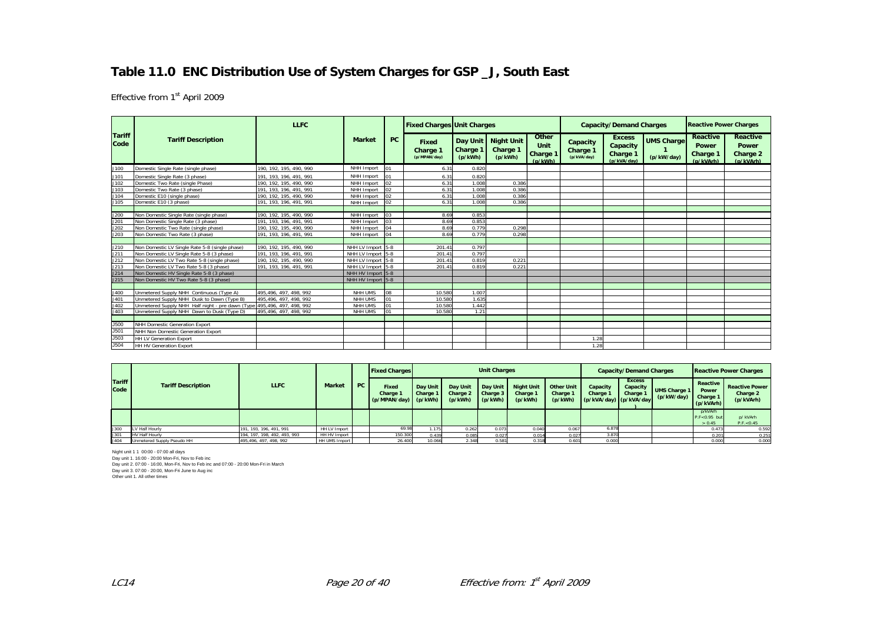## Table 11.0 ENC Distribution Use of System Charges for GSP _J, South East

Effective from 1st April 2009

| Tariff Code | Tariff Description | LLFC | Market | PC | Fixed Charges | Unit Charges | | | Capacity/Demand Charges | | | Reactive Power Charges | |
|---|---|---|---|---|---|---|---|---|---|---|---|---|---|
| | | | | | Fixed Charge 1 (p/MPAN/day) | Day Unit Charge 1 (p/kWh) | Night Unit Charge 1 (p/kWh) | Other Unit Charge 1 (p/kWh) | Capacity Charge 1 (p/kVA/day) | Excess Capacity Charge 1 (p/kVA/day) | UMS Charge 1 (p/kW/day) | Reactive Power Charge 1 (p/kVArh) | Reactive Power Charge 2 (p/kVArh) |
| J100 | Domestic Single Rate (single phase) | 190, 192, 195, 490, 990 | NHH Import | 01 | 6.31 | 0.820 | | | | | | | |
| J101 | Domestic Single Rate (3 phase) | 191, 193, 196, 491, 991 | NHH Import | 01 | 6.31 | 0.820 | | | | | | | |
| J102 | Domestic Two Rate (single Phase) | 190, 192, 195, 490, 990 | NHH Import | 02 | 6.31 | 1.008 | 0.386 | | | | | | |
| J103 | Domestic Two Rate (3 phase) | 191, 193, 196, 491, 991 | NHH Import | 02 | 6.31 | 1.008 | 0.386 | | | | | | |
| J104 | Domestic E10 (single phase) | 190, 192, 195, 490, 990 | NHH Import | 02 | 6.31 | 1.008 | 0.386 | | | | | | |
| J105 | Domestic E10 (3 phase) | 191, 193, 196, 491, 991 | NHH Import | 02 | 6.31 | 1.008 | 0.386 | | | | | | |
| J200 | Non Domestic Single Rate (single phase) | 190, 192, 195, 490, 990 | NHH Import | 03 | 8.69 | 0.853 | | | | | | | |
| J201 | Non Domestic Single Rate (3 phase) | 191, 193, 196, 491, 991 | NHH Import | 03 | 8.69 | 0.853 | | | | | | | |
| J202 | Non Domestic Two Rate (single phase) | 190, 192, 195, 490, 990 | NHH Import | 04 | 8.69 | 0.779 | 0.298 | | | | | | |
| J203 | Non Domestic Two Rate (3 phase) | 191, 193, 196, 491, 991 | NHH Import | 04 | 8.69 | 0.779 | 0.298 | | | | | | |
| J210 | Non Domestic LV Single Rate 5-8 (single phase) | 190, 192, 195, 490, 990 | NHH LV Import | 5-8 | 201.41 | 0.797 | | | | | | | |
| J211 | Non Domestic LV Single Rate 5-8 (3 phase) | 191, 193, 196, 491, 991 | NHH LV Import | 5-8 | 201.41 | 0.797 | | | | | | | |
| J212 | Non Domestic LV Two Rate 5-8 (single phase) | 190, 192, 195, 490, 990 | NHH LV Import | 5-8 | 201.41 | 0.819 | 0.221 | | | | | | |
| J213 | Non Domestic LV Two Rate 5-8 (3 phase) | 191, 193, 196, 491, 991 | NHH LV Import | 5-8 | 201.41 | 0.819 | 0.221 | | | | | | |
| J214 | Non Domestic HV Single Rate 5-8 (3 phase) | | NHH HV Import | 5-8 | | | | | | | | | |
| J215 | Non Domestic HV Two Rate 5-8 (3 phase) | | NHH HV Import | 5-8 | | | | | | | | | |
| J400 | Unmetered Supply NHH Continuous (Type A) | 495,496, 497, 498, 992 | NHH UMS | 08 | 10.580 | 1.007 | | | | | | | |
| J401 | Unmetered Supply NHH Dusk to Dawn (Type B) | 495,496, 497, 498, 992 | NHH UMS | 01 | 10.580 | 1.635 | | | | | | | |
| J402 | Unmetered Supply NHH Half night - pre dawn (Type | 495,496, 497, 498, 992 | NHH UMS | 01 | 10.580 | 1.442 | | | | | | | |
| J403 | Unmetered Supply NHH Dawn to Dusk (Type D) | 495,496, 497, 498, 992 | NHH UMS | 01 | 10.580 | 1.21 | | | | | | | |
| J500 | NHH Domestic Generation Export | | | | | | | | | | | | |
| J501 | NHH Non Domestic Generation Export | | | | | | | | | | | | |
| J503 | HH LV Generation Export | | | | | | | | 1.28 | | | | |
| J504 | HH HV Generation Export | | | | | | | | 1.28 | | | | |

| Tariff Code | Tariff Description | LLFC | Market | PC | Fixed Charges | Unit Charges | | | | | Capacity/Demand Charges | | | Reactive Power Charges | |
|---|---|---|---|---|---|---|---|---|---|---|---|---|---|---|---|
| | | | | | Fixed Charge 1 (p/MPAN/day) | Day Unit Charge 1 (p/kWh) | Day Unit Charge 2 (p/kWh) | Day Unit Charge 3 (p/kWh) | Night Unit Charge 1 (p/kWh) | Other Unit Charge 1 (p/kWh) | Capacity Charge 1 (p/kVA/day) | Excess Capacity Charge 1 (p/kVA/day) | UMS Charge 1 (p/kW/day) | Reactive Power Charge 1 (p/kVArh) | Reactive Power Charge 2 (p/kVArh) |
| | | | | | | | | | | | | | | p/kVArh P.F<0.95 but > 0.45 | p/ kVArh P.F.<0.45 |
| J300 | LV Half Hourly | 191, 193, 196, 491, 991 | HH LV Import | | 69.98 | 1.175 | 0.262 | 0.073 | 0.040 | 0.067 | 6.878 | | | 0.473 | 0.592 |
| J301 | HV Half Hourly | 194, 197, 198, 492, 493, 993 | HH HV Import | | 150.300 | 0.439 | 0.085 | 0.027 | 0.014 | 0.027 | 3.870 | | | 0.201 | 0.251 |
| J404 | Unmetered Supply Pseudo HH | 495,496, 497, 498, 992 | HH UMS Import | | 26.400 | 10.066 | 2.348 | 0.581 | 0.318 | 0.601 | 0.000 | | | 0.000 | 0.000 |

Night unit 1 1 00:00 - 07:00 all days
Day unit 1. 16:00 - 20:00 Mon-Fri, Nov to Feb inc
Day unit 2. 07:00 - 16:00, Mon-Fri, Nov to Feb inc and 07:00 - 20:00 Mon-Fri in March
Day unit 3. 07:00 - 20:00, Mon-Fri June to Aug inc
Other unit 1. All other times

LC14

Effective from: 1st April 2009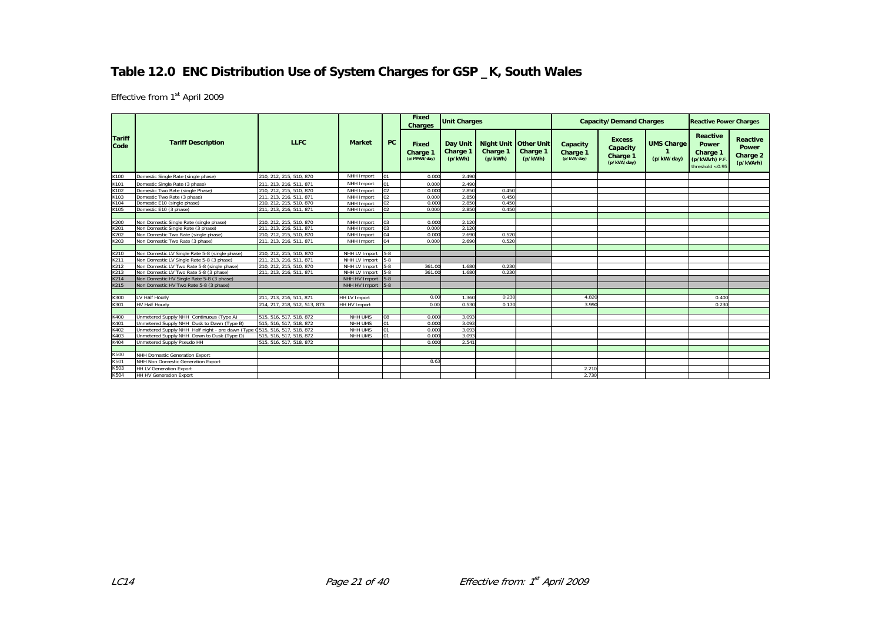# Table 12.0 ENC Distribution Use of System Charges for GSP _K, South Wales

Effective from 1st April 2009

| Tariff Code | Tariff Description | LLFC | Market | PC | Fixed Charges | Unit Charges | | | Capacity/Demand Charges | | | Reactive Power Charges | |
|---|---|---|---|---|---|---|---|---|---|---|---|---|---|
| | | | | | Fixed Charge 1 (p/MPAN/day) | Day Unit Charge 1 (p/kWh) | Night Unit Charge 1 (p/kWh) | Other Unit Charge 1 (p/kWh) | Capacity Charge 1 (p/kVA/day) | Excess Capacity Charge 1 (p/kVA/day) | UMS Charge 1 (p/kW/day) | Reactive Power Charge 1 (p/kVArh) P.F. threshold <0.95 | Reactive Power Charge 2 (p/kVArh) |
| K100 | Domestic Single Rate (single phase) | 210, 212, 215, 510, 870 | NHH Import | 01 | 0.000 | 2.490 | | | | | | | |
| K101 | Domestic Single Rate (3 phase) | 211, 213, 216, 511, 871 | NHH Import | 01 | 0.000 | 2.490 | | | | | | | |
| K102 | Domestic Two Rate (single Phase) | 210, 212, 215, 510, 870 | NHH Import | 02 | 0.000 | 2.850 | 0.450 | | | | | | |
| K103 | Domestic Two Rate (3 phase) | 211, 213, 216, 511, 871 | NHH Import | 02 | 0.000 | 2.850 | 0.450 | | | | | | |
| K104 | Domestic E10 (single phase) | 210, 212, 215, 510, 870 | NHH Import | 02 | 0.000 | 2.850 | 0.450 | | | | | | |
| K105 | Domestic E10 (3 phase) | 211, 213, 216, 511, 871 | NHH Import | 02 | 0.000 | 2.850 | 0.450 | | | | | | |
| K200 | Non Domestic Single Rate (single phase) | 210, 212, 215, 510, 870 | NHH Import | 03 | 0.000 | 2.120 | | | | | | | |
| K201 | Non Domestic Single Rate (3 phase) | 211, 213, 216, 511, 871 | NHH Import | 03 | 0.000 | 2.120 | | | | | | | |
| K202 | Non Domestic Two Rate (single phase) | 210, 212, 215, 510, 870 | NHH Import | 04 | 0.000 | 2.690 | 0.520 | | | | | | |
| K203 | Non Domestic Two Rate (3 phase) | 211, 213, 216, 511, 871 | NHH Import | 04 | 0.000 | 2.690 | 0.520 | | | | | | |
| K210 | Non Domestic LV Single Rate 5-8 (single phase) | 210, 212, 215, 510, 870 | NHH LV Import | 5-8 | | | | | | | | | |
| K211 | Non Domestic LV Single Rate 5-8 (3 phase) | 211, 213, 216, 511, 871 | NHH LV Import | 5-8 | | | | | | | | | |
| K212 | Non Domestic LV Two Rate 5-8 (single phase) | 210, 212, 215, 510, 870 | NHH LV Import | 5-8 | 361.00 | 1.680 | 0.230 | | | | | | |
| K213 | Non Domestic LV Two Rate 5-8 (3 phase) | 211, 213, 216, 511, 871 | NHH LV Import | 5-8 | 361.00 | 1.680 | 0.230 | | | | | | |
| K214 | Non Domestic HV Single Rate 5-8 (3 phase) | | NHH HV Import | 5-8 | | | | | | | | | |
| K215 | Non Domestic HV Two Rate 5-8 (3 phase) | | NHH HV Import | 5-8 | | | | | | | | | |
| K300 | LV Half Hourly | 211, 213, 216, 511, 871 | HH LV Import | | 0.00 | 1.360 | 0.230 | | 4.820 | | | 0.400 | |
| K301 | HV Half Hourly | 214, 217, 218, 512, 513, 873 | HH HV Import | | 0.00 | 0.530 | 0.170 | | 3.990 | | | 0.230 | |
| K400 | Unmetered Supply NHH Continuous (Type A) | 515, 516, 517, 518, 872 | NHH UMS | 08 | 0.000 | 3.093 | | | | | | | |
| K401 | Unmetered Supply NHH Dusk to Dawn (Type B) | 515, 516, 517, 518, 872 | NHH UMS | 01 | 0.000 | 3.093 | | | | | | | |
| K402 | Unmetered Supply NHH Half night - pre dawn (Type C | 515, 516, 517, 518, 872 | NHH UMS | 01 | 0.000 | 3.093 | | | | | | | |
| K403 | Unmetered Supply NHH Dawn to Dusk (Type D) | 515, 516, 517, 518, 872 | NHH UMS | 01 | 0.000 | 3.093 | | | | | | | |
| K404 | Unmetered Supply Pseudo HH | 515, 516, 517, 518, 872 | | | 0.000 | 2.541 | | | | | | | |
| K500 | NHH Domestic Generation Export | | | | | | | | | | | | |
| K501 | NHH Non Domestic Generation Export | | | | 8.63 | | | | | | | | |
| K503 | HH LV Generation Export | | | | | | | | 2.210 | | | | |
| K504 | HH HV Generation Export | | | | | | | | 2.730 | | | | |

LC14 Effective from: 1st April 2009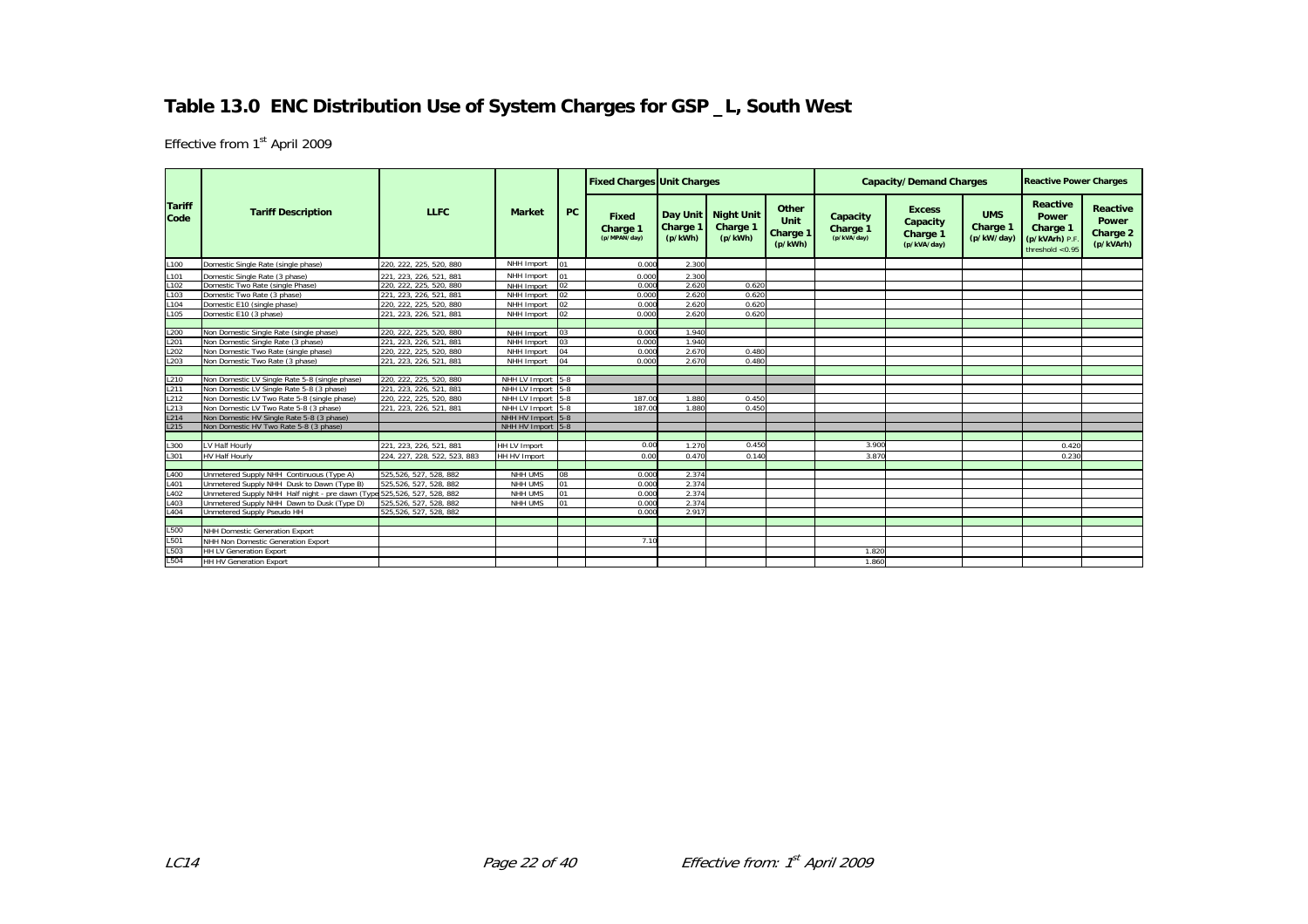# Table 13.0 ENC Distribution Use of System Charges for GSP _L, South West

Effective from 1st April 2009

| Tariff Code | Tariff Description | LLFC | Market | PC | Fixed Charges | Unit Charges | | | Capacity/Demand Charges | | | Reactive Power Charges | |
|---|---|---|---|---|---|---|---|---|---|---|---|---|---|
| | | | | | Fixed Charge 1 (p/MPAN/day) | Day Unit Charge 1 (p/kWh) | Night Unit Charge 1 (p/kWh) | Other Unit Charge 1 (p/kWh) | Capacity Charge 1 (p/kVA/day) | Excess Capacity Charge 1 (p/kVA/day) | UMS Charge 1 (p/kW/day) | Reactive Power Charge 1 (p/kVArh) P.F. threshold <0.95 | Reactive Power Charge 2 (p/kVArh) |
| L100 | Domestic Single Rate (single phase) | 220, 222, 225, 520, 880 | NHH Import | 01 | 0.000 | 2.300 | | | | | | | |
| L101 | Domestic Single Rate (3 phase) | 221, 223, 226, 521, 881 | NHH Import | 01 | 0.000 | 2.300 | | | | | | | |
| L102 | Domestic Two Rate (single Phase) | 220, 222, 225, 520, 880 | NHH Import | 02 | 0.000 | 2.620 | 0.620 | | | | | | |
| L103 | Domestic Two Rate (3 phase) | 221, 223, 226, 521, 881 | NHH Import | 02 | 0.000 | 2.620 | 0.620 | | | | | | |
| L104 | Domestic E10 (single phase) | 220, 222, 225, 520, 880 | NHH Import | 02 | 0.000 | 2.620 | 0.620 | | | | | | |
| L105 | Domestic E10 (3 phase) | 221, 223, 226, 521, 881 | NHH Import | 02 | 0.000 | 2.620 | 0.620 | | | | | | |
| L200 | Non Domestic Single Rate (single phase) | 220, 222, 225, 520, 880 | NHH Import | 03 | 0.000 | 1.940 | | | | | | | |
| L201 | Non Domestic Single Rate (3 phase) | 221, 223, 226, 521, 881 | NHH Import | 03 | 0.000 | 1.940 | | | | | | | |
| L202 | Non Domestic Two Rate (single phase) | 220, 222, 225, 520, 880 | NHH Import | 04 | 0.000 | 2.670 | 0.480 | | | | | | |
| L203 | Non Domestic Two Rate (3 phase) | 221, 223, 226, 521, 881 | NHH Import | 04 | 0.000 | 2.670 | 0.480 | | | | | | |
| L210 | Non Domestic LV Single Rate 5-8 (single phase) | 220, 222, 225, 520, 880 | NHH LV Import | 5-8 | | | | | | | | | |
| L211 | Non Domestic LV Single Rate 5-8 (3 phase) | 221, 223, 226, 521, 881 | NHH LV Import | 5-8 | | | | | | | | | |
| L212 | Non Domestic LV Two Rate 5-8 (single phase) | 220, 222, 225, 520, 880 | NHH LV Import | 5-8 | 187.00 | 1.880 | 0.450 | | | | | | |
| L213 | Non Domestic LV Two Rate 5-8 (3 phase) | 221, 223, 226, 521, 881 | NHH LV Import | 5-8 | 187.00 | 1.880 | 0.450 | | | | | | |
| L214 | Non Domestic HV Single Rate 5-8 (3 phase) | | NHH HV Import | 5-8 | | | | | | | | | |
| L215 | Non Domestic HV Two Rate 5-8 (3 phase) | | NHH HV Import | 5-8 | | | | | | | | | |
| L300 | LV Half Hourly | 221, 223, 226, 521, 881 | HH LV Import | | 0.00 | 1.270 | 0.450 | | 3.900 | | | 0.420 | |
| L301 | HV Half Hourly | 224, 227, 228, 522, 523, 883 | HH HV Import | | 0.00 | 0.470 | 0.140 | | 3.870 | | | 0.230 | |
| L400 | Unmetered Supply NHH Continuous (Type A) | 525,526, 527, 528, 882 | NHH UMS | 08 | 0.000 | 2.374 | | | | | | | |
| L401 | Unmetered Supply NHH Dusk to Dawn (Type B) | 525,526, 527, 528, 882 | NHH UMS | 01 | 0.000 | 2.374 | | | | | | | |
| L402 | Unmetered Supply NHH Half night - pre dawn (Type | 525,526, 527, 528, 882 | NHH UMS | 01 | 0.000 | 2.374 | | | | | | | |
| L403 | Unmetered Supply NHH Dawn to Dusk (Type D) | 525,526, 527, 528, 882 | NHH UMS | 01 | 0.000 | 2.374 | | | | | | | |
| L404 | Unmetered Supply Pseudo HH | 525,526, 527, 528, 882 | | | 0.000 | 2.917 | | | | | | | |
| L500 | NHH Domestic Generation Export | | | | | | | | | | | | |
| L501 | NHH Non Domestic Generation Export | | | | 7.10 | | | | | | | | |
| L503 | HH LV Generation Export | | | | | | | | 1.820 | | | | |
| L504 | HH HV Generation Export | | | | | | | | 1.860 | | | | |

LC14

Effective from: 1st April 2009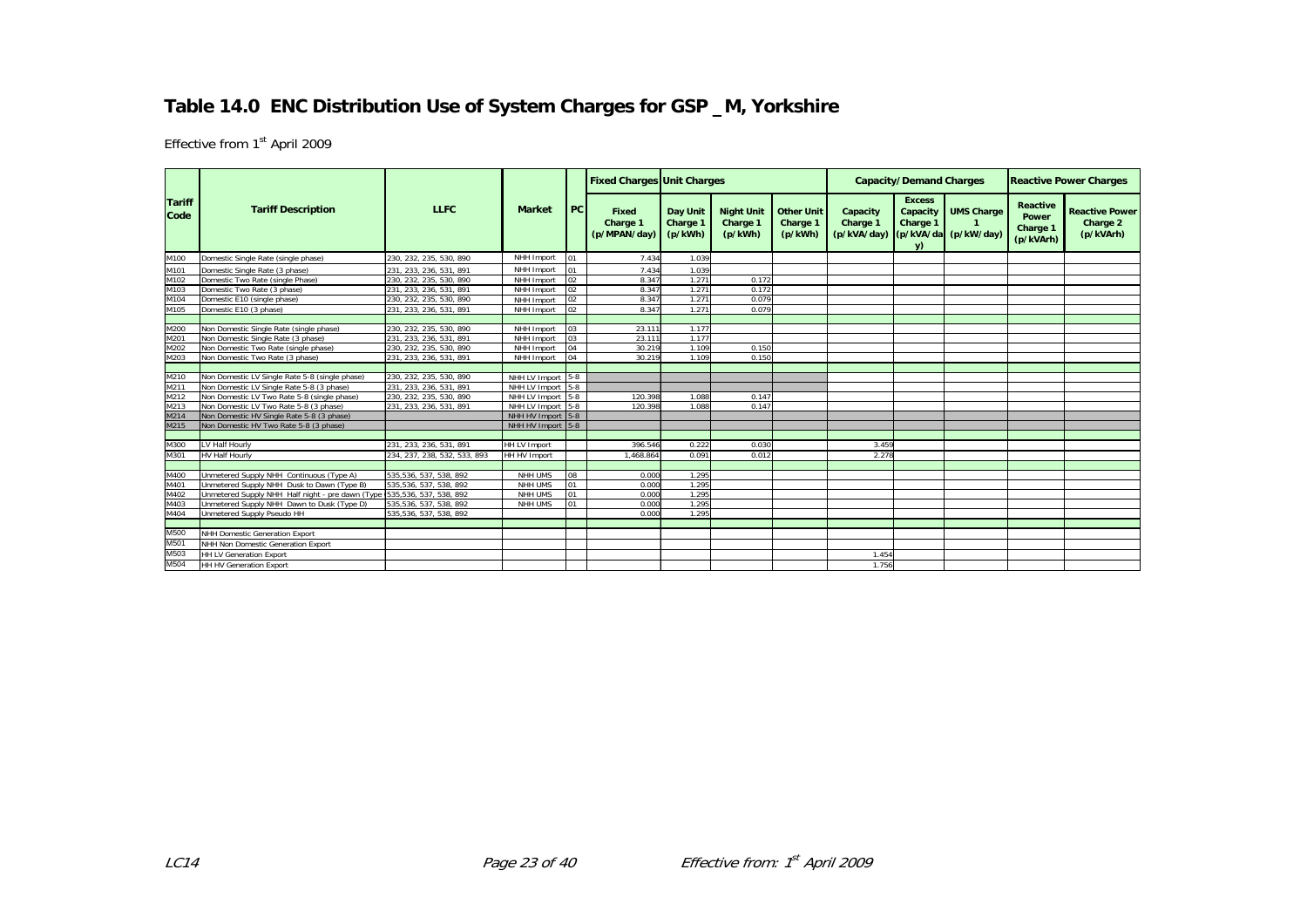# Table 14.0 ENC Distribution Use of System Charges for GSP _M, Yorkshire

Effective from 1st April 2009

| Tariff Code | Tariff Description | LLFC | Market | PC | Fixed Charges | Unit Charges | | | Capacity/Demand Charges | | | Reactive Power Charges | |
|---|---|---|---|---|---|---|---|---|---|---|---|---|---|
| | | | | | Fixed Charge 1 (p/MPAN/day) | Day Unit Charge 1 (p/kWh) | Night Unit Charge 1 (p/kWh) | Other Unit Charge 1 (p/kWh) | Capacity Charge 1 (p/kVA/day) | Excess Capacity Charge 1 (p/kVA/day) | UMS Charge 1 (p/kW/day) | Reactive Power Charge 1 (p/kVArh) | Reactive Power Charge 2 (p/kVArh) |
| M100 | Domestic Single Rate (single phase) | 230, 232, 235, 530, 890 | NHH Import | 01 | 7.434 | 1.039 | | | | | | | |
| M101 | Domestic Single Rate (3 phase) | 231, 233, 236, 531, 891 | NHH Import | 01 | 7.434 | 1.039 | | | | | | | |
| M102 | Domestic Two Rate (single Phase) | 230, 232, 235, 530, 890 | NHH Import | 02 | 8.347 | 1.271 | 0.172 | | | | | | |
| M103 | Domestic Two Rate (3 phase) | 231, 233, 236, 531, 891 | NHH Import | 02 | 8.347 | 1.271 | 0.172 | | | | | | |
| M104 | Domestic E10 (single phase) | 230, 232, 235, 530, 890 | NHH Import | 02 | 8.347 | 1.271 | 0.079 | | | | | | |
| M105 | Domestic E10 (3 phase) | 231, 233, 236, 531, 891 | NHH Import | 02 | 8.347 | 1.271 | 0.079 | | | | | | |
| M200 | Non Domestic Single Rate (single phase) | 230, 232, 235, 530, 890 | NHH Import | 03 | 23.111 | 1.177 | | | | | | | |
| M201 | Non Domestic Single Rate (3 phase) | 231, 233, 236, 531, 891 | NHH Import | 03 | 23.111 | 1.177 | | | | | | | |
| M202 | Non Domestic Two Rate (single phase) | 230, 232, 235, 530, 890 | NHH Import | 04 | 30.219 | 1.109 | 0.150 | | | | | | |
| M203 | Non Domestic Two Rate (3 phase) | 231, 233, 236, 531, 891 | NHH Import | 04 | 30.219 | 1.109 | 0.150 | | | | | | |
| M210 | Non Domestic LV Single Rate 5-8 (single phase) | 230, 232, 235, 530, 890 | NHH LV Import | 5-8 | | | | | | | | | |
| M211 | Non Domestic LV Single Rate 5-8 (3 phase) | 231, 233, 236, 531, 891 | NHH LV Import | 5-8 | | | | | | | | | |
| M212 | Non Domestic LV Two Rate 5-8 (single phase) | 230, 232, 235, 530, 890 | NHH LV Import | 5-8 | 120.398 | 1.088 | 0.147 | | | | | | |
| M213 | Non Domestic LV Two Rate 5-8 (3 phase) | 231, 233, 236, 531, 891 | NHH LV Import | 5-8 | 120.398 | 1.088 | 0.147 | | | | | | |
| M214 | Non Domestic HV Single Rate 5-8 (3 phase) | | NHH HV Import | 5-8 | | | | | | | | | |
| M215 | Non Domestic HV Two Rate 5-8 (3 phase) | | NHH HV Import | 5-8 | | | | | | | | | |
| M300 | LV Half Hourly | 231, 233, 236, 531, 891 | HH LV Import | | 396.546 | 0.222 | 0.030 | | 3.459 | | | | |
| M301 | HV Half Hourly | 234, 237, 238, 532, 533, 893 | HH HV Import | | 1,468.864 | 0.091 | 0.012 | | 2.278 | | | | |
| M400 | Unmetered Supply NHH Continuous (Type A) | 535,536, 537, 538, 892 | NHH UMS | 08 | 0.000 | 1.295 | | | | | | | |
| M401 | Unmetered Supply NHH Dusk to Dawn (Type B) | 535,536, 537, 538, 892 | NHH UMS | 01 | 0.000 | 1.295 | | | | | | | |
| M402 | Unmetered Supply NHH Half night - pre dawn (Type | 535,536, 537, 538, 892 | NHH UMS | 01 | 0.000 | 1.295 | | | | | | | |
| M403 | Unmetered Supply NHH Dawn to Dusk (Type D) | 535,536, 537, 538, 892 | NHH UMS | 01 | 0.000 | 1.295 | | | | | | | |
| M404 | Unmetered Supply Pseudo HH | 535,536, 537, 538, 892 | | | 0.000 | 1.295 | | | | | | | |
| M500 | NHH Domestic Generation Export | | | | | | | | | | | | |
| M501 | NHH Non Domestic Generation Export | | | | | | | | | | | | |
| M503 | HH LV Generation Export | | | | | | | | 1.454 | | | | |
| M504 | HH HV Generation Export | | | | | | | | 1.756 | | | | |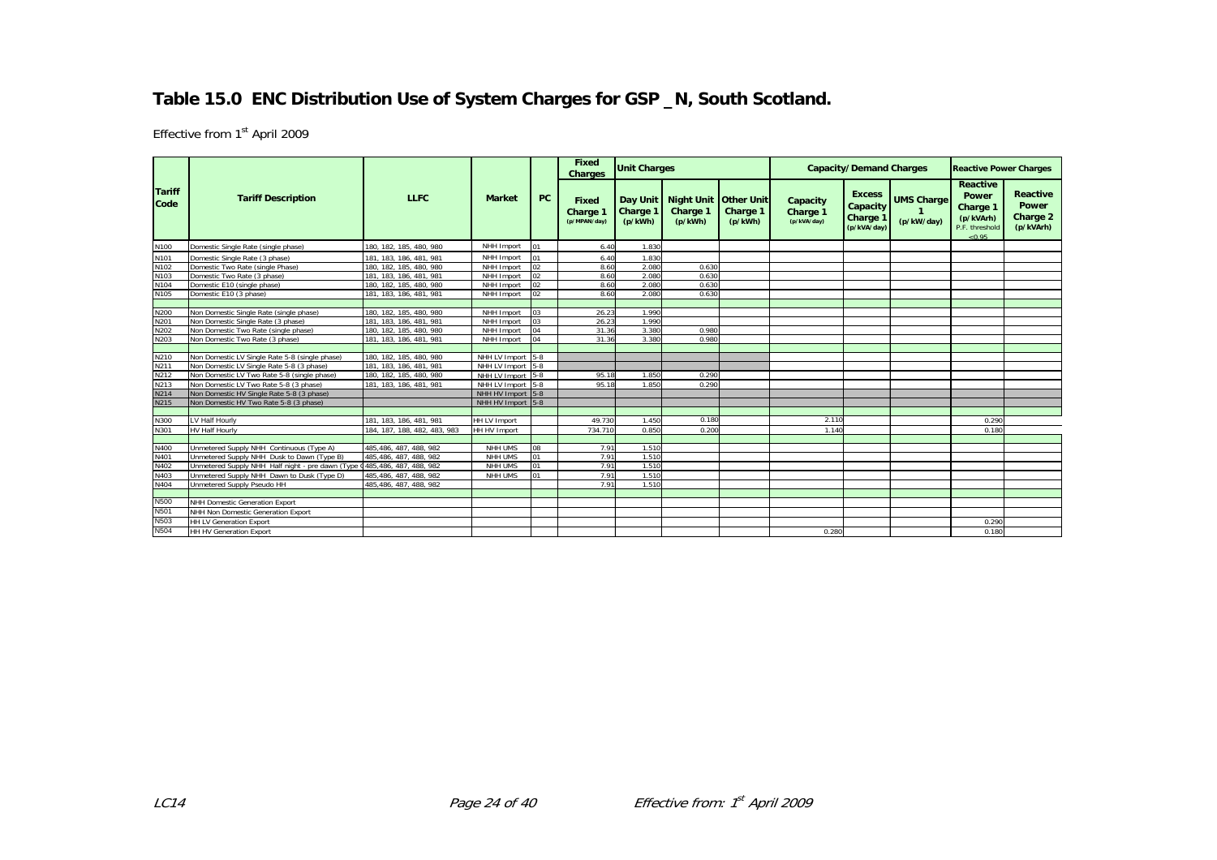# Table 15.0 ENC Distribution Use of System Charges for GSP _N, South Scotland.

Effective from 1st April 2009

| Tariff Code | Tariff Description | LLFC | Market | PC | Fixed Charges | Unit Charges | | | Capacity/Demand Charges | | | Reactive Power Charges | |
|---|---|---|---|---|---|---|---|---|---|---|---|---|---|
| | | | | | Fixed Charge 1 (p/MPAN/day) | Day Unit Charge 1 (p/kWh) | Night Unit Charge 1 (p/kWh) | Other Unit Charge 1 (p/kWh) | Capacity Charge 1 (p/kVA/day) | Excess Capacity Charge 1 (p/kVA/day) | UMS Charge 1 (p/kW/day) | Reactive Power Charge 1 (p/kVArh) P.F. threshold <0.95 | Reactive Power Charge 2 (p/kVArh) |
| N100 | Domestic Single Rate (single phase) | 180, 182, 185, 480, 980 | NHH Import | 01 | 6.40 | 1.830 | | | | | | | |
| N101 | Domestic Single Rate (3 phase) | 181, 183, 186, 481, 981 | NHH Import | 01 | 6.40 | 1.830 | | | | | | | |
| N102 | Domestic Two Rate (single Phase) | 180, 182, 185, 480, 980 | NHH Import | 02 | 8.60 | 2.080 | 0.630 | | | | | | |
| N103 | Domestic Two Rate (3 phase) | 181, 183, 186, 481, 981 | NHH Import | 02 | 8.60 | 2.080 | 0.630 | | | | | | |
| N104 | Domestic E10 (single phase) | 180, 182, 185, 480, 980 | NHH Import | 02 | 8.60 | 2.080 | 0.630 | | | | | | |
| N105 | Domestic E10 (3 phase) | 181, 183, 186, 481, 981 | NHH Import | 02 | 8.60 | 2.080 | 0.630 | | | | | | |
| N200 | Non Domestic Single Rate (single phase) | 180, 182, 185, 480, 980 | NHH Import | 03 | 26.23 | 1.990 | | | | | | | |
| N201 | Non Domestic Single Rate (3 phase) | 181, 183, 186, 481, 981 | NHH Import | 03 | 26.23 | 1.990 | | | | | | | |
| N202 | Non Domestic Two Rate (single phase) | 180, 182, 185, 480, 980 | NHH Import | 04 | 31.36 | 3.380 | 0.980 | | | | | | |
| N203 | Non Domestic Two Rate (3 phase) | 181, 183, 186, 481, 981 | NHH Import | 04 | 31.36 | 3.380 | 0.980 | | | | | | |
| N210 | Non Domestic LV Single Rate 5-8 (single phase) | 180, 182, 185, 480, 980 | NHH LV Import | 5-8 | | | | | | | | | |
| N211 | Non Domestic LV Single Rate 5-8 (3 phase) | 181, 183, 186, 481, 981 | NHH LV Import | 5-8 | | | | | | | | | |
| N212 | Non Domestic LV Two Rate 5-8 (single phase) | 180, 182, 185, 480, 980 | NHH LV Import | 5-8 | 95.18 | 1.850 | 0.290 | | | | | | |
| N213 | Non Domestic LV Two Rate 5-8 (3 phase) | 181, 183, 186, 481, 981 | NHH LV Import | 5-8 | 95.18 | 1.850 | 0.290 | | | | | | |
| N214 | Non Domestic HV Single Rate 5-8 (3 phase) | | NHH HV Import | 5-8 | | | | | | | | | |
| N215 | Non Domestic HV Two Rate 5-8 (3 phase) | | NHH HV Import | 5-8 | | | | | | | | | |
| N300 | LV Half Hourly | 181, 183, 186, 481, 981 | HH LV Import | | 49.730 | 1.450 | 0.180 | | 2.110 | | | 0.290 | |
| N301 | HV Half Hourly | 184, 187, 188, 482, 483, 983 | HH HV Import | | 734.710 | 0.850 | 0.200 | | 1.140 | | | 0.180 | |
| N400 | Unmetered Supply NHH Continuous (Type A) | 485,486, 487, 488, 982 | NHH UMS | 08 | 7.91 | 1.510 | | | | | | | |
| N401 | Unmetered Supply NHH Dusk to Dawn (Type B) | 485,486, 487, 488, 982 | NHH UMS | 01 | 7.91 | 1.510 | | | | | | | |
| N402 | Unmetered Supply NHH Half night - pre dawn (Type C) | 485,486, 487, 488, 982 | NHH UMS | 01 | 7.91 | 1.510 | | | | | | | |
| N403 | Unmetered Supply NHH Dawn to Dusk (Type D) | 485,486, 487, 488, 982 | NHH UMS | 01 | 7.91 | 1.510 | | | | | | | |
| N404 | Unmetered Supply Pseudo HH | 485,486, 487, 488, 982 | | | 7.91 | 1.510 | | | | | | | |
| N500 | NHH Domestic Generation Export | | | | | | | | | | | | |
| N501 | NHH Non Domestic Generation Export | | | | | | | | | | | | |
| N503 | HH LV Generation Export | | | | | | | | | | | 0.290 | |
| N504 | HH HV Generation Export | | | | | | | | 0.280 | | | 0.180 | |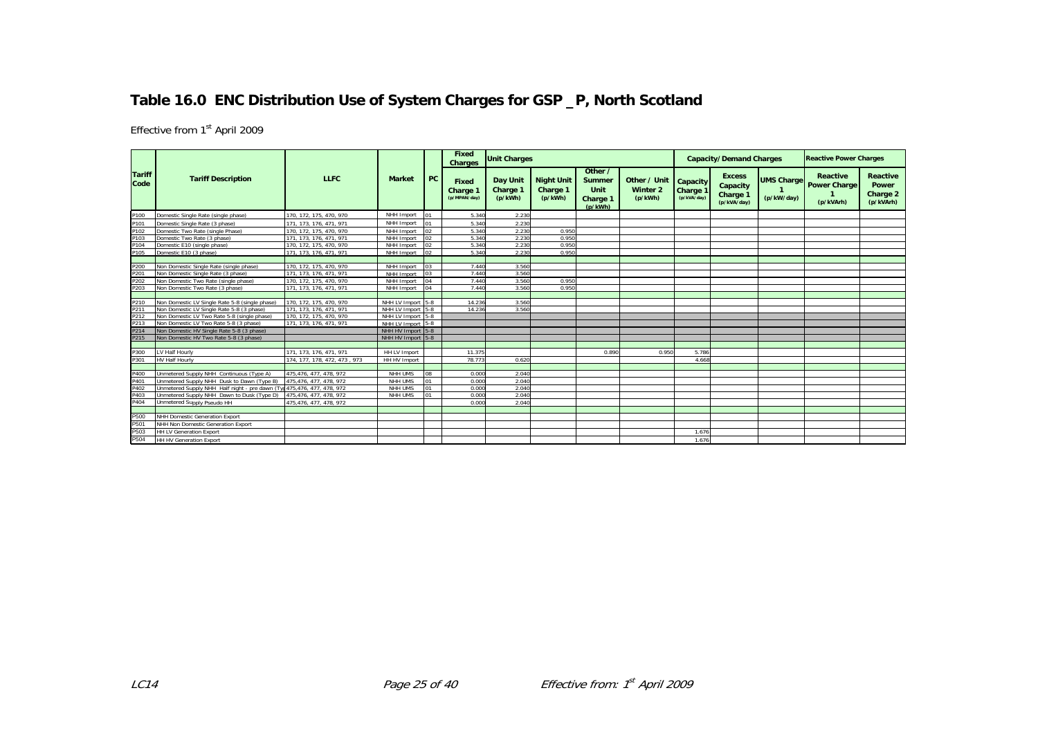# Table 16.0 ENC Distribution Use of System Charges for GSP _P, North Scotland

Effective from 1st April 2009

| Tariff Code | Tariff Description | LLFC | Market | PC | Fixed Charges | Unit Charges | | | | Capacity/Demand Charges | | | Reactive Power Charges | |
|---|---|---|---|---|---|---|---|---|---|---|---|---|---|---|
| | | | | | Fixed Charge 1 (p/MPAN/day) | Day Unit Charge 1 (p/kWh) | Night Unit Charge 1 (p/kWh) | Other / Summer Unit Charge 1 (p/kWh) | Other / Unit Winter 2 (p/kWh) | Capacity Charge 1 (p/kVA/day) | Excess Capacity Charge 1 (p/kVA/day) | UMS Charge 1 (p/kW/day) | Reactive Power Charge 1 (p/kVArh) | Reactive Power Charge 2 (p/kVArh) |
| P100 | Domestic Single Rate (single phase) | 170, 172, 175, 470, 970 | NHH Import | 01 | 5.340 | 2.230 | | | | | | | | |
| P101 | Domestic Single Rate (3 phase) | 171, 173, 176, 471, 971 | NHH Import | 01 | 5.340 | 2.230 | | | | | | | | |
| P102 | Domestic Two Rate (single Phase) | 170, 172, 175, 470, 970 | NHH Import | 02 | 5.340 | 2.230 | 0.950 | | | | | | | |
| P103 | Domestic Two Rate (3 phase) | 171, 173, 176, 471, 971 | NHH Import | 02 | 5.340 | 2.230 | 0.950 | | | | | | | |
| P104 | Domestic E10 (single phase) | 170, 172, 175, 470, 970 | NHH Import | 02 | 5.340 | 2.230 | 0.950 | | | | | | | |
| P105 | Domestic E10 (3 phase) | 171, 173, 176, 471, 971 | NHH Import | 02 | 5.340 | 2.230 | 0.950 | | | | | | | |
| P200 | Non Domestic Single Rate (single phase) | 170, 172, 175, 470, 970 | NHH Import | 03 | 7.440 | 3.560 | | | | | | | | |
| P201 | Non Domestic Single Rate (3 phase) | 171, 173, 176, 471, 971 | NHH Import | 03 | 7.440 | 3.560 | | | | | | | | |
| P202 | Non Domestic Two Rate (single phase) | 170, 172, 175, 470, 970 | NHH Import | 04 | 7.440 | 3.560 | 0.950 | | | | | | | |
| P203 | Non Domestic Two Rate (3 phase) | 171, 173, 176, 471, 971 | NHH Import | 04 | 7.440 | 3.560 | 0.950 | | | | | | | |
| P210 | Non Domestic LV Single Rate 5-8 (single phase) | 170, 172, 175, 470, 970 | NHH LV Import | 5-8 | 14.236 | 3.560 | | | | | | | | |
| P211 | Non Domestic LV Single Rate 5-8 (3 phase) | 171, 173, 176, 471, 971 | NHH LV Import | 5-8 | 14.236 | 3.560 | | | | | | | | |
| P212 | Non Domestic LV Two Rate 5-8 (single phase) | 170, 172, 175, 470, 970 | NHH LV Import | 5-8 | | | | | | | | | | |
| P213 | Non Domestic LV Two Rate 5-8 (3 phase) | 171, 173, 176, 471, 971 | NHH LV Import | 5-8 | | | | | | | | | | |
| P214 | Non Domestic HV Single Rate 5-8 (3 phase) | | NHH HV Import | 5-8 | | | | | | | | | | |
| P215 | Non Domestic HV Two Rate 5-8 (3 phase) | | NHH HV Import | 5-8 | | | | | | | | | | |
| P300 | LV Half Hourly | 171, 173, 176, 471, 971 | HH LV Import | | 11.375 | | | 0.890 | 0.950 | 5.786 | | | | |
| P301 | HV Half Hourly | 174, 177, 178, 472, 473 , 973 | HH HV Import | | 78.773 | 0.620 | | | | 4.668 | | | | |
| P400 | Unmetered Supply NHH Continuous (Type A) | 475,476, 477, 478, 972 | NHH UMS | 08 | 0.000 | 2.040 | | | | | | | | |
| P401 | Unmetered Supply NHH Dusk to Dawn (Type B) | 475,476, 477, 478, 972 | NHH UMS | 01 | 0.000 | 2.040 | | | | | | | | |
| P402 | Unmetered Supply NHH Half night - pre dawn (Ty | 475,476, 477, 478, 972 | NHH UMS | 01 | 0.000 | 2.040 | | | | | | | | |
| P403 | Unmetered Supply NHH Dawn to Dusk (Type D) | 475,476, 477, 478, 972 | NHH UMS | 01 | 0.000 | 2.040 | | | | | | | | |
| P404 | Unmetered Supply Pseudo HH | 475,476, 477, 478, 972 | | | 0.000 | 2.040 | | | | | | | | |
| P500 | NHH Domestic Generation Export | | | | | | | | | | | | | |
| P501 | NHH Non Domestic Generation Export | | | | | | | | | | | | | |
| P503 | HH LV Generation Export | | | | | | | | | 1.676 | | | | |
| P504 | HH HV Generation Export | | | | | | | | | 1.676 | | | | |

LC14 Effective from: 1st April 2009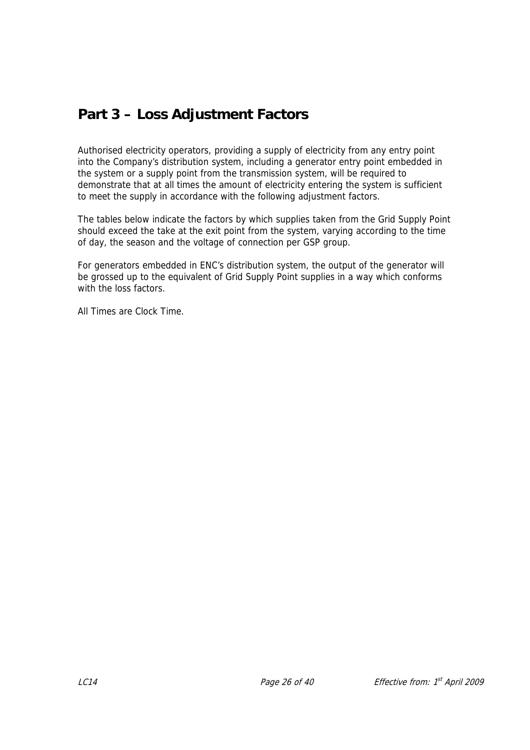# Part 3 – Loss Adjustment Factors

Authorised electricity operators, providing a supply of electricity from any entry point into the Company's distribution system, including a generator entry point embedded in the system or a supply point from the transmission system, will be required to demonstrate that at all times the amount of electricity entering the system is sufficient to meet the supply in accordance with the following adjustment factors.

The tables below indicate the factors by which supplies taken from the Grid Supply Point should exceed the take at the exit point from the system, varying according to the time of day, the season and the voltage of connection per GSP group.

For generators embedded in ENC's distribution system, the output of the generator will be grossed up to the equivalent of Grid Supply Point supplies in a way which conforms with the loss factors.

All Times are Clock Time.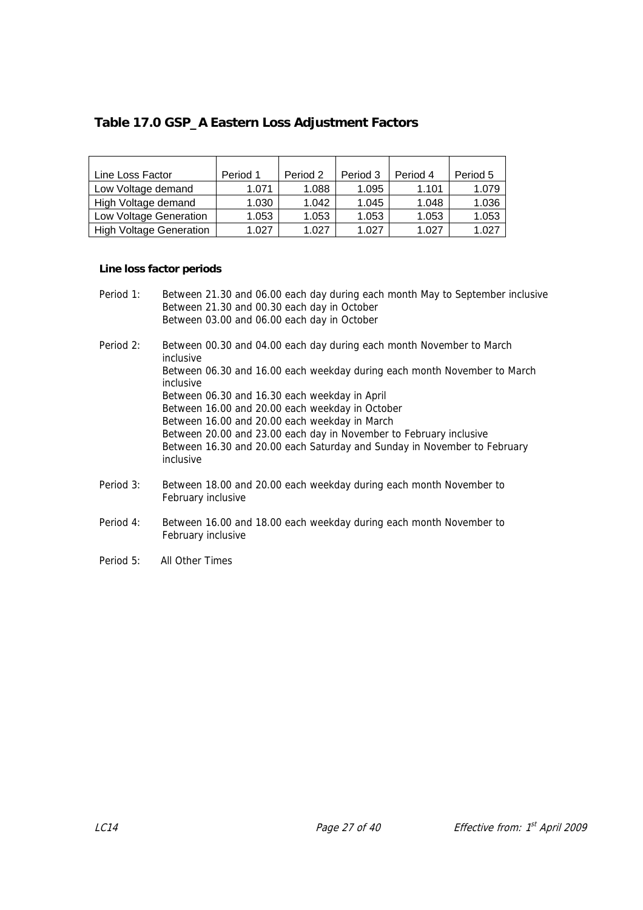## Table 17.0 GSP_A Eastern Loss Adjustment Factors

| Line Loss Factor | Period 1 | Period 2 | Period 3 | Period 4 | Period 5 |
|---|---|---|---|---|---|
| Low Voltage demand | 1.071 | 1.088 | 1.095 | 1.101 | 1.079 |
| High Voltage demand | 1.030 | 1.042 | 1.045 | 1.048 | 1.036 |
| Low Voltage Generation | 1.053 | 1.053 | 1.053 | 1.053 | 1.053 |
| High Voltage Generation | 1.027 | 1.027 | 1.027 | 1.027 | 1.027 |

**Line loss factor periods**

Period 1: Between 21.30 and 06.00 each day during each month May to September inclusive
Between 21.30 and 00.30 each day in October
Between 03.00 and 06.00 each day in October

Period 2: Between 00.30 and 04.00 each day during each month November to March inclusive
Between 06.30 and 16.00 each weekday during each month November to March inclusive
Between 06.30 and 16.30 each weekday in April
Between 16.00 and 20.00 each weekday in October
Between 16.00 and 20.00 each weekday in March
Between 20.00 and 23.00 each day in November to February inclusive
Between 16.30 and 20.00 each Saturday and Sunday in November to February inclusive

Period 3: Between 18.00 and 20.00 each weekday during each month November to February inclusive

Period 4: Between 16.00 and 18.00 each weekday during each month November to February inclusive

Period 5: All Other Times

LC14 Effective from: 1st April 2009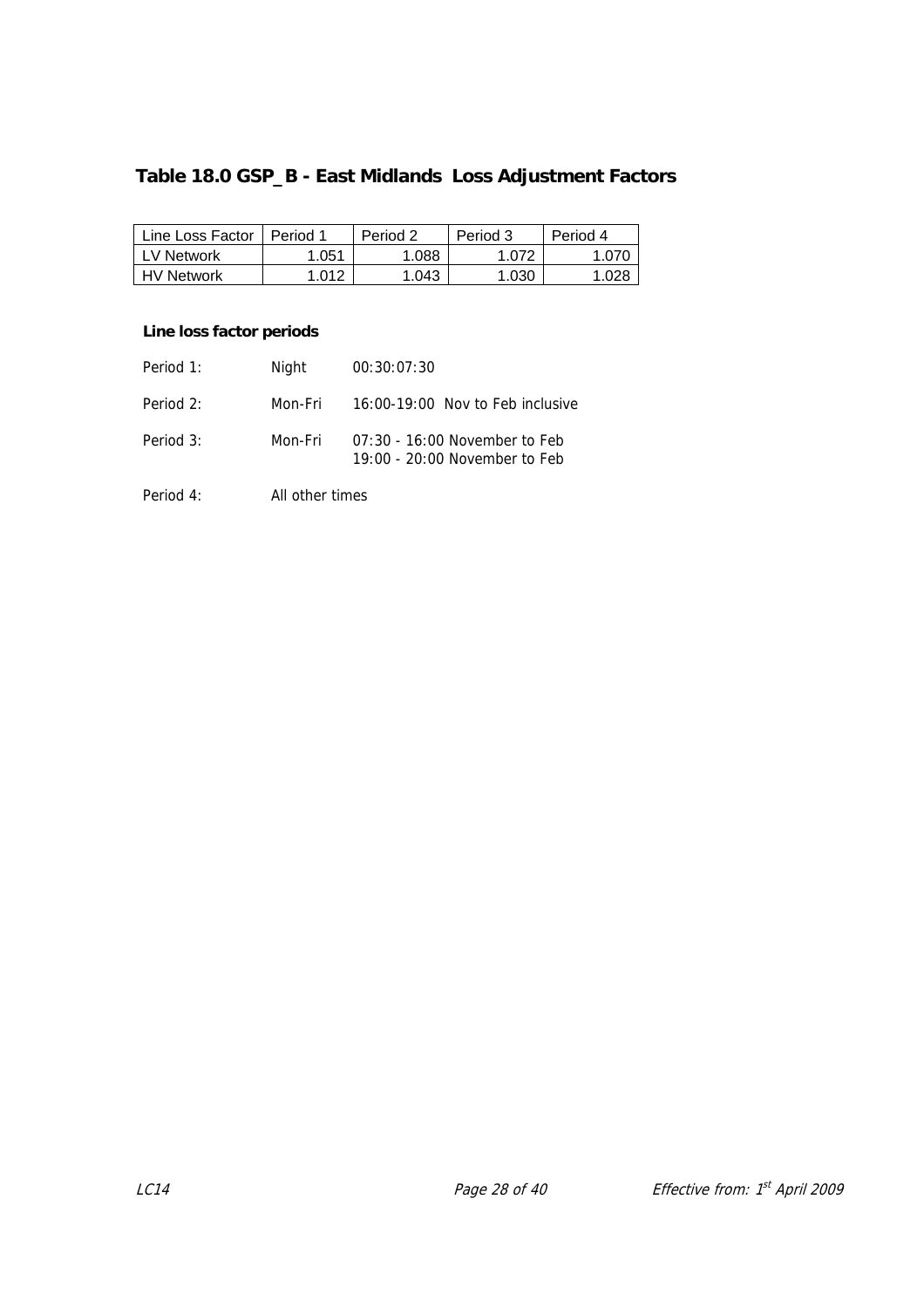## Table 18.0 GSP_B - East Midlands Loss Adjustment Factors

| Line Loss Factor | Period 1 | Period 2 | Period 3 | Period 4 |
|---|---|---|---|---|
| LV Network | 1.051 | 1.088 | 1.072 | 1.070 |
| HV Network | 1.012 | 1.043 | 1.030 | 1.028 |

**Line loss factor periods**

| | | |
|---|---|---|
| Period 1: | Night | 00:30:07:30 |
| Period 2: | Mon-Fri | 16:00-19:00 Nov to Feb inclusive |
| Period 3: | Mon-Fri | 07:30 - 16:00 November to Feb<br>19:00 - 20:00 November to Feb |
| Period 4: | All other times | |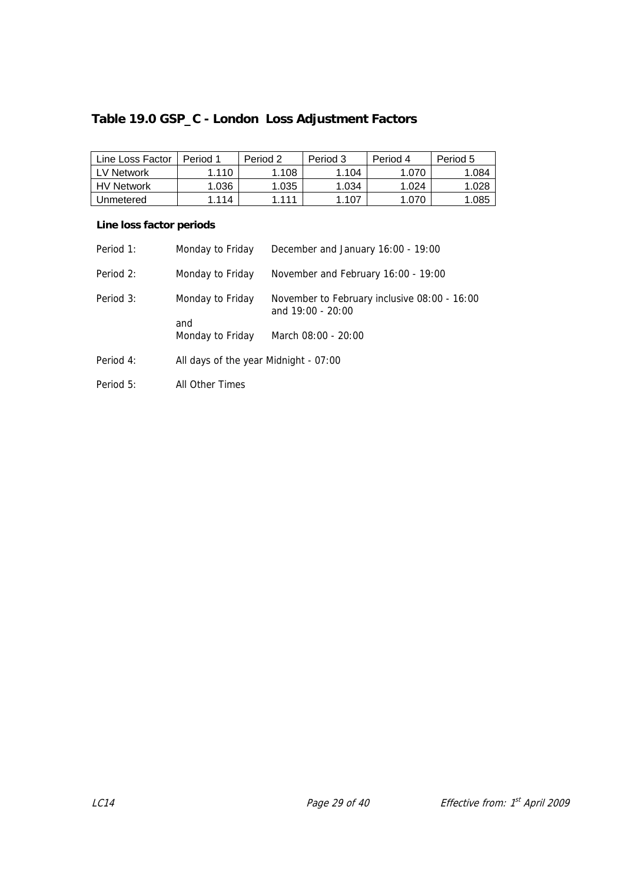## Table 19.0 GSP_C - London Loss Adjustment Factors

| Line Loss Factor | Period 1 | Period 2 | Period 3 | Period 4 | Period 5 |
|---|---|---|---|---|---|
| LV Network | 1.110 | 1.108 | 1.104 | 1.070 | 1.084 |
| HV Network | 1.036 | 1.035 | 1.034 | 1.024 | 1.028 |
| Unmetered | 1.114 | 1.111 | 1.107 | 1.070 | 1.085 |

**Line loss factor periods**

Period 1: Monday to Friday — December and January 16:00 - 19:00

Period 2: Monday to Friday — November and February 16:00 - 19:00

Period 3: Monday to Friday — November to February inclusive 08:00 - 16:00 and 19:00 - 20:00
and
Monday to Friday — March 08:00 - 20:00

Period 4: All days of the year Midnight - 07:00

Period 5: All Other Times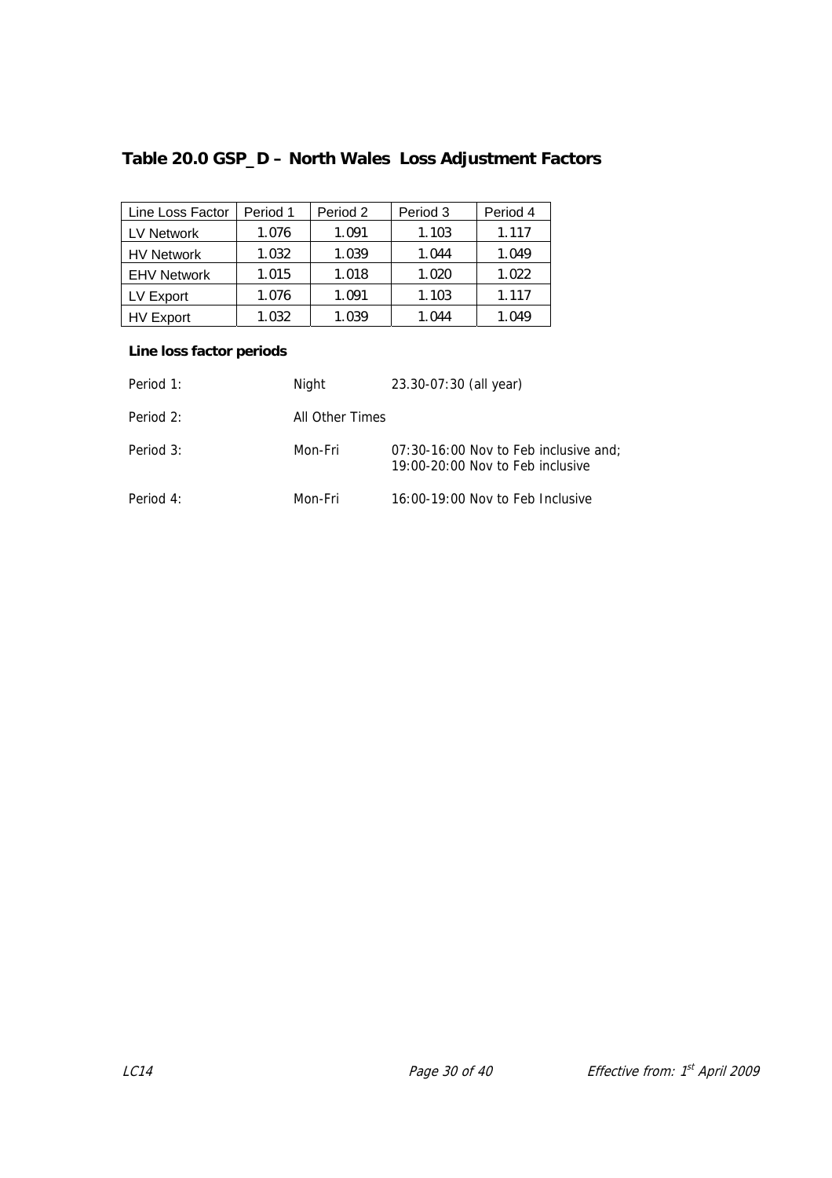## Table 20.0 GSP_D – North Wales Loss Adjustment Factors

| Line Loss Factor | Period 1 | Period 2 | Period 3 | Period 4 |
|---|---|---|---|---|
| LV Network | 1.076 | 1.091 | 1.103 | 1.117 |
| HV Network | 1.032 | 1.039 | 1.044 | 1.049 |
| EHV Network | 1.015 | 1.018 | 1.020 | 1.022 |
| LV Export | 1.076 | 1.091 | 1.103 | 1.117 |
| HV Export | 1.032 | 1.039 | 1.044 | 1.049 |

**Line loss factor periods**

| | | |
|---|---|---|
| Period 1: | Night | 23.30-07:30 (all year) |
| Period 2: | All Other Times | |
| Period 3: | Mon-Fri | 07:30-16:00 Nov to Feb inclusive and; 19:00-20:00 Nov to Feb inclusive |
| Period 4: | Mon-Fri | 16:00-19:00 Nov to Feb Inclusive |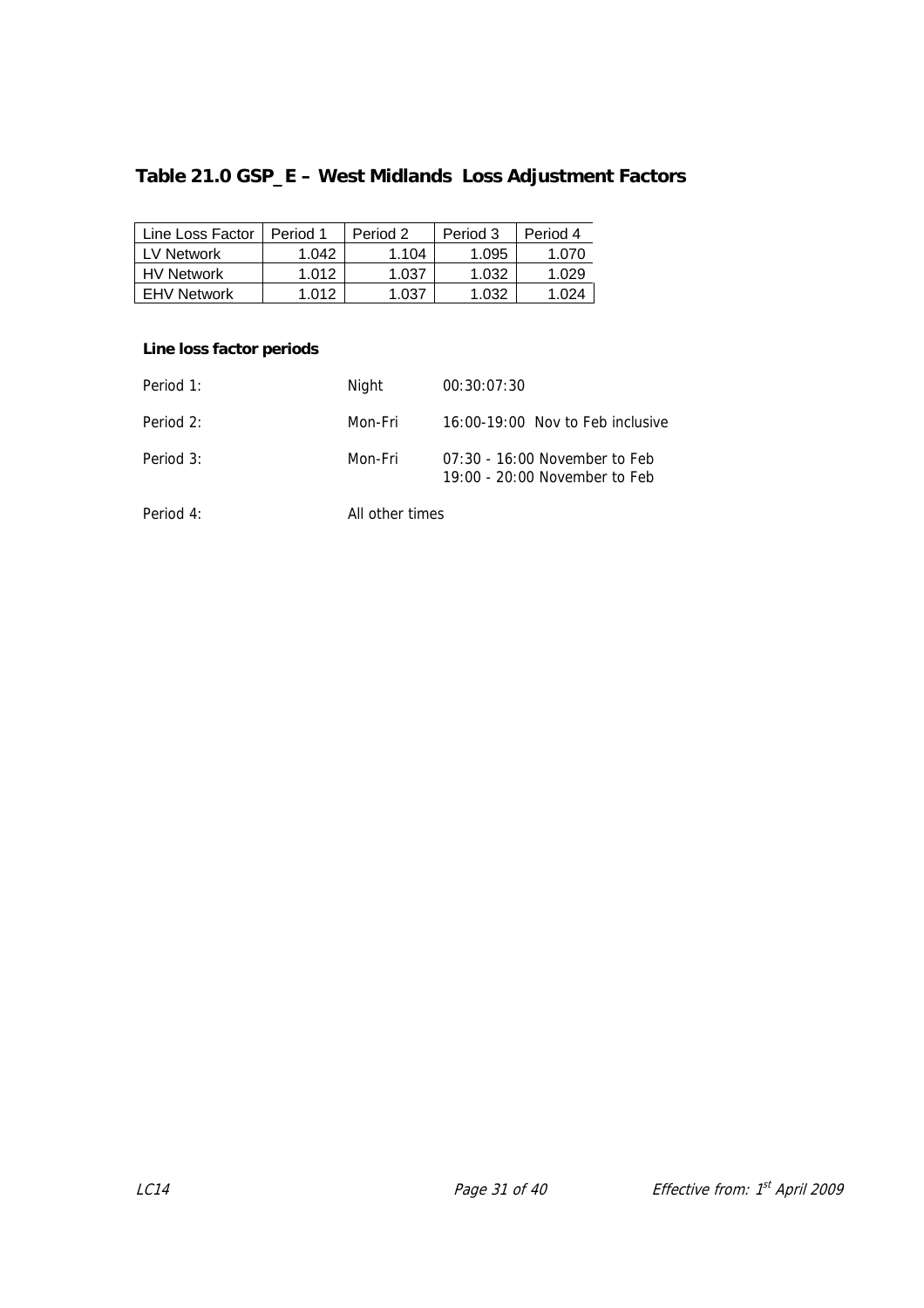## Table 21.0 GSP_E – West Midlands Loss Adjustment Factors

| Line Loss Factor | Period 1 | Period 2 | Period 3 | Period 4 |
|---|---|---|---|---|
| LV Network | 1.042 | 1.104 | 1.095 | 1.070 |
| HV Network | 1.012 | 1.037 | 1.032 | 1.029 |
| EHV Network | 1.012 | 1.037 | 1.032 | 1.024 |

**Line loss factor periods**

| | | |
|---|---|---|
| Period 1: | Night | 00:30:07:30 |
| Period 2: | Mon-Fri | 16:00-19:00 Nov to Feb inclusive |
| Period 3: | Mon-Fri | 07:30 - 16:00 November to Feb<br>19:00 - 20:00 November to Feb |
| Period 4: | All other times | |

LC14 Effective from: 1st April 2009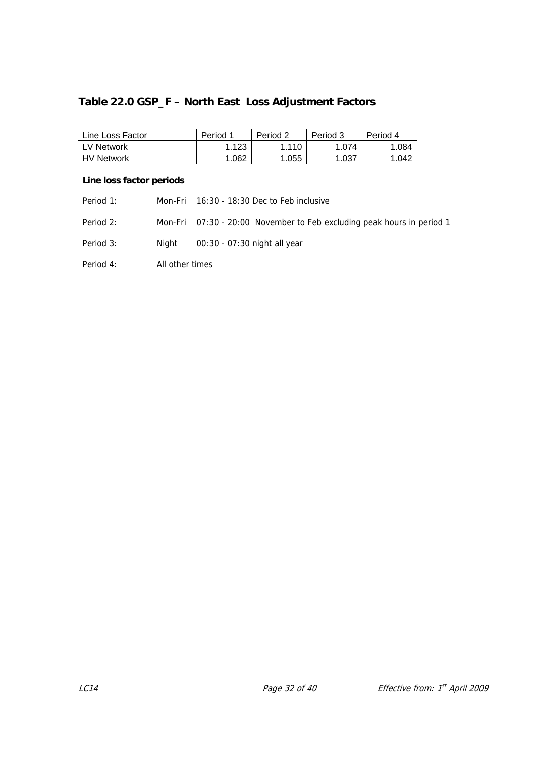## Table 22.0 GSP_F – North East Loss Adjustment Factors

| Line Loss Factor | Period 1 | Period 2 | Period 3 | Period 4 |
|---|---|---|---|---|
| LV Network | 1.123 | 1.110 | 1.074 | 1.084 |
| HV Network | 1.062 | 1.055 | 1.037 | 1.042 |

**Line loss factor periods**

Period 1: Mon-Fri 16:30 - 18:30 Dec to Feb inclusive

Period 2: Mon-Fri 07:30 - 20:00 November to Feb excluding peak hours in period 1

Period 3: Night 00:30 - 07:30 night all year

Period 4: All other times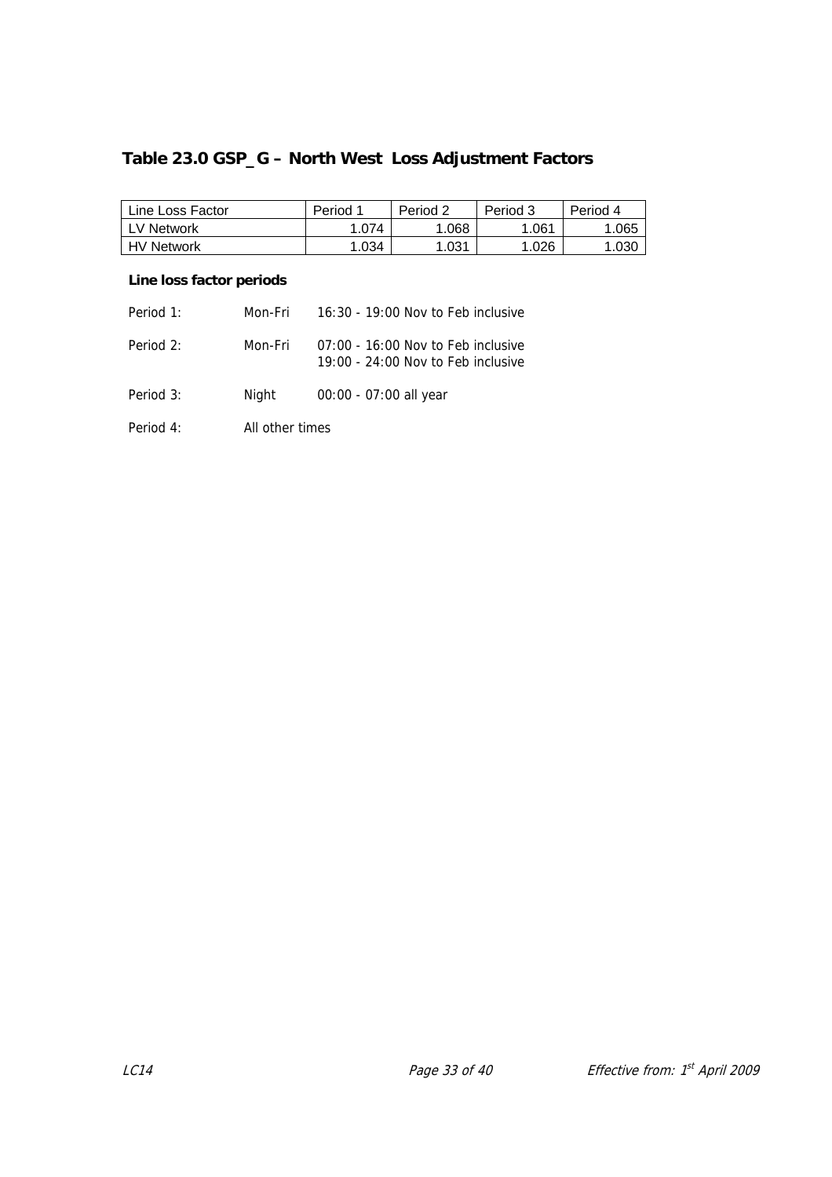## Table 23.0 GSP_G – North West  Loss Adjustment Factors

| Line Loss Factor | Period 1 | Period 2 | Period 3 | Period 4 |
|---|---|---|---|---|
| LV Network | 1.074 | 1.068 | 1.061 | 1.065 |
| HV Network | 1.034 | 1.031 | 1.026 | 1.030 |

**Line loss factor periods**

| | | |
|---|---|---|
| Period 1: | Mon-Fri | 16:30 - 19:00 Nov to Feb inclusive |
| Period 2: | Mon-Fri | 07:00 - 16:00 Nov to Feb inclusive<br>19:00 - 24:00 Nov to Feb inclusive |
| Period 3: | Night | 00:00 - 07:00 all year |
| Period 4: | All other times | |

LC14 Effective from: 1st April 2009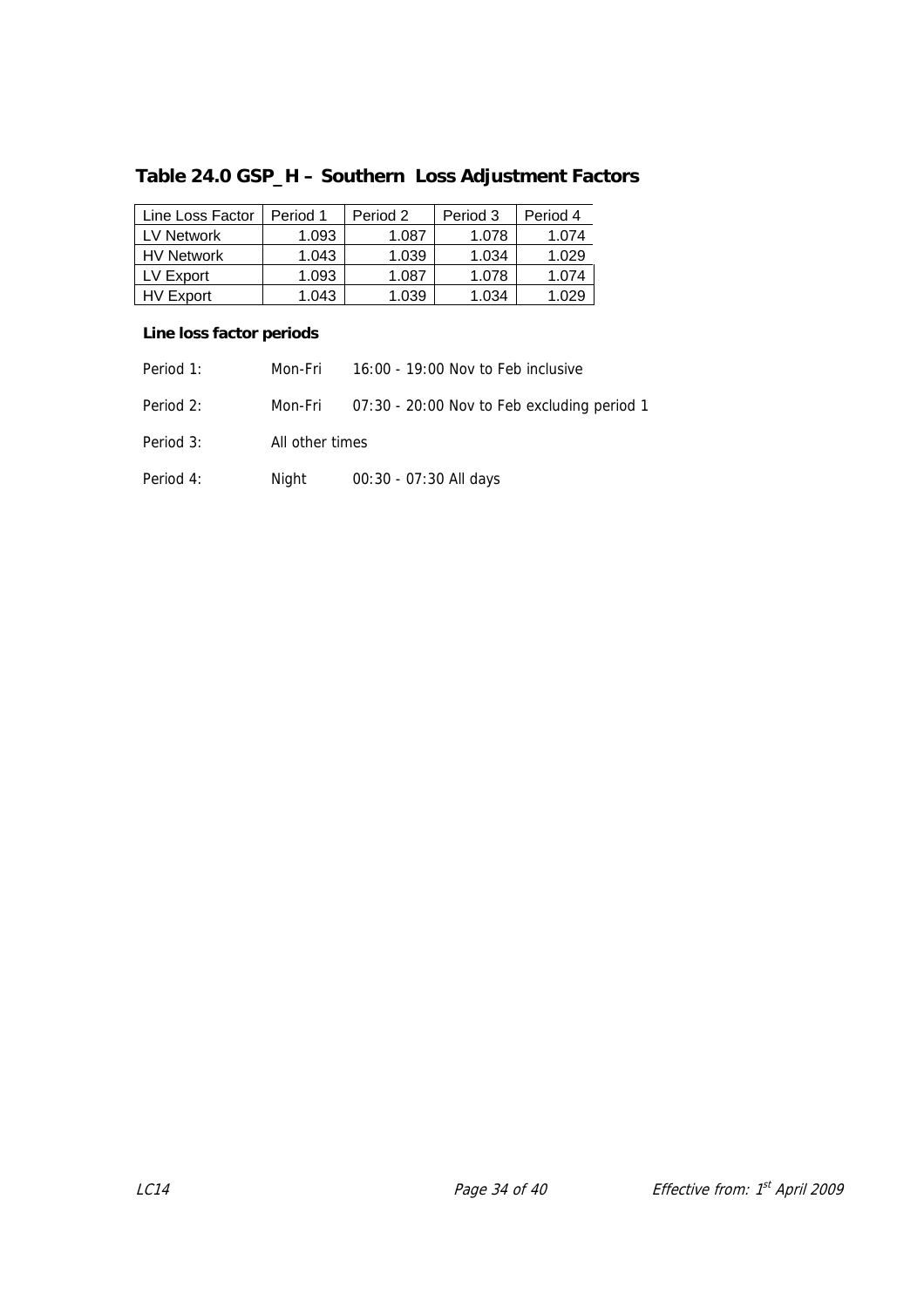## Table 24.0 GSP_H – Southern Loss Adjustment Factors

| Line Loss Factor | Period 1 | Period 2 | Period 3 | Period 4 |
|---|---|---|---|---|
| LV Network | 1.093 | 1.087 | 1.078 | 1.074 |
| HV Network | 1.043 | 1.039 | 1.034 | 1.029 |
| LV Export | 1.093 | 1.087 | 1.078 | 1.074 |
| HV Export | 1.043 | 1.039 | 1.034 | 1.029 |

**Line loss factor periods**

| | | |
|---|---|---|
| Period 1: | Mon-Fri | 16:00 - 19:00 Nov to Feb inclusive |
| Period 2: | Mon-Fri | 07:30 - 20:00 Nov to Feb excluding period 1 |
| Period 3: | All other times | |
| Period 4: | Night | 00:30 - 07:30 All days |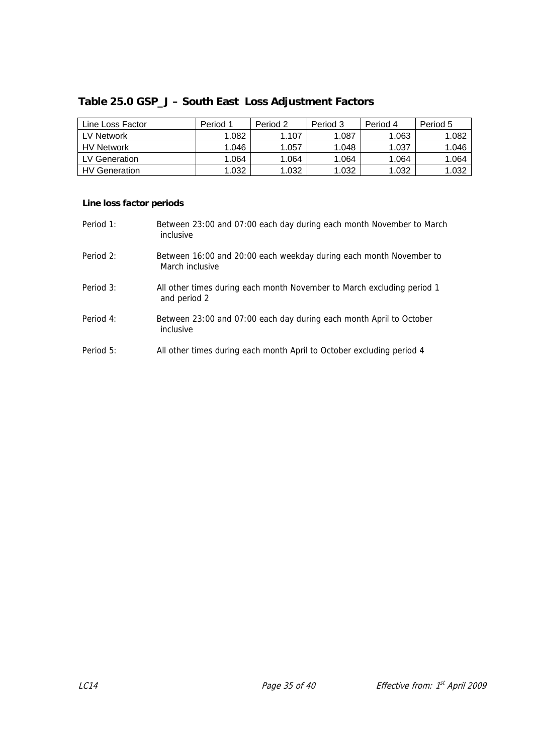## Table 25.0 GSP_J – South East Loss Adjustment Factors

| Line Loss Factor | Period 1 | Period 2 | Period 3 | Period 4 | Period 5 |
|---|---|---|---|---|---|
| LV Network | 1.082 | 1.107 | 1.087 | 1.063 | 1.082 |
| HV Network | 1.046 | 1.057 | 1.048 | 1.037 | 1.046 |
| LV Generation | 1.064 | 1.064 | 1.064 | 1.064 | 1.064 |
| HV Generation | 1.032 | 1.032 | 1.032 | 1.032 | 1.032 |

**Line loss factor periods**

Period 1: Between 23:00 and 07:00 each day during each month November to March inclusive

Period 2: Between 16:00 and 20:00 each weekday during each month November to March inclusive

Period 3: All other times during each month November to March excluding period 1 and period 2

Period 4: Between 23:00 and 07:00 each day during each month April to October inclusive

Period 5: All other times during each month April to October excluding period 4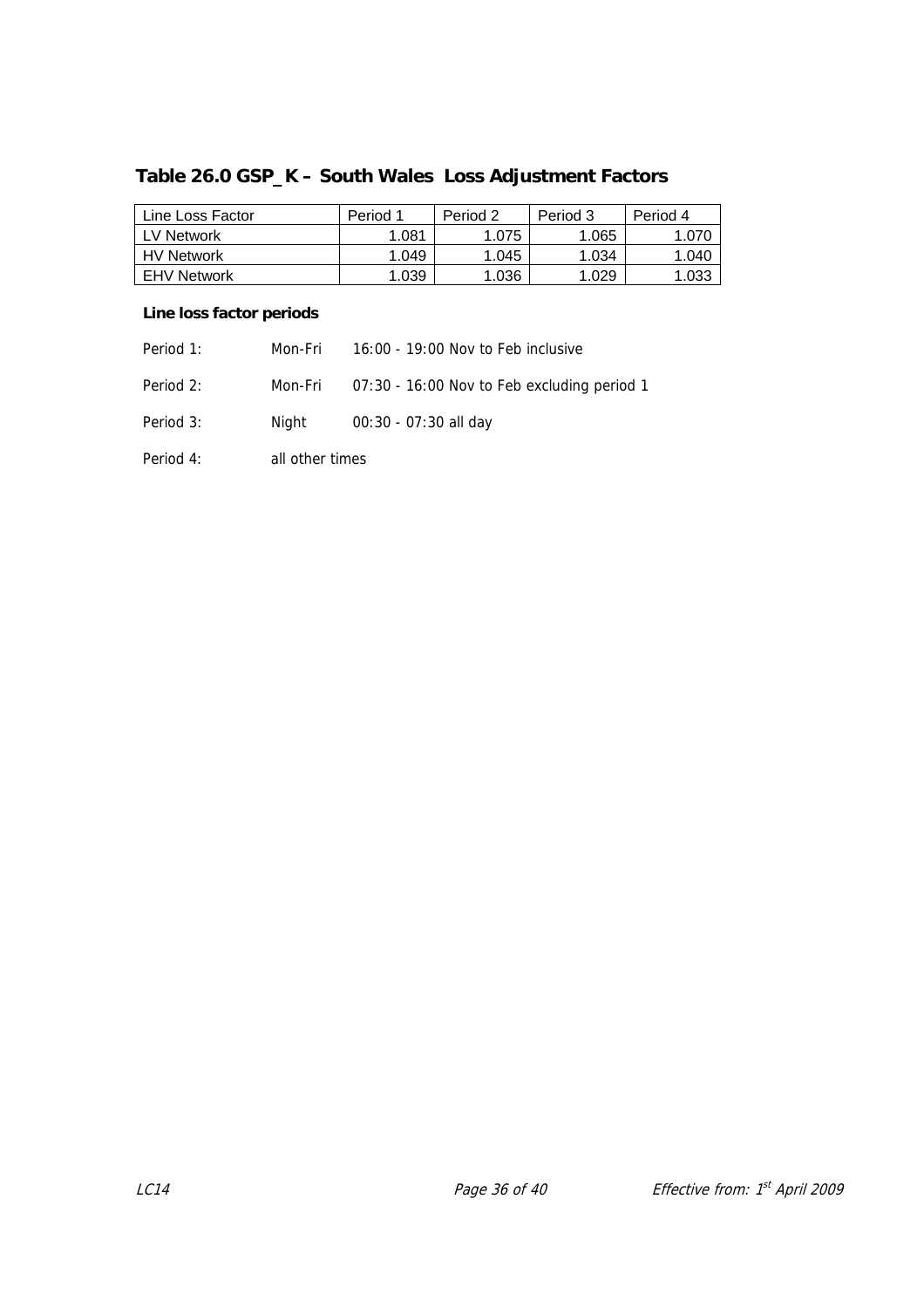## Table 26.0 GSP_K – South Wales  Loss Adjustment Factors

| Line Loss Factor | Period 1 | Period 2 | Period 3 | Period 4 |
|---|---|---|---|---|
| LV Network | 1.081 | 1.075 | 1.065 | 1.070 |
| HV Network | 1.049 | 1.045 | 1.034 | 1.040 |
| EHV Network | 1.039 | 1.036 | 1.029 | 1.033 |

**Line loss factor periods**

Period 1: Mon-Fri 16:00 - 19:00 Nov to Feb inclusive

Period 2: Mon-Fri 07:30 - 16:00 Nov to Feb excluding period 1

Period 3: Night 00:30 - 07:30 all day

Period 4: all other times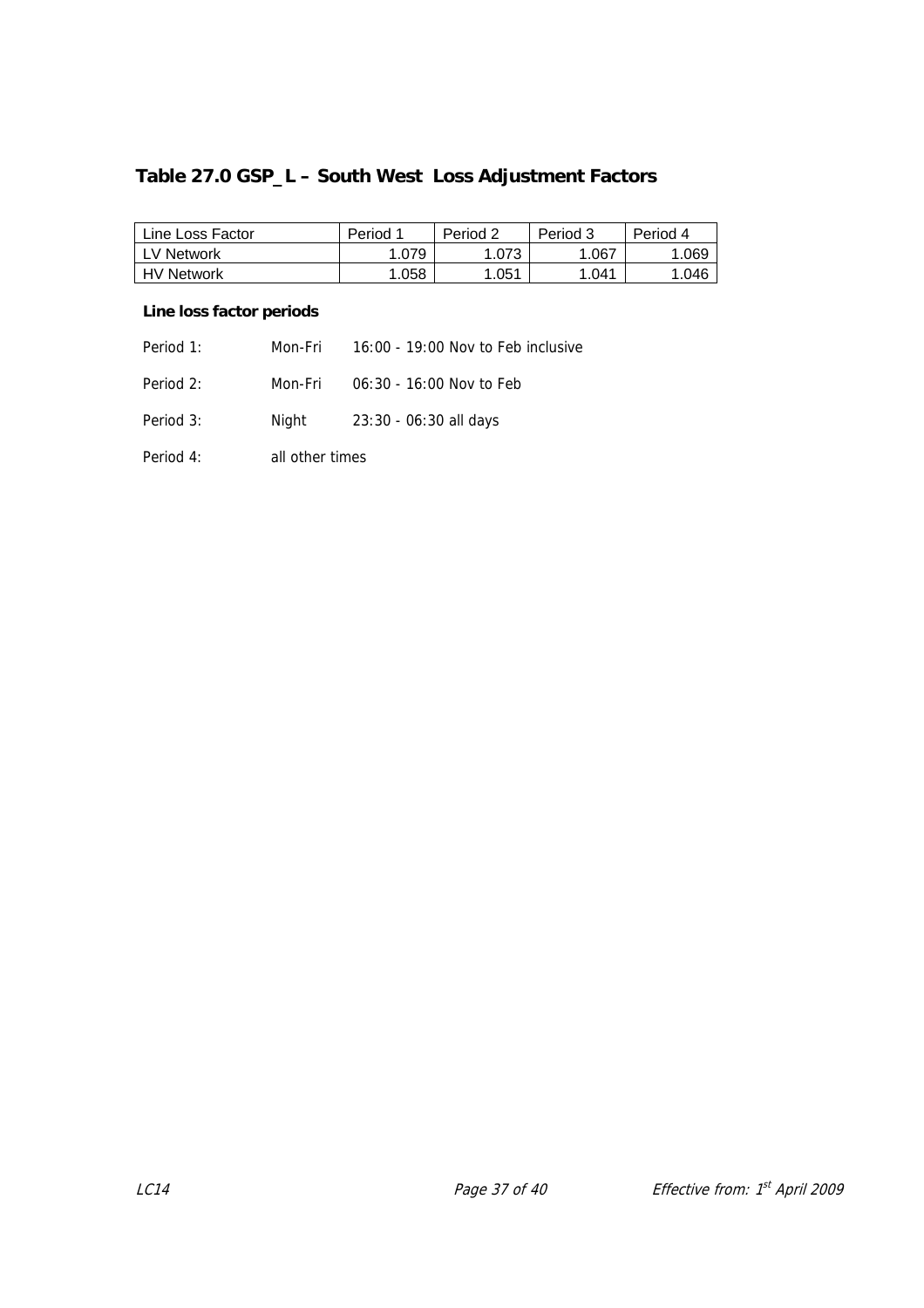## Table 27.0 GSP_L – South West Loss Adjustment Factors

| Line Loss Factor | Period 1 | Period 2 | Period 3 | Period 4 |
|---|---|---|---|---|
| LV Network | 1.079 | 1.073 | 1.067 | 1.069 |
| HV Network | 1.058 | 1.051 | 1.041 | 1.046 |

**Line loss factor periods**

| | | |
|---|---|---|
| Period 1: | Mon-Fri | 16:00 - 19:00 Nov to Feb inclusive |
| Period 2: | Mon-Fri | 06:30 - 16:00 Nov to Feb |
| Period 3: | Night | 23:30 - 06:30 all days |
| Period 4: | all other times | |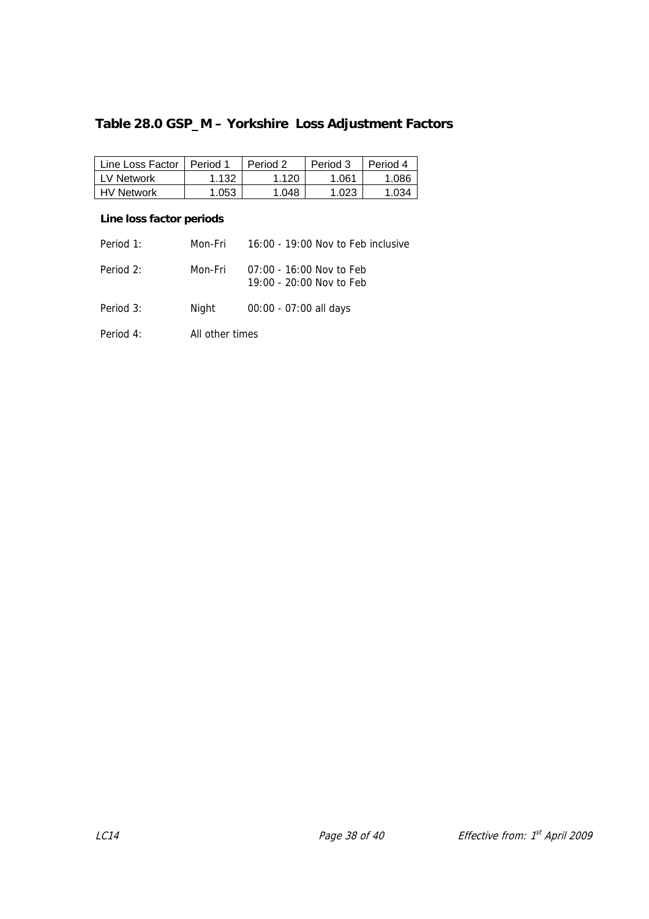## Table 28.0 GSP_M – Yorkshire Loss Adjustment Factors

| Line Loss Factor | Period 1 | Period 2 | Period 3 | Period 4 |
|---|---|---|---|---|
| LV Network | 1.132 | 1.120 | 1.061 | 1.086 |
| HV Network | 1.053 | 1.048 | 1.023 | 1.034 |

**Line loss factor periods**

| | | |
|---|---|---|
| Period 1: | Mon-Fri | 16:00 - 19:00 Nov to Feb inclusive |
| Period 2: | Mon-Fri | 07:00 - 16:00 Nov to Feb<br>19:00 - 20:00 Nov to Feb |
| Period 3: | Night | 00:00 - 07:00 all days |
| Period 4: | All other times | |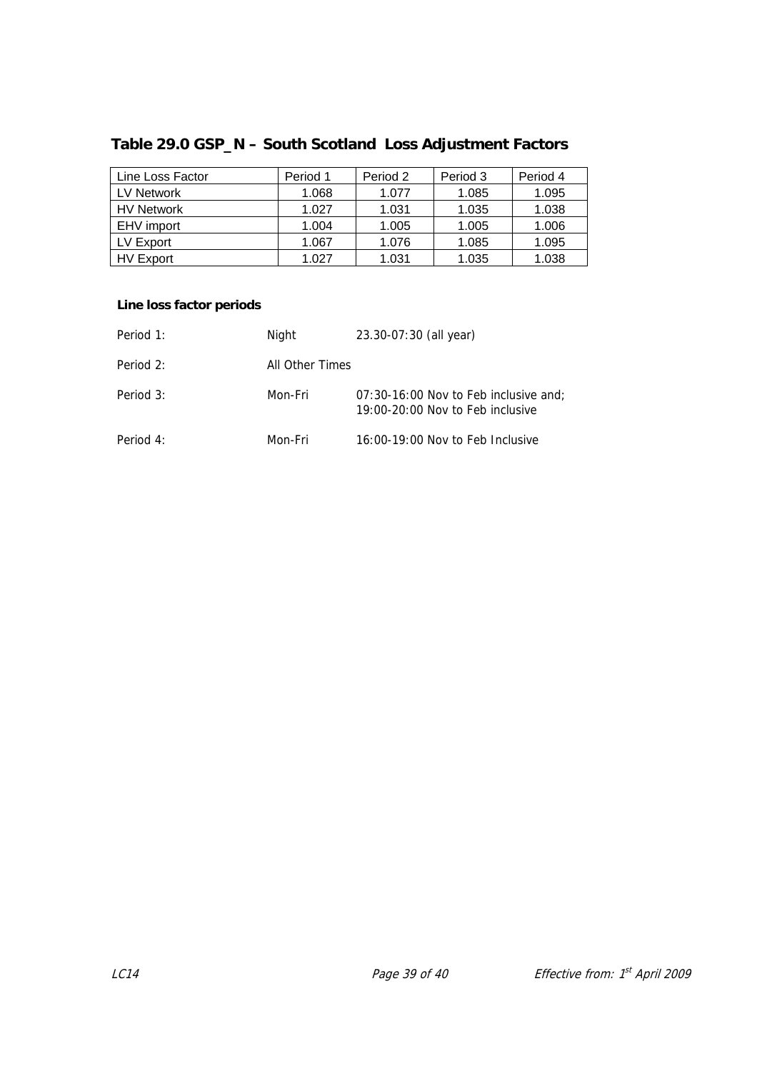## Table 29.0 GSP_N – South Scotland Loss Adjustment Factors

| Line Loss Factor | Period 1 | Period 2 | Period 3 | Period 4 |
|---|---|---|---|---|
| LV Network | 1.068 | 1.077 | 1.085 | 1.095 |
| HV Network | 1.027 | 1.031 | 1.035 | 1.038 |
| EHV import | 1.004 | 1.005 | 1.005 | 1.006 |
| LV Export | 1.067 | 1.076 | 1.085 | 1.095 |
| HV Export | 1.027 | 1.031 | 1.035 | 1.038 |

**Line loss factor periods**

| | | |
|---|---|---|
| Period 1: | Night | 23.30-07:30 (all year) |
| Period 2: | All Other Times | |
| Period 3: | Mon-Fri | 07:30-16:00 Nov to Feb inclusive and; 19:00-20:00 Nov to Feb inclusive |
| Period 4: | Mon-Fri | 16:00-19:00 Nov to Feb Inclusive |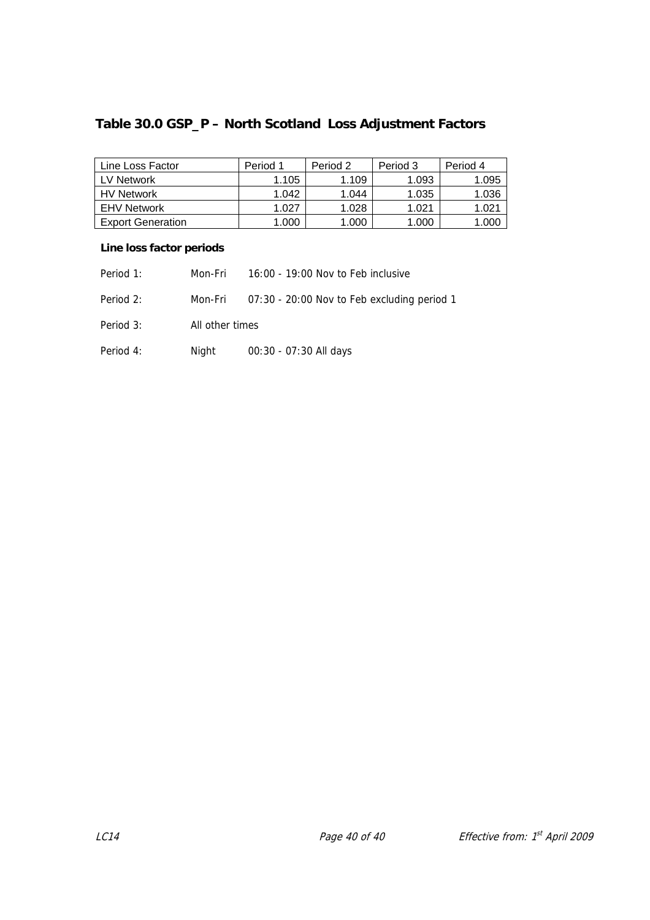## Table 30.0 GSP_P – North Scotland Loss Adjustment Factors

| Line Loss Factor | Period 1 | Period 2 | Period 3 | Period 4 |
|---|---|---|---|---|
| LV Network | 1.105 | 1.109 | 1.093 | 1.095 |
| HV Network | 1.042 | 1.044 | 1.035 | 1.036 |
| EHV Network | 1.027 | 1.028 | 1.021 | 1.021 |
| Export Generation | 1.000 | 1.000 | 1.000 | 1.000 |

**Line loss factor periods**

| | | |
|---|---|---|
| Period 1: | Mon-Fri | 16:00 - 19:00 Nov to Feb inclusive |
| Period 2: | Mon-Fri | 07:30 - 20:00 Nov to Feb excluding period 1 |
| Period 3: | All other times | |
| Period 4: | Night | 00:30 - 07:30 All days |